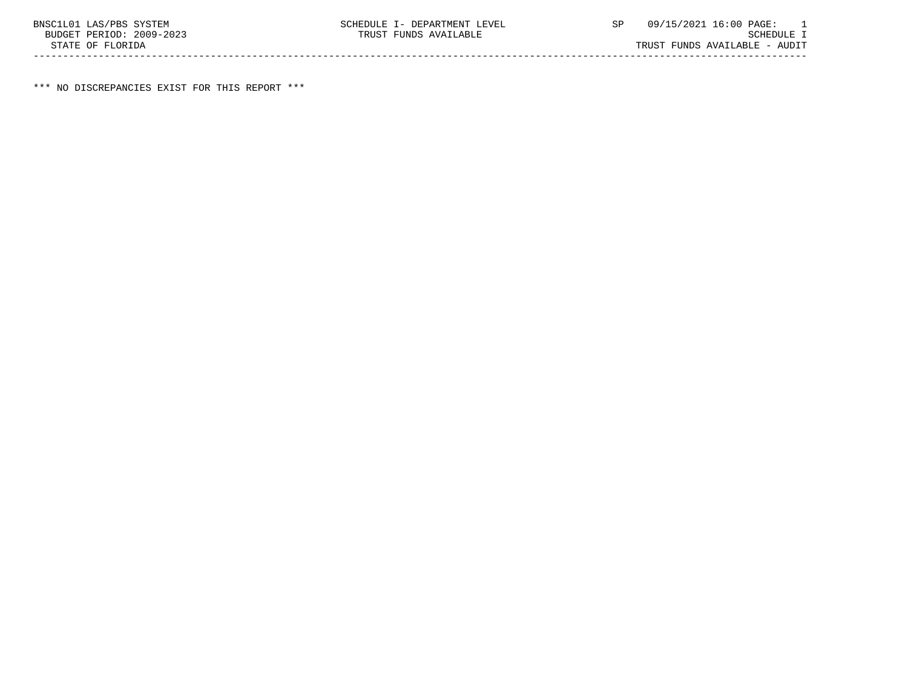BNSC1L01 LAS/PBS SYSTEM — SCHEDULE I- DEPARTMENT LEVEL — SP 09/15/2021 16:00

BUDGET PERIOD: 2009-2023 — TRUST FUNDS AVAILABLE — SCHEDULE I

STATE OF FLORIDA — TRUST FUNDS AVAILABLE - AUDIT

---

*** NO DISCREPANCIES EXIST FOR THIS REPORT ***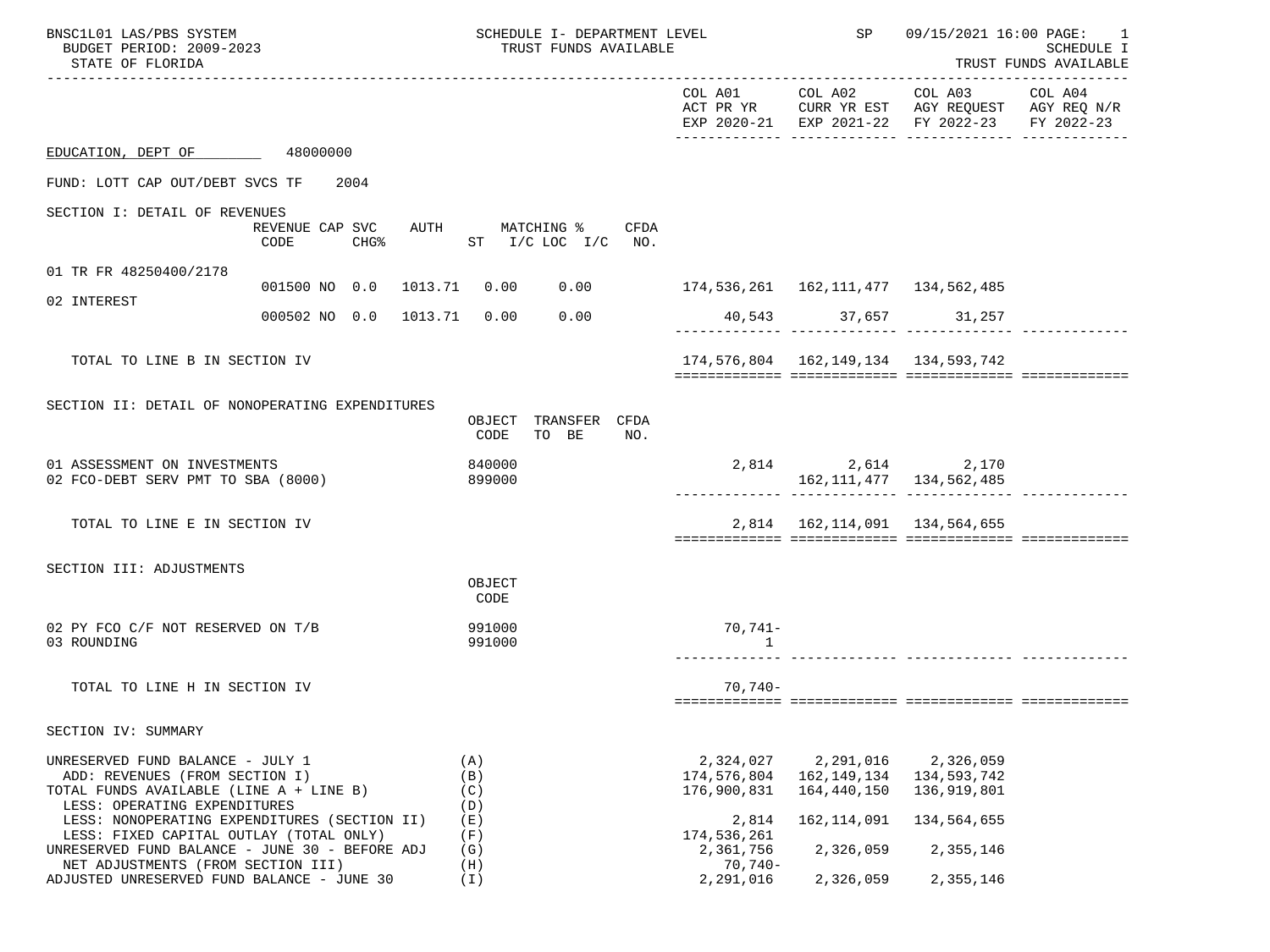BNSC1L01 LAS/PBS SYSTEM
BUDGET PERIOD: 2009-2023
STATE OF FLORIDA

SCHEDULE I- DEPARTMENT LEVEL
TRUST FUNDS AVAILABLE

SP 09/15/2021 16:00

SCHEDULE I
TRUST FUNDS AVAILABLE

## EDUCATION, DEPT OF 48000000

FUND: LOTT CAP OUT/DEBT SVCS TF 2004

### SECTION I: DETAIL OF REVENUES

| | REVENUE CODE | CAP SVC CHG% | AUTH | MATCHING % ST | I/C LOC I/C | CFDA NO. | COL A01 ACT PR YR EXP 2020-21 | COL A02 CURR YR EST EXP 2021-22 | COL A03 AGY REQUEST FY 2022-23 | COL A04 AGY REQ N/R FY 2022-23 |
|---|---|---|---|---|---|---|---|---|---|---|
| 01 TR FR 48250400/2178 | 001500 | NO 0.0 | 1013.71 | 0.00 | 0.00 | | 174,536,261 | 162,111,477 | 134,562,485 | |
| 02 INTEREST | 000502 | NO 0.0 | 1013.71 | 0.00 | 0.00 | | 40,543 | 37,657 | 31,257 | |
| TOTAL TO LINE B IN SECTION IV | | | | | | | 174,576,804 | 162,149,134 | 134,593,742 | |

### SECTION II: DETAIL OF NONOPERATING EXPENDITURES

| | OBJECT CODE | TRANSFER TO BE | CFDA NO. | COL A01 | COL A02 | COL A03 | COL A04 |
|---|---|---|---|---|---|---|---|
| 01 ASSESSMENT ON INVESTMENTS | 840000 | | | 2,814 | 2,614 | 2,170 | |
| 02 FCO-DEBT SERV PMT TO SBA (8000) | 899000 | | | | 162,111,477 | 134,562,485 | |
| TOTAL TO LINE E IN SECTION IV | | | | 2,814 | 162,114,091 | 134,564,655 | |

### SECTION III: ADJUSTMENTS

| | OBJECT CODE | COL A01 | COL A02 | COL A03 | COL A04 |
|---|---|---|---|---|---|
| 02 PY FCO C/F NOT RESERVED ON T/B | 991000 | 70,741- | | | |
| 03 ROUNDING | 991000 | 1 | | | |
| TOTAL TO LINE H IN SECTION IV | | 70,740- | | | |

### SECTION IV: SUMMARY

| | | COL A01 | COL A02 | COL A03 | COL A04 |
|---|---|---|---|---|---|
| UNRESERVED FUND BALANCE - JULY 1 | (A) | 2,324,027 | 2,291,016 | 2,326,059 | |
| ADD: REVENUES (FROM SECTION I) | (B) | 174,576,804 | 162,149,134 | 134,593,742 | |
| TOTAL FUNDS AVAILABLE (LINE A + LINE B) | (C) | 176,900,831 | 164,440,150 | 136,919,801 | |
| LESS: OPERATING EXPENDITURES | (D) | | | | |
| LESS: NONOPERATING EXPENDITURES (SECTION II) | (E) | 2,814 | 162,114,091 | 134,564,655 | |
| LESS: FIXED CAPITAL OUTLAY (TOTAL ONLY) | (F) | 174,536,261 | | | |
| UNRESERVED FUND BALANCE - JUNE 30 - BEFORE ADJ | (G) | 2,361,756 | 2,326,059 | 2,355,146 | |
| NET ADJUSTMENTS (FROM SECTION III) | (H) | 70,740- | | | |
| ADJUSTED UNRESERVED FUND BALANCE - JUNE 30 | (I) | 2,291,016 | 2,326,059 | 2,355,146 | |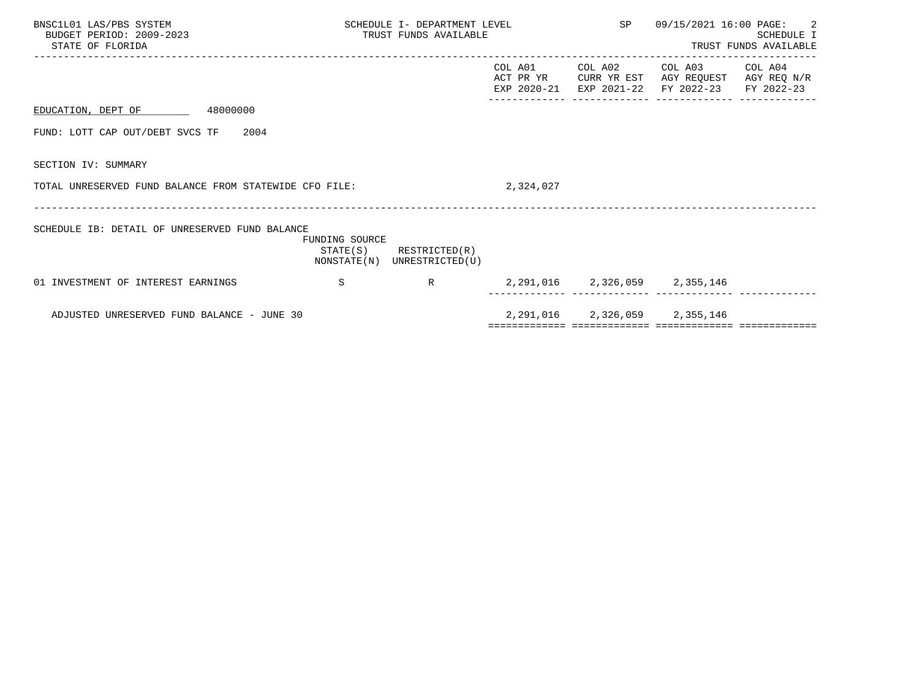BNSC1L01 LAS/PBS SYSTEM
BUDGET PERIOD: 2009-2023
STATE OF FLORIDA

SCHEDULE I- DEPARTMENT LEVEL
TRUST FUNDS AVAILABLE

SP 09/15/2021 16:00

SCHEDULE I
TRUST FUNDS AVAILABLE

| | | | COL A01 ACT PR YR EXP 2020-21 | COL A02 CURR YR EST EXP 2021-22 | COL A03 AGY REQUEST FY 2022-23 | COL A04 AGY REQ N/R FY 2022-23 |
|---|---|---|---|---|---|---|
| EDUCATION, DEPT OF 48000000 | | | | | | |
| FUND: LOTT CAP OUT/DEBT SVCS TF 2004 | | | | | | |
| SECTION IV: SUMMARY | | | | | | |
| TOTAL UNRESERVED FUND BALANCE FROM STATEWIDE CFO FILE: | | | 2,324,027 | | | |

SCHEDULE IB: DETAIL OF UNRESERVED FUND BALANCE

| | FUNDING SOURCE STATE(S) NONSTATE(N) | RESTRICTED(R) UNRESTRICTED(U) | COL A01 | COL A02 | COL A03 | COL A04 |
|---|---|---|---|---|---|---|
| 01 INVESTMENT OF INTEREST EARNINGS | S | R | 2,291,016 | 2,326,059 | 2,355,146 | |
| ADJUSTED UNRESERVED FUND BALANCE - JUNE 30 | | | 2,291,016 | 2,326,059 | 2,355,146 | |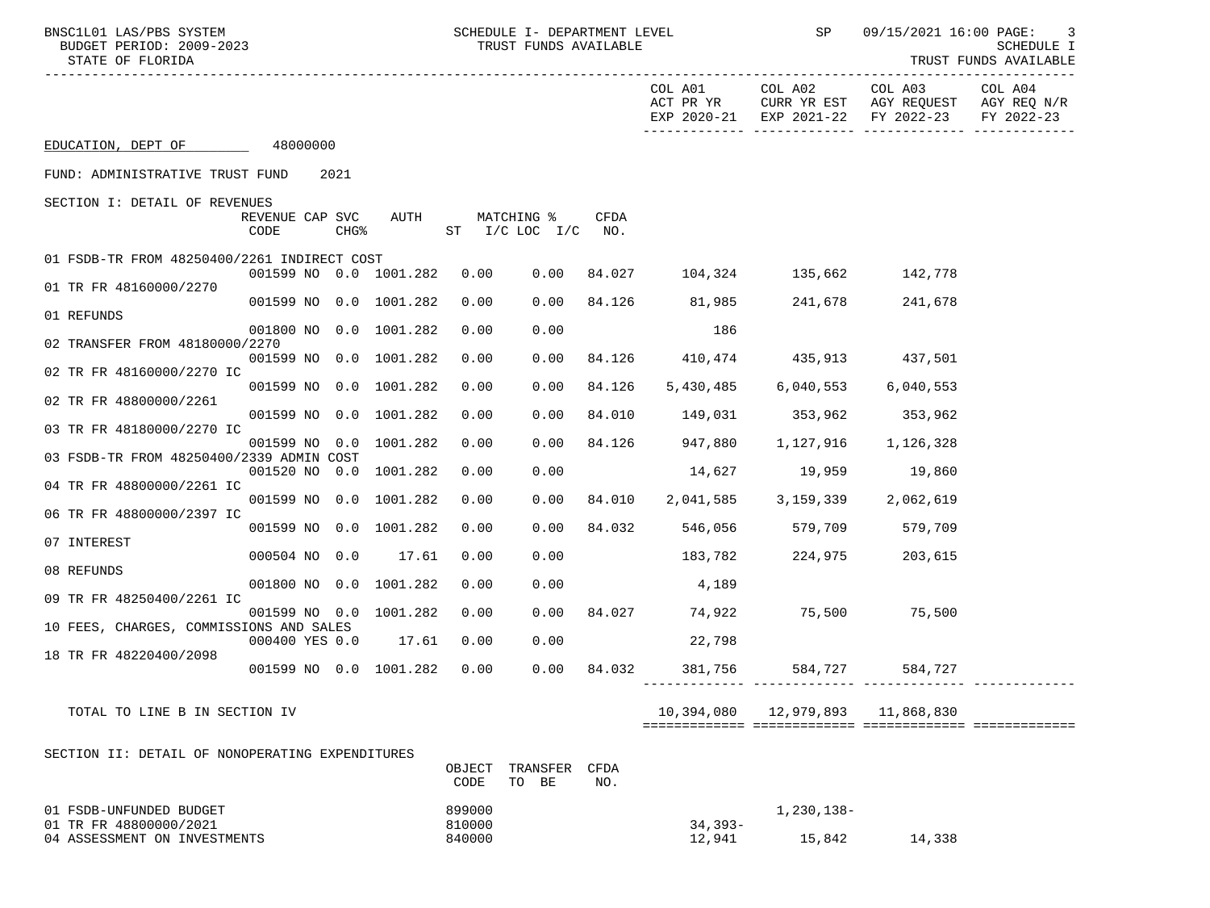EDUCATION, DEPT OF 48000000

FUND: ADMINISTRATIVE TRUST FUND 2021

## SECTION I: DETAIL OF REVENUES

| | REVENUE CODE | CAP CHG | SVC % | AUTH | MATCHING % ST | I/C LOC | I/C | CFDA NO. | COL A01 ACT PR YR EXP 2020-21 | COL A02 CURR YR EST EXP 2021-22 | COL A03 AGY REQUEST FY 2022-23 | COL A04 AGY REQ N/R FY 2022-23 |
|---|---|---|---|---|---|---|---|---|---|---|---|---|
| 01 FSDB-TR FROM 48250400/2261 INDIRECT COST | 001599 | NO | 0.0 | 1001.282 | 0.00 | 0.00 | | 84.027 | 104,324 | 135,662 | 142,778 | |
| 01 TR FR 48160000/2270 | 001599 | NO | 0.0 | 1001.282 | 0.00 | 0.00 | | 84.126 | 81,985 | 241,678 | 241,678 | |
| 01 REFUNDS | 001800 | NO | 0.0 | 1001.282 | 0.00 | 0.00 | | | 186 | | | |
| 02 TRANSFER FROM 48180000/2270 | 001599 | NO | 0.0 | 1001.282 | 0.00 | 0.00 | | 84.126 | 410,474 | 435,913 | 437,501 | |
| 02 TR FR 48160000/2270 IC | 001599 | NO | 0.0 | 1001.282 | 0.00 | 0.00 | | 84.126 | 5,430,485 | 6,040,553 | 6,040,553 | |
| 02 TR FR 48800000/2261 | 001599 | NO | 0.0 | 1001.282 | 0.00 | 0.00 | | 84.010 | 149,031 | 353,962 | 353,962 | |
| 03 TR FR 48180000/2270 IC | 001599 | NO | 0.0 | 1001.282 | 0.00 | 0.00 | | 84.126 | 947,880 | 1,127,916 | 1,126,328 | |
| 03 FSDB-TR FROM 48250400/2339 ADMIN COST | 001520 | NO | 0.0 | 1001.282 | 0.00 | 0.00 | | | 14,627 | 19,959 | 19,860 | |
| 04 TR FR 48800000/2261 IC | 001599 | NO | 0.0 | 1001.282 | 0.00 | 0.00 | | 84.010 | 2,041,585 | 3,159,339 | 2,062,619 | |
| 06 TR FR 48800000/2397 IC | 001599 | NO | 0.0 | 1001.282 | 0.00 | 0.00 | | 84.032 | 546,056 | 579,709 | 579,709 | |
| 07 INTEREST | 000504 | NO | 0.0 | 17.61 | 0.00 | 0.00 | | | 183,782 | 224,975 | 203,615 | |
| 08 REFUNDS | 001800 | NO | 0.0 | 1001.282 | 0.00 | 0.00 | | | 4,189 | | | |
| 09 TR FR 48250400/2261 IC | 001599 | NO | 0.0 | 1001.282 | 0.00 | 0.00 | | 84.027 | 74,922 | 75,500 | 75,500 | |
| 10 FEES, CHARGES, COMMISSIONS AND SALES | 000400 | YES | 0.0 | 17.61 | 0.00 | 0.00 | | | 22,798 | | | |
| 18 TR FR 48220400/2098 | 001599 | NO | 0.0 | 1001.282 | 0.00 | 0.00 | | 84.032 | 381,756 | 584,727 | 584,727 | |
| TOTAL TO LINE B IN SECTION IV | | | | | | | | | 10,394,080 | 12,979,893 | 11,868,830 | |

## SECTION II: DETAIL OF NONOPERATING EXPENDITURES

| | OBJECT CODE | TRANSFER TO BE | CFDA NO. | COL A01 | COL A02 | COL A03 | COL A04 |
|---|---|---|---|---|---|---|---|
| 01 FSDB-UNFUNDED BUDGET | 899000 | | | | 1,230,138- | | |
| 01 TR FR 48800000/2021 | 810000 | | | 34,393- | | | |
| 04 ASSESSMENT ON INVESTMENTS | 840000 | | | 12,941 | 15,842 | 14,338 | |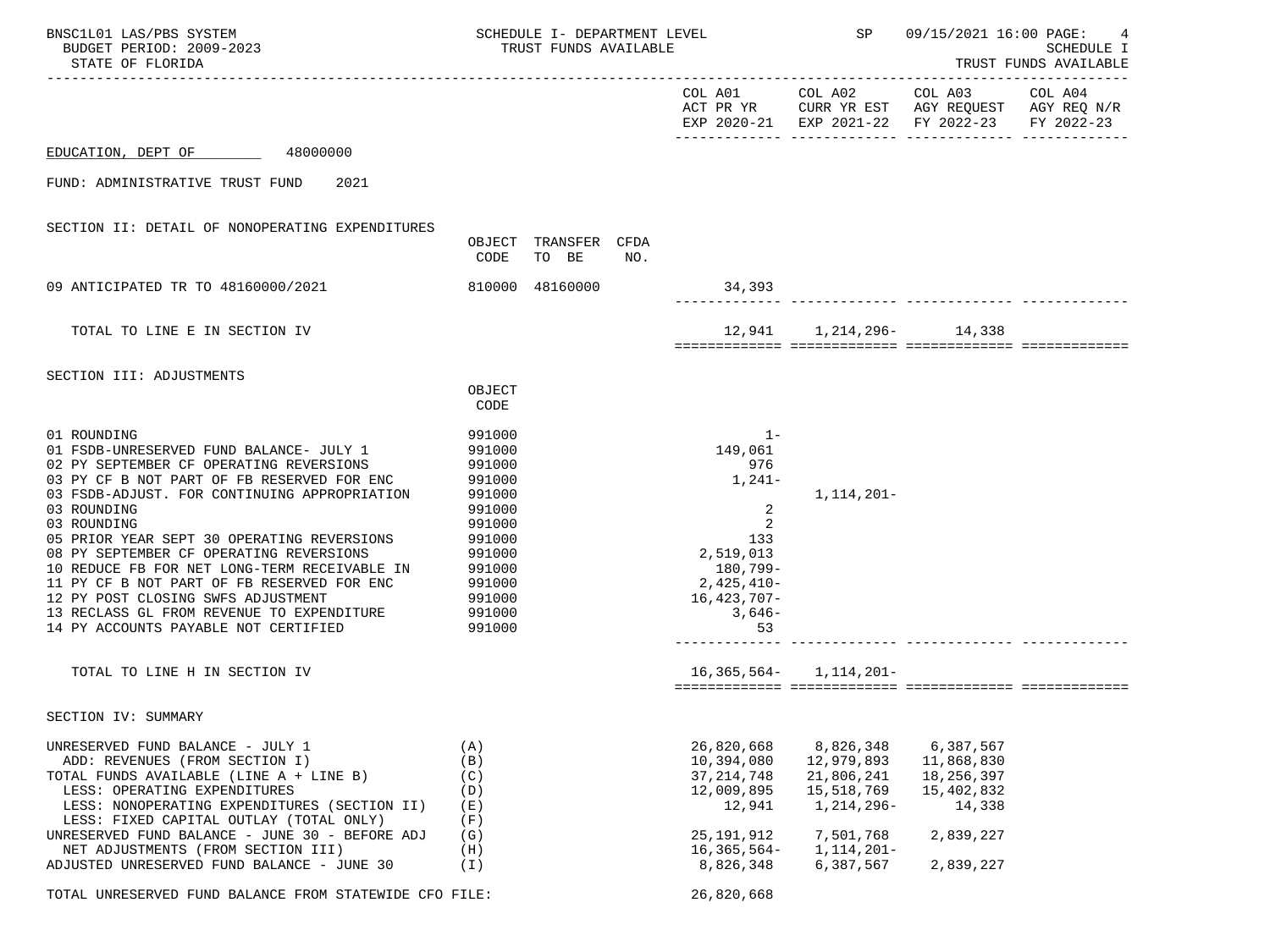EDUCATION, DEPT OF 48000000

FUND: ADMINISTRATIVE TRUST FUND 2021

| | | | | COL A01 ACT PR YR EXP 2020-21 | COL A02 CURR YR EST EXP 2021-22 | COL A03 AGY REQUEST FY 2022-23 | COL A04 AGY REQ N/R FY 2022-23 |
|---|---|---|---|---|---|---|---|
| **SECTION II: DETAIL OF NONOPERATING EXPENDITURES** | OBJECT CODE | TRANSFER TO BE | CFDA NO. | | | | |
| 09 ANTICIPATED TR TO 48160000/2021 | 810000 | 48160000 | | 34,393 | | | |
| TOTAL TO LINE E IN SECTION IV | | | | 12,941 | 1,214,296- | 14,338 | |
| **SECTION III: ADJUSTMENTS** | OBJECT CODE | | | | | | |
| 01 ROUNDING | 991000 | | | 1- | | | |
| 01 FSDB-UNRESERVED FUND BALANCE- JULY 1 | 991000 | | | 149,061 | | | |
| 02 PY SEPTEMBER CF OPERATING REVERSIONS | 991000 | | | 976 | | | |
| 03 PY CF B NOT PART OF FB RESERVED FOR ENC | 991000 | | | 1,241- | | | |
| 03 FSDB-ADJUST. FOR CONTINUING APPROPRIATION | 991000 | | | | 1,114,201- | | |
| 03 ROUNDING | 991000 | | | 2 | | | |
| 03 ROUNDING | 991000 | | | 2 | | | |
| 05 PRIOR YEAR SEPT 30 OPERATING REVERSIONS | 991000 | | | 133 | | | |
| 08 PY SEPTEMBER CF OPERATING REVERSIONS | 991000 | | | 2,519,013 | | | |
| 10 REDUCE FB FOR NET LONG-TERM RECEIVABLE IN | 991000 | | | 180,799- | | | |
| 11 PY CF B NOT PART OF FB RESERVED FOR ENC | 991000 | | | 2,425,410- | | | |
| 12 PY POST CLOSING SWFS ADJUSTMENT | 991000 | | | 16,423,707- | | | |
| 13 RECLASS GL FROM REVENUE TO EXPENDITURE | 991000 | | | 3,646- | | | |
| 14 PY ACCOUNTS PAYABLE NOT CERTIFIED | 991000 | | | 53 | | | |
| TOTAL TO LINE H IN SECTION IV | | | | 16,365,564- | 1,114,201- | | |
| **SECTION IV: SUMMARY** | | | | | | | |
| UNRESERVED FUND BALANCE - JULY 1 | (A) | | | 26,820,668 | 8,826,348 | 6,387,567 | |
| ADD: REVENUES (FROM SECTION I) | (B) | | | 10,394,080 | 12,979,893 | 11,868,830 | |
| TOTAL FUNDS AVAILABLE (LINE A + LINE B) | (C) | | | 37,214,748 | 21,806,241 | 18,256,397 | |
| LESS: OPERATING EXPENDITURES | (D) | | | 12,009,895 | 15,518,769 | 15,402,832 | |
| LESS: NONOPERATING EXPENDITURES (SECTION II) | (E) | | | 12,941 | 1,214,296- | 14,338 | |
| LESS: FIXED CAPITAL OUTLAY (TOTAL ONLY) | (F) | | | | | | |
| UNRESERVED FUND BALANCE - JUNE 30 - BEFORE ADJ | (G) | | | 25,191,912 | 7,501,768 | 2,839,227 | |
| NET ADJUSTMENTS (FROM SECTION III) | (H) | | | 16,365,564- | 1,114,201- | | |
| ADJUSTED UNRESERVED FUND BALANCE - JUNE 30 | (I) | | | 8,826,348 | 6,387,567 | 2,839,227 | |
| TOTAL UNRESERVED FUND BALANCE FROM STATEWIDE CFO FILE: | | | | 26,820,668 | | | |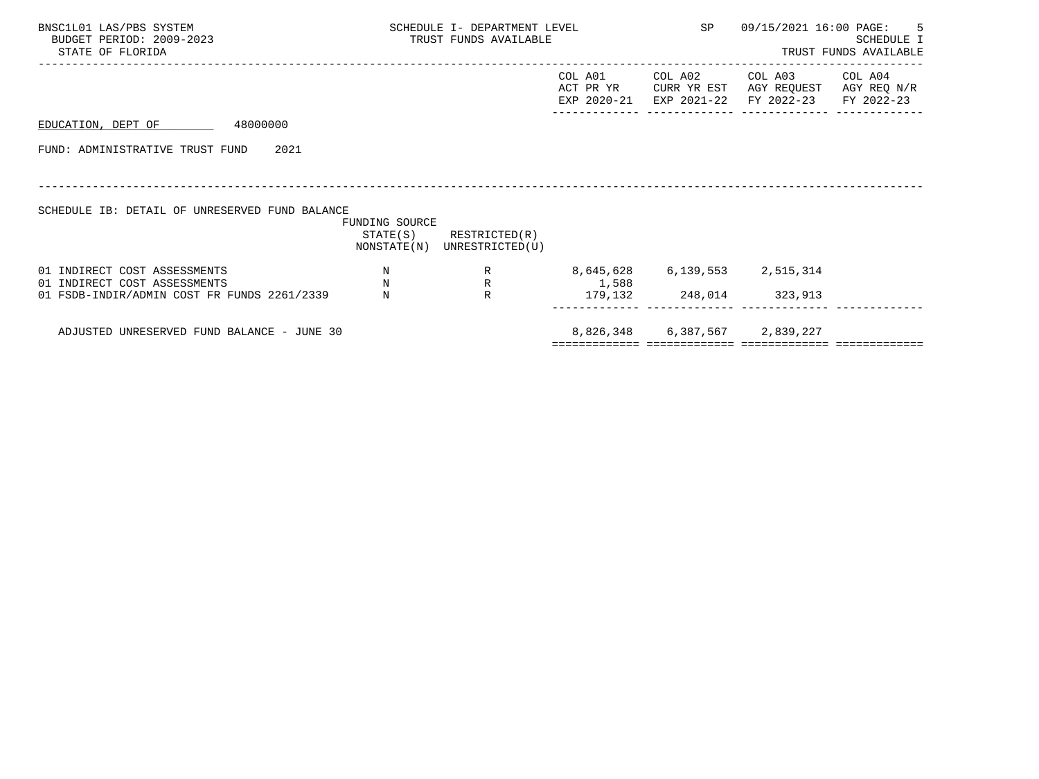BNSC1L01 LAS/PBS SYSTEM — SCHEDULE I- DEPARTMENT LEVEL — SP — 09/15/2021 16:00

BUDGET PERIOD: 2009-2023 — TRUST FUNDS AVAILABLE — SCHEDULE I

STATE OF FLORIDA — TRUST FUNDS AVAILABLE

EDUCATION, DEPT OF 48000000

FUND: ADMINISTRATIVE TRUST FUND 2021

SCHEDULE IB: DETAIL OF UNRESERVED FUND BALANCE

| | FUNDING SOURCE STATE(S) NONSTATE(N) | RESTRICTED(R) UNRESTRICTED(U) | COL A01 ACT PR YR EXP 2020-21 | COL A02 CURR YR EST EXP 2021-22 | COL A03 AGY REQUEST FY 2022-23 | COL A04 AGY REQ N/R FY 2022-23 |
|---|---|---|---|---|---|---|
| 01 INDIRECT COST ASSESSMENTS | N | R | 8,645,628 | 6,139,553 | 2,515,314 | |
| 01 INDIRECT COST ASSESSMENTS | N | R | 1,588 | | | |
| 01 FSDB-INDIR/ADMIN COST FR FUNDS 2261/2339 | N | R | 179,132 | 248,014 | 323,913 | |
| ADJUSTED UNRESERVED FUND BALANCE - JUNE 30 | | | 8,826,348 | 6,387,567 | 2,839,227 | |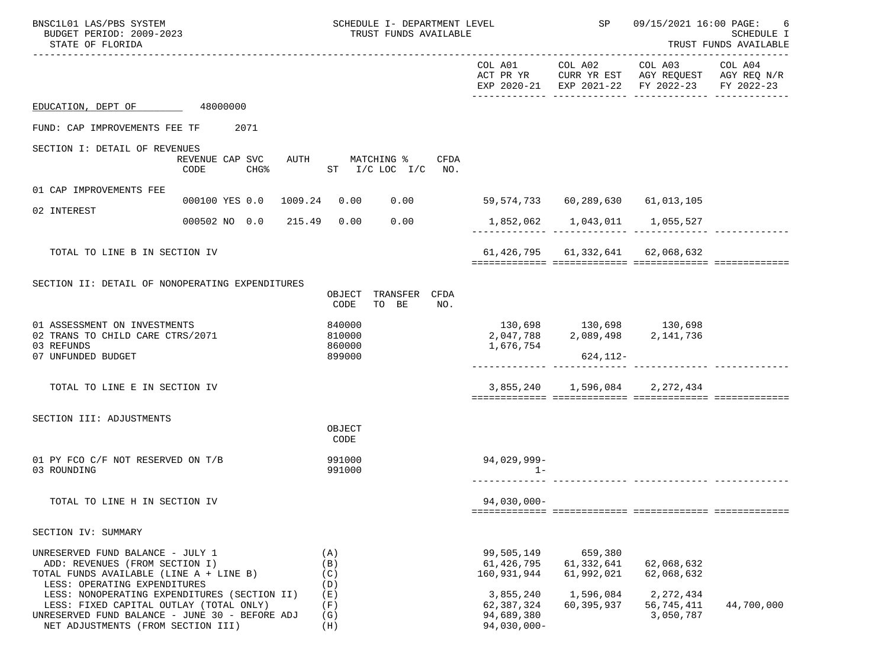EDUCATION, DEPT OF 48000000

FUND: CAP IMPROVEMENTS FEE TF 2071

## SECTION I: DETAIL OF REVENUES

| | REVENUE CODE | CAP SVC CHG% | AUTH | MATCHING % ST | I/C LOC I/C | CFDA NO. | COL A01 ACT PR YR EXP 2020-21 | COL A02 CURR YR EST EXP 2021-22 | COL A03 AGY REQUEST FY 2022-23 | COL A04 AGY REQ N/R FY 2022-23 |
|---|---|---|---|---|---|---|---|---|---|---|
| 01 CAP IMPROVEMENTS FEE | 000100 | YES 0.0 | 1009.24 | 0.00 | 0.00 | | 59,574,733 | 60,289,630 | 61,013,105 | |
| 02 INTEREST | 000502 | NO 0.0 | 215.49 | 0.00 | 0.00 | | 1,852,062 | 1,043,011 | 1,055,527 | |
| TOTAL TO LINE B IN SECTION IV | | | | | | | 61,426,795 | 61,332,641 | 62,068,632 | |

## SECTION II: DETAIL OF NONOPERATING EXPENDITURES

| | OBJECT CODE | TRANSFER TO BE | CFDA NO. | COL A01 ACT PR YR EXP 2020-21 | COL A02 CURR YR EST EXP 2021-22 | COL A03 AGY REQUEST FY 2022-23 | COL A04 AGY REQ N/R FY 2022-23 |
|---|---|---|---|---|---|---|---|
| 01 ASSESSMENT ON INVESTMENTS | 840000 | | | 130,698 | 130,698 | 130,698 | |
| 02 TRANS TO CHILD CARE CTRS/2071 | 810000 | | | 2,047,788 | 2,089,498 | 2,141,736 | |
| 03 REFUNDS | 860000 | | | 1,676,754 | | | |
| 07 UNFUNDED BUDGET | 899000 | | | | 624,112- | | |
| TOTAL TO LINE E IN SECTION IV | | | | 3,855,240 | 1,596,084 | 2,272,434 | |

## SECTION III: ADJUSTMENTS

| | OBJECT CODE | COL A01 ACT PR YR EXP 2020-21 | COL A02 CURR YR EST EXP 2021-22 | COL A03 AGY REQUEST FY 2022-23 | COL A04 AGY REQ N/R FY 2022-23 |
|---|---|---|---|---|---|
| 01 PY FCO C/F NOT RESERVED ON T/B | 991000 | 94,029,999- | | | |
| 03 ROUNDING | 991000 | 1- | | | |
| TOTAL TO LINE H IN SECTION IV | | 94,030,000- | | | |

## SECTION IV: SUMMARY

| | | COL A01 ACT PR YR EXP 2020-21 | COL A02 CURR YR EST EXP 2021-22 | COL A03 AGY REQUEST FY 2022-23 | COL A04 AGY REQ N/R FY 2022-23 |
|---|---|---|---|---|---|
| UNRESERVED FUND BALANCE - JULY 1 | (A) | 99,505,149 | 659,380 | | |
| ADD: REVENUES (FROM SECTION I) | (B) | 61,426,795 | 61,332,641 | 62,068,632 | |
| TOTAL FUNDS AVAILABLE (LINE A + LINE B) | (C) | 160,931,944 | 61,992,021 | 62,068,632 | |
| LESS: OPERATING EXPENDITURES | (D) | | | | |
| LESS: NONOPERATING EXPENDITURES (SECTION II) | (E) | 3,855,240 | 1,596,084 | 2,272,434 | |
| LESS: FIXED CAPITAL OUTLAY (TOTAL ONLY) | (F) | 62,387,324 | 60,395,937 | 56,745,411 | 44,700,000 |
| UNRESERVED FUND BALANCE - JUNE 30 - BEFORE ADJ | (G) | 94,689,380 | | 3,050,787 | |
| NET ADJUSTMENTS (FROM SECTION III) | (H) | 94,030,000- | | | |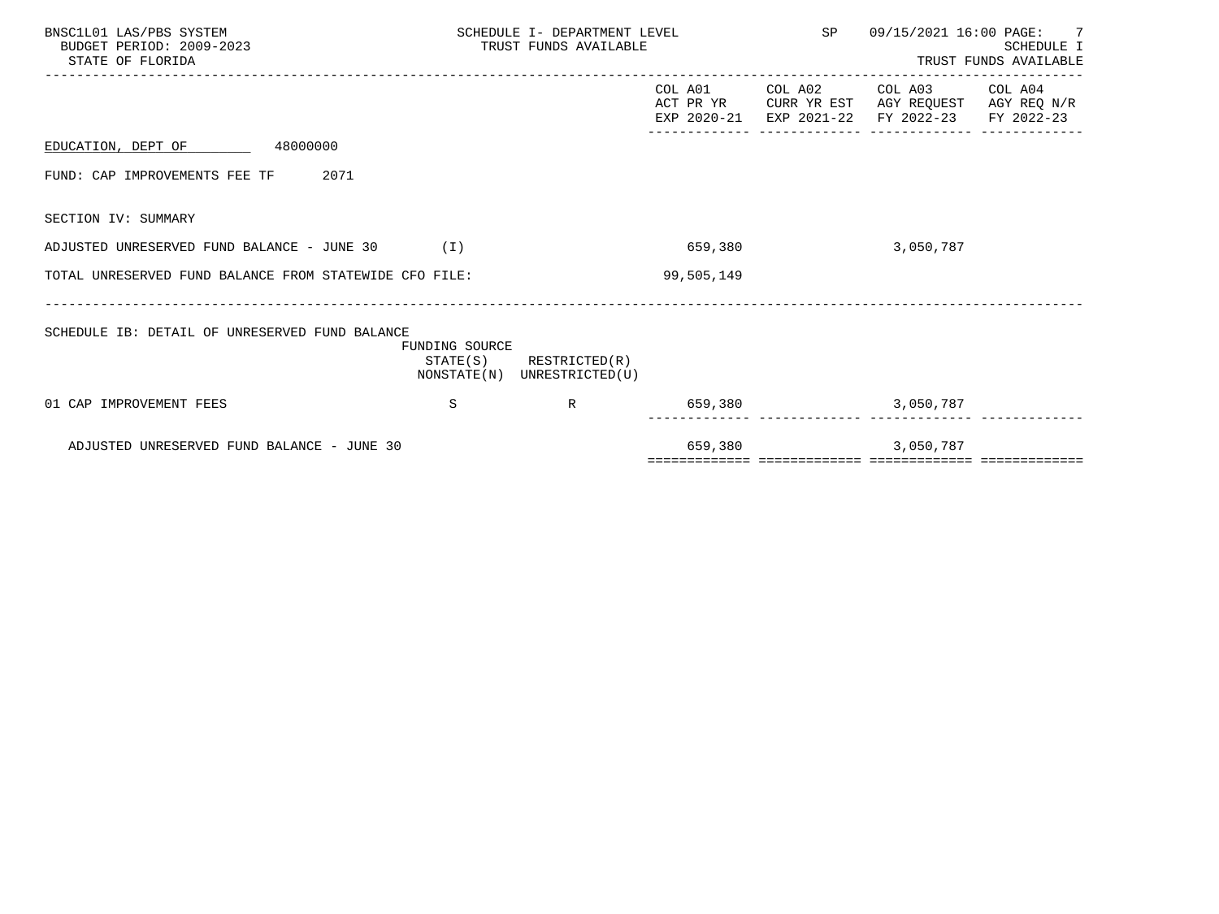BNSC1L01 LAS/PBS SYSTEM
BUDGET PERIOD: 2009-2023
STATE OF FLORIDA

SCHEDULE I- DEPARTMENT LEVEL
TRUST FUNDS AVAILABLE

SP 09/15/2021 16:00

SCHEDULE I
TRUST FUNDS AVAILABLE

| | | | COL A01 ACT PR YR EXP 2020-21 | COL A02 CURR YR EST EXP 2021-22 | COL A03 AGY REQUEST FY 2022-23 | COL A04 AGY REQ N/R FY 2022-23 |
|---|---|---|---|---|---|---|
| EDUCATION, DEPT OF 48000000 | | | | | | |
| FUND: CAP IMPROVEMENTS FEE TF 2071 | | | | | | |
| SECTION IV: SUMMARY | | | | | | |
| ADJUSTED UNRESERVED FUND BALANCE - JUNE 30 (I) | | | 659,380 | | 3,050,787 | |
| TOTAL UNRESERVED FUND BALANCE FROM STATEWIDE CFO FILE: | | | 99,505,149 | | | |

SCHEDULE IB: DETAIL OF UNRESERVED FUND BALANCE

| | FUNDING SOURCE STATE(S) NONSTATE(N) | RESTRICTED(R) UNRESTRICTED(U) | COL A01 | COL A02 | COL A03 | COL A04 |
|---|---|---|---|---|---|---|
| 01 CAP IMPROVEMENT FEES | S | R | 659,380 | | 3,050,787 | |
| ADJUSTED UNRESERVED FUND BALANCE - JUNE 30 | | | 659,380 | | 3,050,787 | |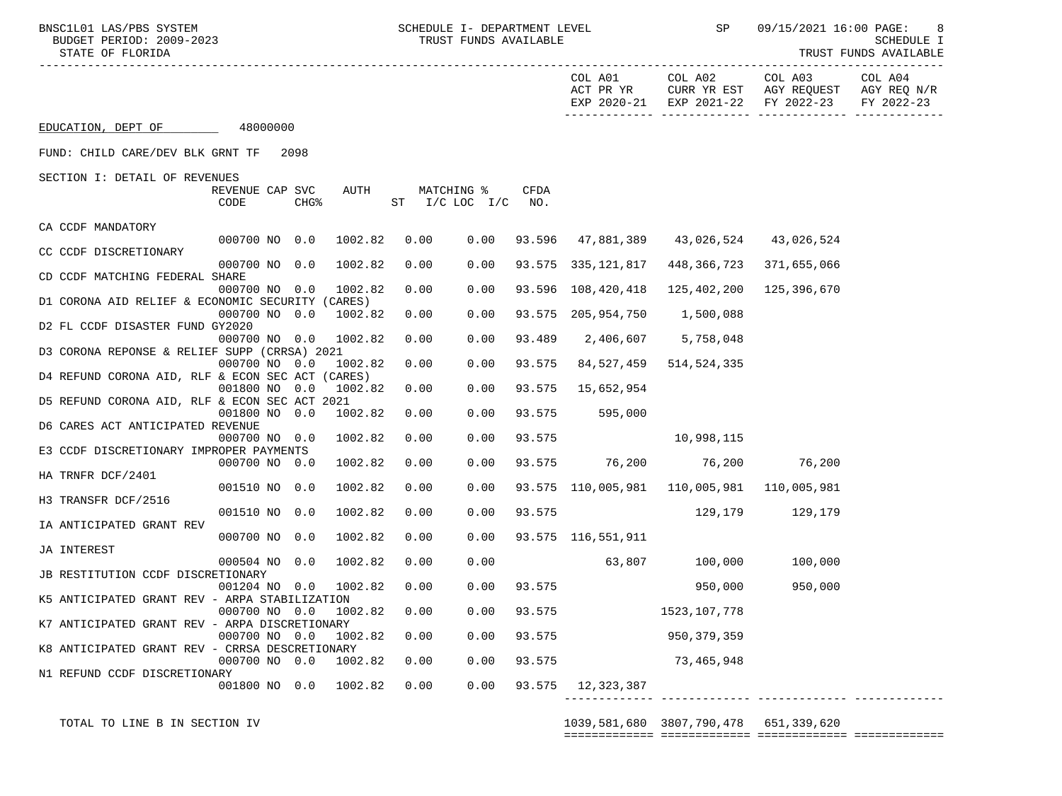EDUCATION, DEPT OF 48000000

FUND: CHILD CARE/DEV BLK GRNT TF 2098

SECTION I: DETAIL OF REVENUES

| | REVENUE CODE | CAP | SVC CHG% | AUTH | ST | MATCHING % I/C | LOC I/C | CFDA NO. | COL A01 ACT PR YR EXP 2020-21 | COL A02 CURR YR EST EXP 2021-22 | COL A03 AGY REQUEST FY 2022-23 | COL A04 AGY REQ N/R FY 2022-23 |
|---|---|---|---|---|---|---|---|---|---|---|---|---|
| CA CCDF MANDATORY | 000700 | NO | 0.0 | 1002.82 | 0.00 | 0.00 | | 93.596 | 47,881,389 | 43,026,524 | 43,026,524 | |
| CC CCDF DISCRETIONARY | 000700 | NO | 0.0 | 1002.82 | 0.00 | 0.00 | | 93.575 | 335,121,817 | 448,366,723 | 371,655,066 | |
| CD CCDF MATCHING FEDERAL SHARE | 000700 | NO | 0.0 | 1002.82 | 0.00 | 0.00 | | 93.596 | 108,420,418 | 125,402,200 | 125,396,670 | |
| D1 CORONA AID RELIEF & ECONOMIC SECURITY (CARES) | 000700 | NO | 0.0 | 1002.82 | 0.00 | 0.00 | | 93.575 | 205,954,750 | 1,500,088 | | |
| D2 FL CCDF DISASTER FUND GY2020 | 000700 | NO | 0.0 | 1002.82 | 0.00 | 0.00 | | 93.489 | 2,406,607 | 5,758,048 | | |
| D3 CORONA REPONSE & RELIEF SUPP (CRRSA) 2021 | 000700 | NO | 0.0 | 1002.82 | 0.00 | 0.00 | | 93.575 | 84,527,459 | 514,524,335 | | |
| D4 REFUND CORONA AID, RLF & ECON SEC ACT (CARES) | 001800 | NO | 0.0 | 1002.82 | 0.00 | 0.00 | | 93.575 | 15,652,954 | | | |
| D5 REFUND CORONA AID, RLF & ECON SEC ACT 2021 | 001800 | NO | 0.0 | 1002.82 | 0.00 | 0.00 | | 93.575 | 595,000 | | | |
| D6 CARES ACT ANTICIPATED REVENUE | 000700 | NO | 0.0 | 1002.82 | 0.00 | 0.00 | | 93.575 | | 10,998,115 | | |
| E3 CCDF DISCRETIONARY IMPROPER PAYMENTS | 000700 | NO | 0.0 | 1002.82 | 0.00 | 0.00 | | 93.575 | 76,200 | 76,200 | 76,200 | |
| HA TRNFR DCF/2401 | 001510 | NO | 0.0 | 1002.82 | 0.00 | 0.00 | | 93.575 | 110,005,981 | 110,005,981 | 110,005,981 | |
| H3 TRANSFR DCF/2516 | 001510 | NO | 0.0 | 1002.82 | 0.00 | 0.00 | | 93.575 | | 129,179 | 129,179 | |
| IA ANTICIPATED GRANT REV | 000700 | NO | 0.0 | 1002.82 | 0.00 | 0.00 | | 93.575 | 116,551,911 | | | |
| JA INTEREST | 000504 | NO | 0.0 | 1002.82 | 0.00 | 0.00 | | | 63,807 | 100,000 | 100,000 | |
| JB RESTITUTION CCDF DISCRETIONARY | 001204 | NO | 0.0 | 1002.82 | 0.00 | 0.00 | | 93.575 | | 950,000 | 950,000 | |
| K5 ANTICIPATED GRANT REV - ARPA STABILIZATION | 000700 | NO | 0.0 | 1002.82 | 0.00 | 0.00 | | 93.575 | | 1523,107,778 | | |
| K7 ANTICIPATED GRANT REV - ARPA DISCRETIONARY | 000700 | NO | 0.0 | 1002.82 | 0.00 | 0.00 | | 93.575 | | 950,379,359 | | |
| K8 ANTICIPATED GRANT REV - CRRSA DESCRETIONARY | 000700 | NO | 0.0 | 1002.82 | 0.00 | 0.00 | | 93.575 | | 73,465,948 | | |
| N1 REFUND CCDF DISCRETIONARY | 001800 | NO | 0.0 | 1002.82 | 0.00 | 0.00 | | 93.575 | 12,323,387 | | | |
| TOTAL TO LINE B IN SECTION IV | | | | | | | | | 1039,581,680 | 3807,790,478 | 651,339,620 | |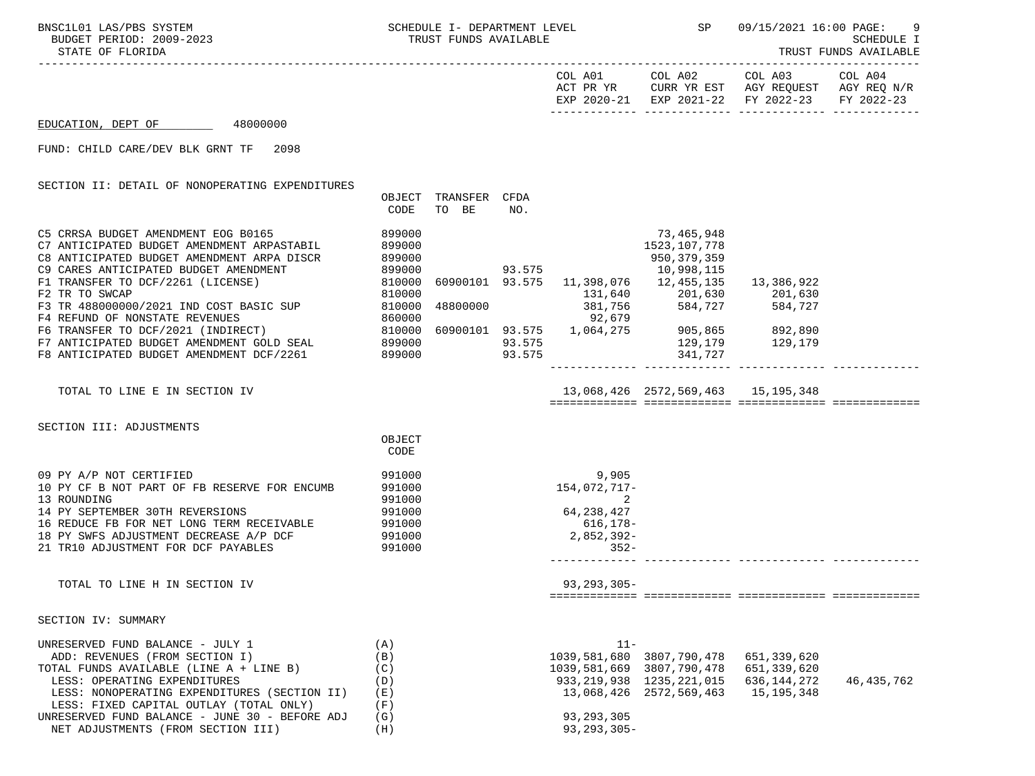EDUCATION, DEPT OF 48000000

FUND: CHILD CARE/DEV BLK GRNT TF 2098

## SECTION II: DETAIL OF NONOPERATING EXPENDITURES

| | OBJECT CODE | TRANSFER TO BE | CFDA NO. | COL A01 ACT PR YR EXP 2020-21 | COL A02 CURR YR EST EXP 2021-22 | COL A03 AGY REQUEST FY 2022-23 | COL A04 AGY REQ N/R FY 2022-23 |
|---|---|---|---|---|---|---|---|
| C5 CRRSA BUDGET AMENDMENT EOG B0165 | 899000 | | | | 73,465,948 | | |
| C7 ANTICIPATED BUDGET AMENDMENT ARPASTABIL | 899000 | | | | 1523,107,778 | | |
| C8 ANTICIPATED BUDGET AMENDMENT ARPA DISCR | 899000 | | | | 950,379,359 | | |
| C9 CARES ANTICIPATED BUDGET AMENDMENT | 899000 | | 93.575 | | 10,998,115 | | |
| F1 TRANSFER TO DCF/2261 (LICENSE) | 810000 | 60900101 | 93.575 | 11,398,076 | 12,455,135 | 13,386,922 | |
| F2 TR TO SWCAP | 810000 | | | 131,640 | 201,630 | 201,630 | |
| F3 TR 488000000/2021 IND COST BASIC SUP | 810000 | 48800000 | | 381,756 | 584,727 | 584,727 | |
| F4 REFUND OF NONSTATE REVENUES | 860000 | | | 92,679 | | | |
| F6 TRANSFER TO DCF/2021 (INDIRECT) | 810000 | 60900101 | 93.575 | 1,064,275 | 905,865 | 892,890 | |
| F7 ANTICIPATED BUDGET AMENDMENT GOLD SEAL | 899000 | | 93.575 | | 129,179 | 129,179 | |
| F8 ANTICIPATED BUDGET AMENDMENT DCF/2261 | 899000 | | 93.575 | | 341,727 | | |
| TOTAL TO LINE E IN SECTION IV | | | | 13,068,426 | 2572,569,463 | 15,195,348 | |

## SECTION III: ADJUSTMENTS

| | OBJECT CODE | COL A01 | COL A02 | COL A03 | COL A04 |
|---|---|---|---|---|---|
| 09 PY A/P NOT CERTIFIED | 991000 | 9,905 | | | |
| 10 PY CF B NOT PART OF FB RESERVE FOR ENCUMB | 991000 | 154,072,717- | | | |
| 13 ROUNDING | 991000 | 2 | | | |
| 14 PY SEPTEMBER 30TH REVERSIONS | 991000 | 64,238,427 | | | |
| 16 REDUCE FB FOR NET LONG TERM RECEIVABLE | 991000 | 616,178- | | | |
| 18 PY SWFS ADJUSTMENT DECREASE A/P DCF | 991000 | 2,852,392- | | | |
| 21 TR10 ADJUSTMENT FOR DCF PAYABLES | 991000 | 352- | | | |
| TOTAL TO LINE H IN SECTION IV | | 93,293,305- | | | |

## SECTION IV: SUMMARY

| | | COL A01 | COL A02 | COL A03 | COL A04 |
|---|---|---|---|---|---|
| UNRESERVED FUND BALANCE - JULY 1 | (A) | 11- | | | |
| ADD: REVENUES (FROM SECTION I) | (B) | 1039,581,680 | 3807,790,478 | 651,339,620 | |
| TOTAL FUNDS AVAILABLE (LINE A + LINE B) | (C) | 1039,581,669 | 3807,790,478 | 651,339,620 | |
| LESS: OPERATING EXPENDITURES | (D) | 933,219,938 | 1235,221,015 | 636,144,272 | 46,435,762 |
| LESS: NONOPERATING EXPENDITURES (SECTION II) | (E) | 13,068,426 | 2572,569,463 | 15,195,348 | |
| LESS: FIXED CAPITAL OUTLAY (TOTAL ONLY) | (F) | | | | |
| UNRESERVED FUND BALANCE - JUNE 30 - BEFORE ADJ | (G) | 93,293,305 | | | |
| NET ADJUSTMENTS (FROM SECTION III) | (H) | 93,293,305- | | | |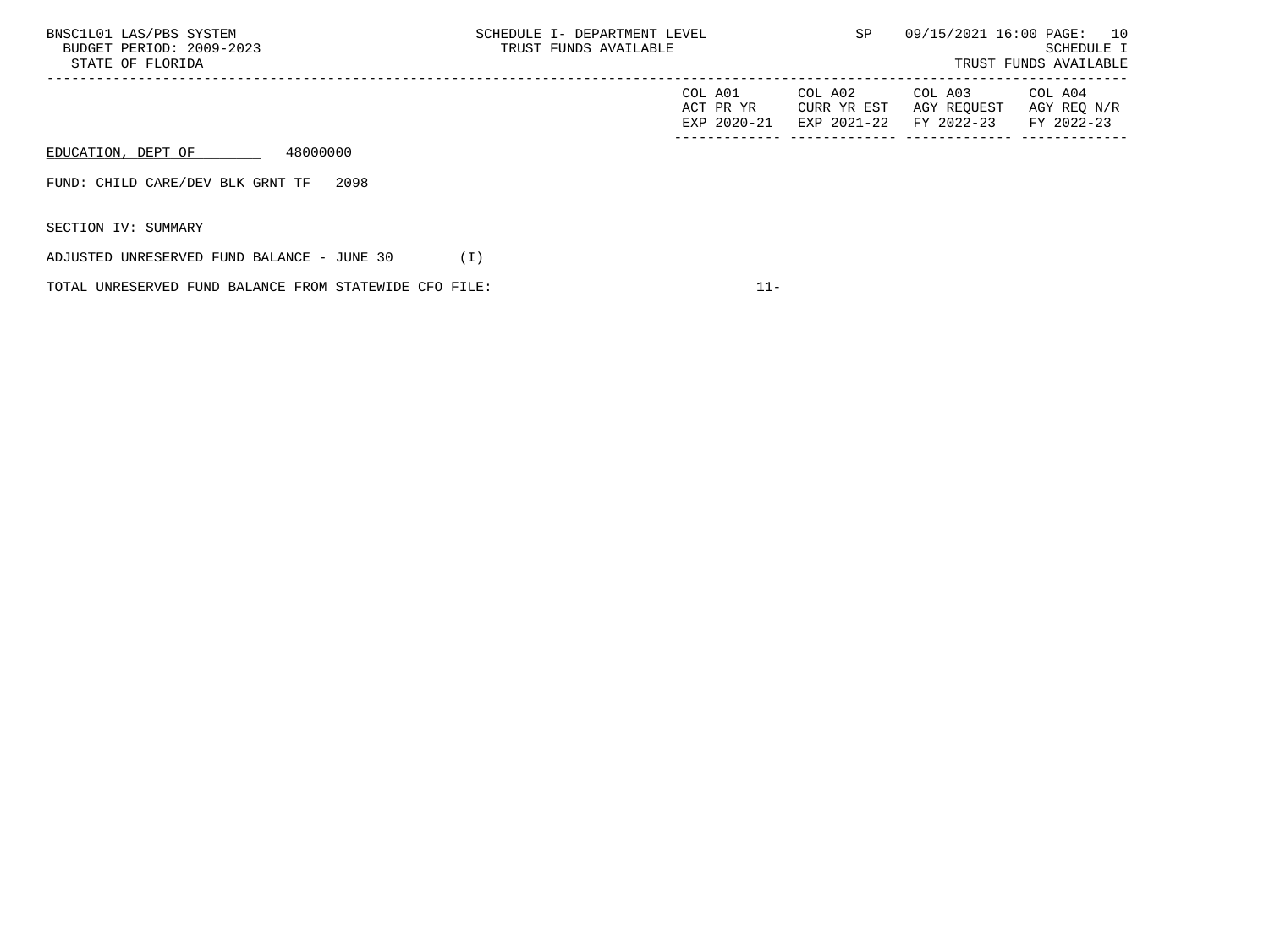SCHEDULE I- DEPARTMENT LEVEL
TRUST FUNDS AVAILABLE

SCHEDULE I
TRUST FUNDS AVAILABLE

| | COL A01<br>ACT PR YR<br>EXP 2020-21 | COL A02<br>CURR YR EST<br>EXP 2021-22 | COL A03<br>AGY REQUEST<br>FY 2022-23 | COL A04<br>AGY REQ N/R<br>FY 2022-23 |
|---|---|---|---|---|

EDUCATION, DEPT OF 48000000

FUND: CHILD CARE/DEV BLK GRNT TF 2098

SECTION IV: SUMMARY

ADJUSTED UNRESERVED FUND BALANCE - JUNE 30 (I)

TOTAL UNRESERVED FUND BALANCE FROM STATEWIDE CFO FILE: 11-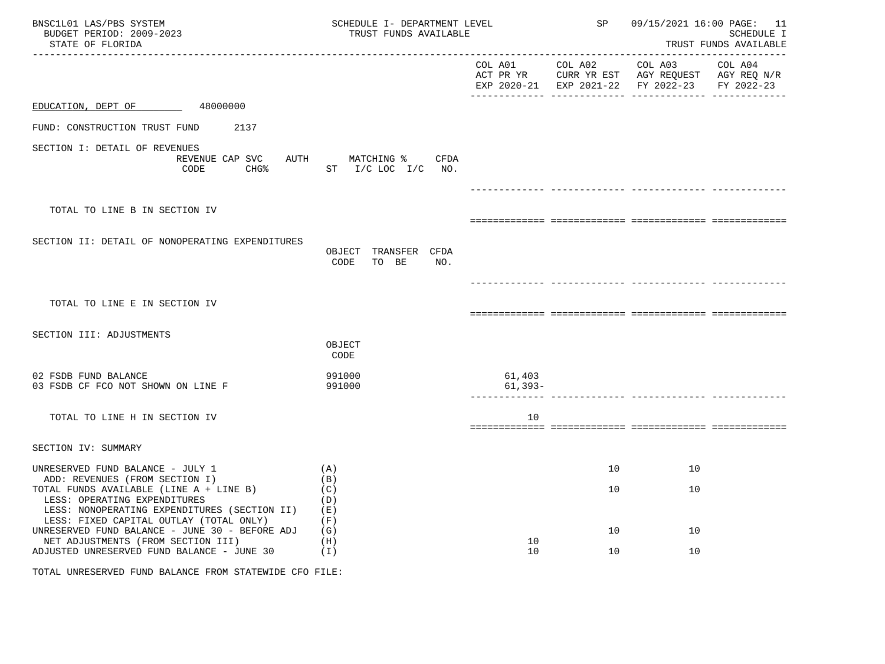BNSC1L01 LAS/PBS SYSTEM
BUDGET PERIOD: 2009-2023
STATE OF FLORIDA

SCHEDULE I- DEPARTMENT LEVEL
TRUST FUNDS AVAILABLE

SP 09/15/2021 16:00

SCHEDULE I
TRUST FUNDS AVAILABLE

| | | COL A01 ACT PR YR EXP 2020-21 | COL A02 CURR YR EST EXP 2021-22 | COL A03 AGY REQUEST FY 2022-23 | COL A04 AGY REQ N/R FY 2022-23 |
|---|---|---|---|---|---|

EDUCATION, DEPT OF 48000000

FUND: CONSTRUCTION TRUST FUND 2137

SECTION I: DETAIL OF REVENUES

| | REVENUE CODE | CAP SVC CHG% | AUTH ST | MATCHING % I/C LOC I/C | CFDA NO. | COL A01 | COL A02 | COL A03 | COL A04 |
|---|---|---|---|---|---|---|---|---|---|
| TOTAL TO LINE B IN SECTION IV | | | | | | | | | |

SECTION II: DETAIL OF NONOPERATING EXPENDITURES

| | OBJECT CODE | TRANSFER TO BE | CFDA NO. | COL A01 | COL A02 | COL A03 | COL A04 |
|---|---|---|---|---|---|---|---|
| TOTAL TO LINE E IN SECTION IV | | | | | | | |

SECTION III: ADJUSTMENTS

| | OBJECT CODE | COL A01 | COL A02 | COL A03 | COL A04 |
|---|---|---|---|---|---|
| 02 FSDB FUND BALANCE | 991000 | 61,403 | | | |
| 03 FSDB CF FCO NOT SHOWN ON LINE F | 991000 | 61,393- | | | |
| TOTAL TO LINE H IN SECTION IV | | 10 | | | |

SECTION IV: SUMMARY

| | | COL A01 | COL A02 | COL A03 | COL A04 |
|---|---|---|---|---|---|
| UNRESERVED FUND BALANCE - JULY 1 | (A) | | 10 | 10 | |
| ADD: REVENUES (FROM SECTION I) | (B) | | | | |
| TOTAL FUNDS AVAILABLE (LINE A + LINE B) | (C) | | 10 | 10 | |
| LESS: OPERATING EXPENDITURES | (D) | | | | |
| LESS: NONOPERATING EXPENDITURES (SECTION II) | (E) | | | | |
| LESS: FIXED CAPITAL OUTLAY (TOTAL ONLY) | (F) | | | | |
| UNRESERVED FUND BALANCE - JUNE 30 - BEFORE ADJ | (G) | | 10 | 10 | |
| NET ADJUSTMENTS (FROM SECTION III) | (H) | 10 | | | |
| ADJUSTED UNRESERVED FUND BALANCE - JUNE 30 | (I) | 10 | 10 | 10 | |

TOTAL UNRESERVED FUND BALANCE FROM STATEWIDE CFO FILE: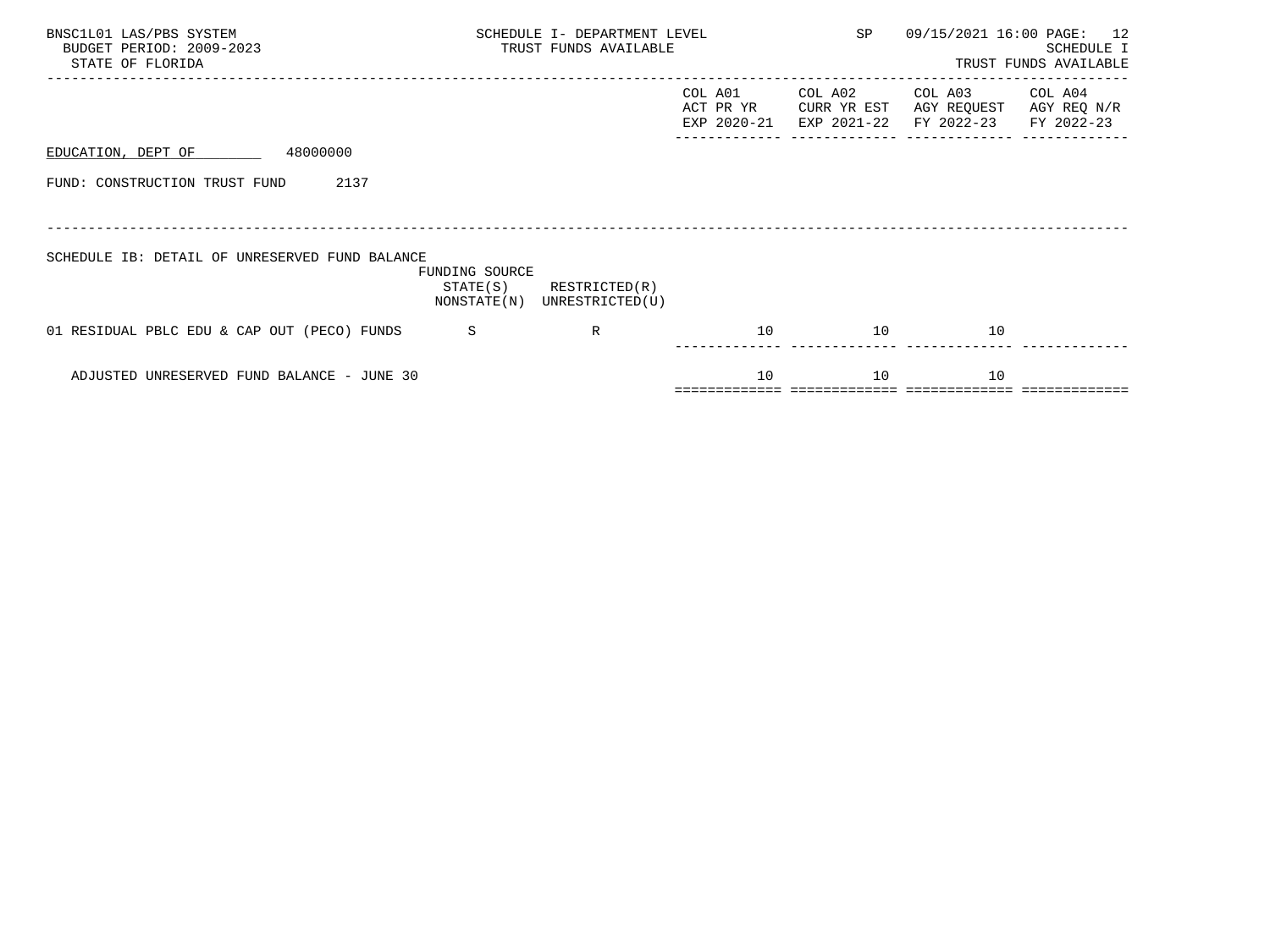BNSC1L01 LAS/PBS SYSTEM
BUDGET PERIOD: 2009-2023
STATE OF FLORIDA

SCHEDULE I- DEPARTMENT LEVEL
TRUST FUNDS AVAILABLE

SP 09/15/2021 16:00

SCHEDULE I
TRUST FUNDS AVAILABLE

EDUCATION, DEPT OF 48000000

FUND: CONSTRUCTION TRUST FUND 2137

SCHEDULE IB: DETAIL OF UNRESERVED FUND BALANCE

| | FUNDING SOURCE STATE(S) NONSTATE(N) | RESTRICTED(R) UNRESTRICTED(U) | COL A01 ACT PR YR EXP 2020-21 | COL A02 CURR YR EST EXP 2021-22 | COL A03 AGY REQUEST FY 2022-23 | COL A04 AGY REQ N/R FY 2022-23 |
|---|---|---|---|---|---|---|
| 01 RESIDUAL PBLC EDU & CAP OUT (PECO) FUNDS | S | R | 10 | 10 | 10 | |
| ADJUSTED UNRESERVED FUND BALANCE - JUNE 30 | | | 10 | 10 | 10 | |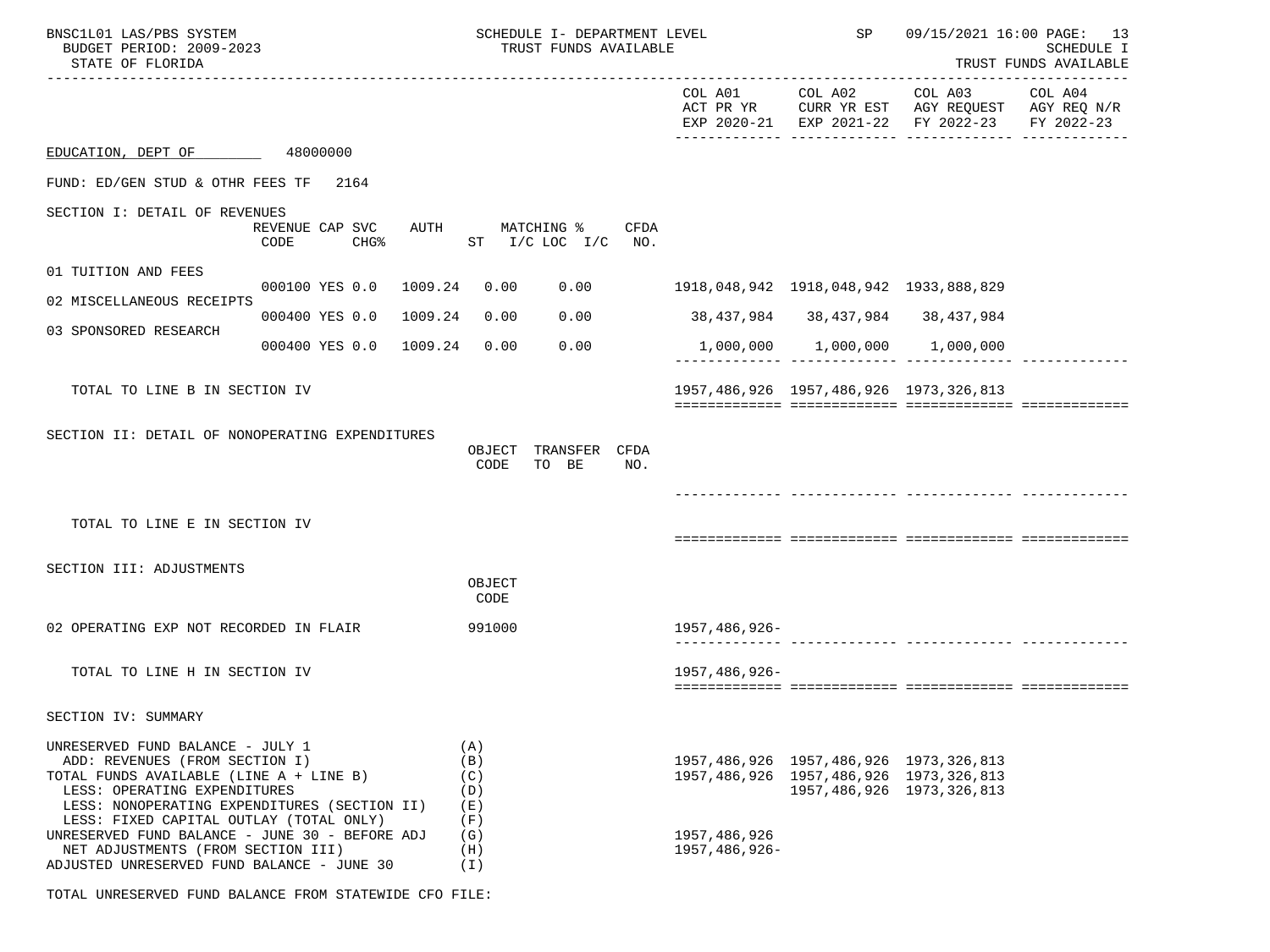BNSC1L01 LAS/PBS SYSTEM — SCHEDULE I- DEPARTMENT LEVEL — SP 09/15/2021 16:00

BUDGET PERIOD: 2009-2023 — TRUST FUNDS AVAILABLE — SCHEDULE I

STATE OF FLORIDA — TRUST FUNDS AVAILABLE

EDUCATION, DEPT OF 48000000

FUND: ED/GEN STUD & OTHR FEES TF 2164

## SECTION I: DETAIL OF REVENUES

| | REVENUE CODE | CAP SVC CHG% | AUTH | MATCHING % ST | I/C LOC I/C | CFDA NO. | COL A01 ACT PR YR EXP 2020-21 | COL A02 CURR YR EST EXP 2021-22 | COL A03 AGY REQUEST FY 2022-23 | COL A04 AGY REQ N/R FY 2022-23 |
|---|---|---|---|---|---|---|---|---|---|---|
| 01 TUITION AND FEES | 000100 | YES 0.0 | 1009.24 | 0.00 | 0.00 | | 1918,048,942 | 1918,048,942 | 1933,888,829 | |
| 02 MISCELLANEOUS RECEIPTS | 000400 | YES 0.0 | 1009.24 | 0.00 | 0.00 | | 38,437,984 | 38,437,984 | 38,437,984 | |
| 03 SPONSORED RESEARCH | 000400 | YES 0.0 | 1009.24 | 0.00 | 0.00 | | 1,000,000 | 1,000,000 | 1,000,000 | |
| TOTAL TO LINE B IN SECTION IV | | | | | | | 1957,486,926 | 1957,486,926 | 1973,326,813 | |

## SECTION II: DETAIL OF NONOPERATING EXPENDITURES

| | OBJECT CODE | TRANSFER TO BE | CFDA NO. | COL A01 | COL A02 | COL A03 | COL A04 |
|---|---|---|---|---|---|---|---|
| TOTAL TO LINE E IN SECTION IV | | | | | | | |

## SECTION III: ADJUSTMENTS

| | OBJECT CODE | COL A01 | COL A02 | COL A03 | COL A04 |
|---|---|---|---|---|---|
| 02 OPERATING EXP NOT RECORDED IN FLAIR | 991000 | 1957,486,926- | | | |
| TOTAL TO LINE H IN SECTION IV | | 1957,486,926- | | | |

## SECTION IV: SUMMARY

| | | COL A01 | COL A02 | COL A03 | COL A04 |
|---|---|---|---|---|---|
| UNRESERVED FUND BALANCE - JULY 1 | (A) | | | | |
| ADD: REVENUES (FROM SECTION I) | (B) | 1957,486,926 | 1957,486,926 | 1973,326,813 | |
| TOTAL FUNDS AVAILABLE (LINE A + LINE B) | (C) | 1957,486,926 | 1957,486,926 | 1973,326,813 | |
| LESS: OPERATING EXPENDITURES | (D) | | 1957,486,926 | 1973,326,813 | |
| LESS: NONOPERATING EXPENDITURES (SECTION II) | (E) | | | | |
| LESS: FIXED CAPITAL OUTLAY (TOTAL ONLY) | (F) | | | | |
| UNRESERVED FUND BALANCE - JUNE 30 - BEFORE ADJ | (G) | 1957,486,926 | | | |
| NET ADJUSTMENTS (FROM SECTION III) | (H) | 1957,486,926- | | | |
| ADJUSTED UNRESERVED FUND BALANCE - JUNE 30 | (I) | | | | |

TOTAL UNRESERVED FUND BALANCE FROM STATEWIDE CFO FILE: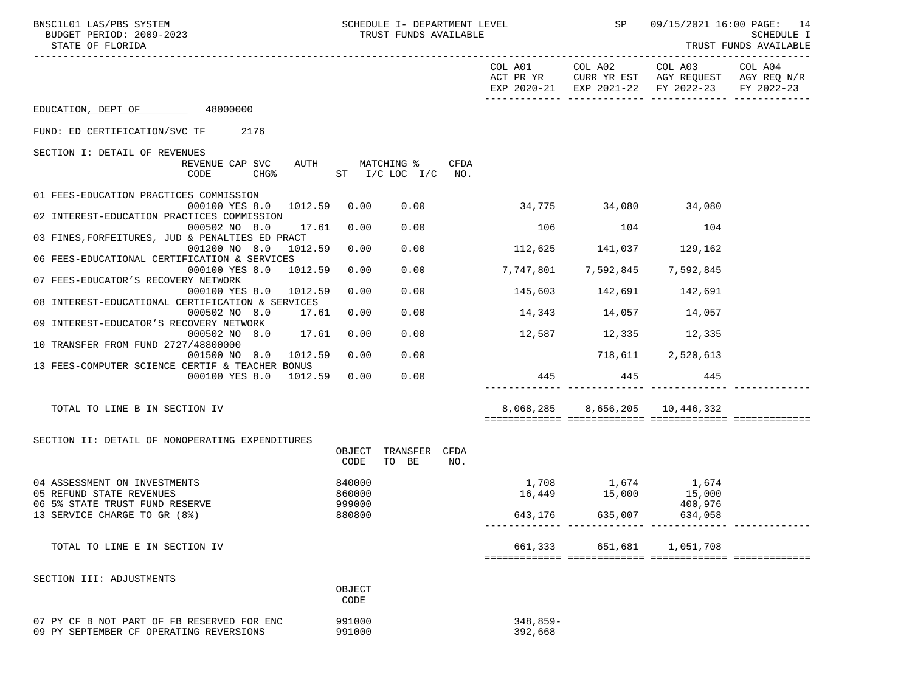SCHEDULE I- DEPARTMENT LEVEL
TRUST FUNDS AVAILABLE

BUDGET PERIOD: 2009-2023
STATE OF FLORIDA

| | COL A01 ACT PR YR EXP 2020-21 | COL A02 CURR YR EST EXP 2021-22 | COL A03 AGY REQUEST FY 2022-23 | COL A04 AGY REQ N/R FY 2022-23 |
|---|---|---|---|---|

EDUCATION, DEPT OF 48000000

FUND: ED CERTIFICATION/SVC TF 2176

## SECTION I: DETAIL OF REVENUES

| Description | REVENUE CODE | CAP CHG% | SVC AUTH | ST | MATCHING % I/C LOC I/C | CFDA NO. | COL A01 | COL A02 | COL A03 | COL A04 |
|---|---|---|---|---|---|---|---|---|---|---|
| 01 FEES-EDUCATION PRACTICES COMMISSION | 000100 | YES 8.0 | 1012.59 | 0.00 | 0.00 | | 34,775 | 34,080 | 34,080 | |
| 02 INTEREST-EDUCATION PRACTICES COMMISSION | 000502 | NO 8.0 | 17.61 | 0.00 | 0.00 | | 106 | 104 | 104 | |
| 03 FINES,FORFEITURES, JUD & PENALTIES ED PRACT | 001200 | NO 8.0 | 1012.59 | 0.00 | 0.00 | | 112,625 | 141,037 | 129,162 | |
| 06 FEES-EDUCATIONAL CERTIFICATION & SERVICES | 000100 | YES 8.0 | 1012.59 | 0.00 | 0.00 | | 7,747,801 | 7,592,845 | 7,592,845 | |
| 07 FEES-EDUCATOR'S RECOVERY NETWORK | 000100 | YES 8.0 | 1012.59 | 0.00 | 0.00 | | 145,603 | 142,691 | 142,691 | |
| 08 INTEREST-EDUCATIONAL CERTIFICATION & SERVICES | 000502 | NO 8.0 | 17.61 | 0.00 | 0.00 | | 14,343 | 14,057 | 14,057 | |
| 09 INTEREST-EDUCATOR'S RECOVERY NETWORK | 000502 | NO 8.0 | 17.61 | 0.00 | 0.00 | | 12,587 | 12,335 | 12,335 | |
| 10 TRANSFER FROM FUND 2727/48800000 | 001500 | NO 0.0 | 1012.59 | 0.00 | 0.00 | | | 718,611 | 2,520,613 | |
| 13 FEES-COMPUTER SCIENCE CERTIF & TEACHER BONUS | 000100 | YES 8.0 | 1012.59 | 0.00 | 0.00 | | 445 | 445 | 445 | |
| TOTAL TO LINE B IN SECTION IV | | | | | | | 8,068,285 | 8,656,205 | 10,446,332 | |

## SECTION II: DETAIL OF NONOPERATING EXPENDITURES

| Description | OBJECT CODE | TRANSFER TO BE | CFDA NO. | COL A01 | COL A02 | COL A03 | COL A04 |
|---|---|---|---|---|---|---|---|
| 04 ASSESSMENT ON INVESTMENTS | 840000 | | | 1,708 | 1,674 | 1,674 | |
| 05 REFUND STATE REVENUES | 860000 | | | 16,449 | 15,000 | 15,000 | |
| 06 5% STATE TRUST FUND RESERVE | 999000 | | | | | 400,976 | |
| 13 SERVICE CHARGE TO GR (8%) | 880800 | | | 643,176 | 635,007 | 634,058 | |
| TOTAL TO LINE E IN SECTION IV | | | | 661,333 | 651,681 | 1,051,708 | |

## SECTION III: ADJUSTMENTS

| Description | OBJECT CODE | COL A01 | COL A02 | COL A03 | COL A04 |
|---|---|---|---|---|---|
| 07 PY CF B NOT PART OF FB RESERVED FOR ENC | 991000 | 348,859- | | | |
| 09 PY SEPTEMBER CF OPERATING REVERSIONS | 991000 | 392,668 | | | |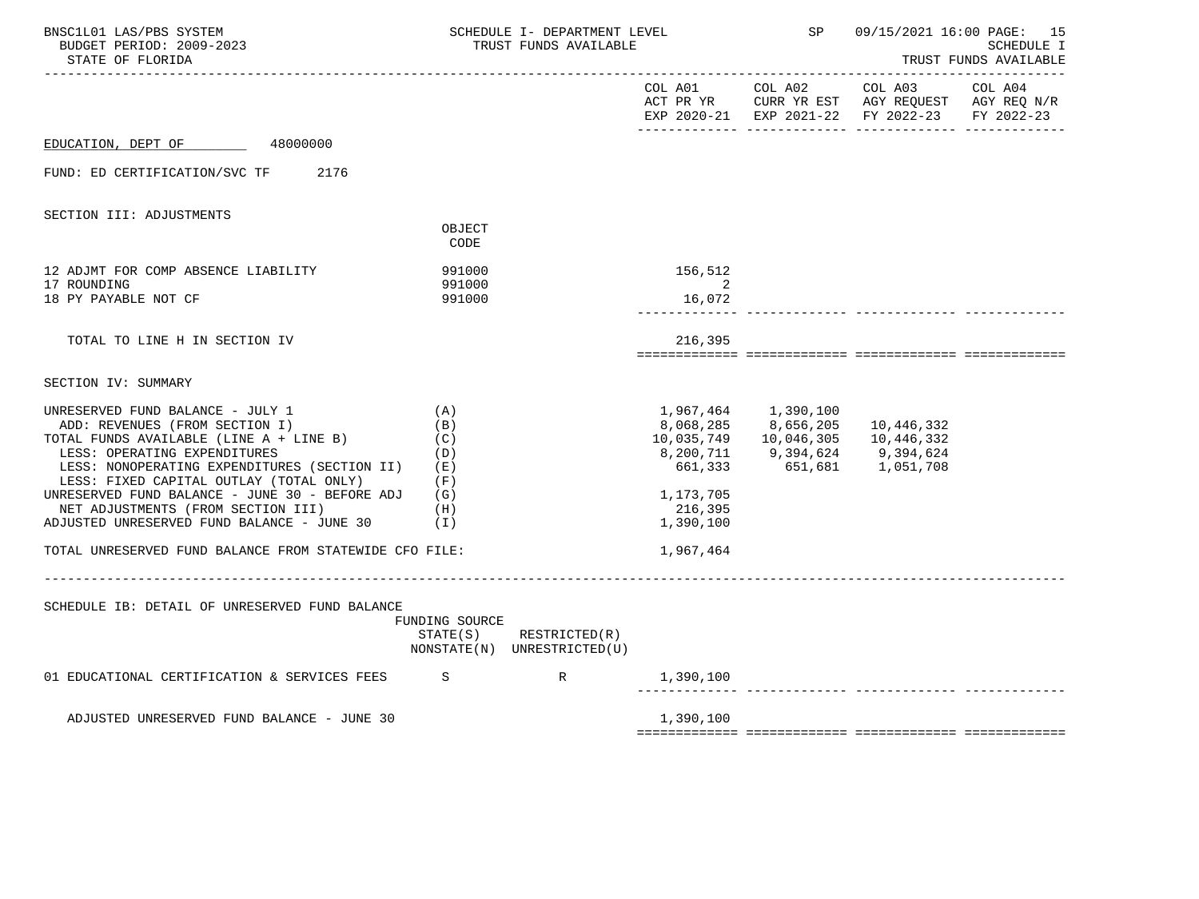EDUCATION, DEPT OF 48000000

FUND: ED CERTIFICATION/SVC TF 2176

| | | COL A01 ACT PR YR EXP 2020-21 | COL A02 CURR YR EST EXP 2021-22 | COL A03 AGY REQUEST FY 2022-23 | COL A04 AGY REQ N/R FY 2022-23 |
|---|---|---|---|---|---|
| **SECTION III: ADJUSTMENTS** | OBJECT CODE | | | | |
| 12 ADJMT FOR COMP ABSENCE LIABILITY | 991000 | 156,512 | | | |
| 17 ROUNDING | 991000 | 2 | | | |
| 18 PY PAYABLE NOT CF | 991000 | 16,072 | | | |
| TOTAL TO LINE H IN SECTION IV | | 216,395 | | | |
| **SECTION IV: SUMMARY** | | | | | |
| UNRESERVED FUND BALANCE - JULY 1 | (A) | 1,967,464 | 1,390,100 | | |
| ADD: REVENUES (FROM SECTION I) | (B) | 8,068,285 | 8,656,205 | 10,446,332 | |
| TOTAL FUNDS AVAILABLE (LINE A + LINE B) | (C) | 10,035,749 | 10,046,305 | 10,446,332 | |
| LESS: OPERATING EXPENDITURES | (D) | 8,200,711 | 9,394,624 | 9,394,624 | |
| LESS: NONOPERATING EXPENDITURES (SECTION II) | (E) | 661,333 | 651,681 | 1,051,708 | |
| LESS: FIXED CAPITAL OUTLAY (TOTAL ONLY) | (F) | | | | |
| UNRESERVED FUND BALANCE - JUNE 30 - BEFORE ADJ | (G) | 1,173,705 | | | |
| NET ADJUSTMENTS (FROM SECTION III) | (H) | 216,395 | | | |
| ADJUSTED UNRESERVED FUND BALANCE - JUNE 30 | (I) | 1,390,100 | | | |
| TOTAL UNRESERVED FUND BALANCE FROM STATEWIDE CFO FILE: | | 1,967,464 | | | |

SCHEDULE IB: DETAIL OF UNRESERVED FUND BALANCE

| | FUNDING SOURCE STATE(S) NONSTATE(N) | RESTRICTED(R) UNRESTRICTED(U) | COL A01 | COL A02 | COL A03 | COL A04 |
|---|---|---|---|---|---|---|
| 01 EDUCATIONAL CERTIFICATION & SERVICES FEES | S | R | 1,390,100 | | | |
| ADJUSTED UNRESERVED FUND BALANCE - JUNE 30 | | | 1,390,100 | | | |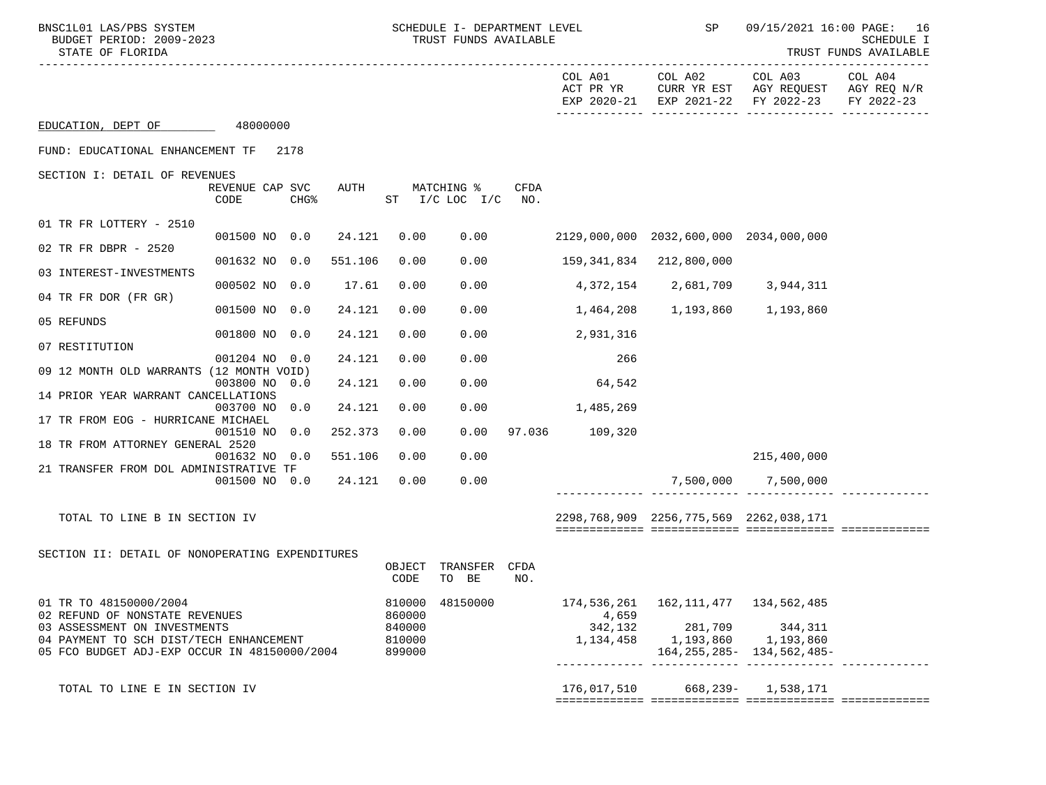EDUCATION, DEPT OF 48000000

FUND: EDUCATIONAL ENHANCEMENT TF 2178

SECTION I: DETAIL OF REVENUES

| | REVENUE CODE | CAP | SVC CHG% | AUTH | MATCHING % ST | I/C LOC | I/C | CFDA NO. | COL A01 ACT PR YR EXP 2020-21 | COL A02 CURR YR EST EXP 2021-22 | COL A03 AGY REQUEST FY 2022-23 | COL A04 AGY REQ N/R FY 2022-23 |
|---|---|---|---|---|---|---|---|---|---|---|---|---|
| 01 TR FR LOTTERY - 2510 | 001500 | NO | 0.0 | 24.121 | 0.00 | 0.00 | | | 2129,000,000 | 2032,600,000 | 2034,000,000 | |
| 02 TR FR DBPR - 2520 | 001632 | NO | 0.0 | 551.106 | 0.00 | 0.00 | | | 159,341,834 | 212,800,000 | | |
| 03 INTEREST-INVESTMENTS | 000502 | NO | 0.0 | 17.61 | 0.00 | 0.00 | | | 4,372,154 | 2,681,709 | 3,944,311 | |
| 04 TR FR DOR (FR GR) | 001500 | NO | 0.0 | 24.121 | 0.00 | 0.00 | | | 1,464,208 | 1,193,860 | 1,193,860 | |
| 05 REFUNDS | 001800 | NO | 0.0 | 24.121 | 0.00 | 0.00 | | | 2,931,316 | | | |
| 07 RESTITUTION | 001204 | NO | 0.0 | 24.121 | 0.00 | 0.00 | | | 266 | | | |
| 09 12 MONTH OLD WARRANTS (12 MONTH VOID) | 003800 | NO | 0.0 | 24.121 | 0.00 | 0.00 | | | 64,542 | | | |
| 14 PRIOR YEAR WARRANT CANCELLATIONS | 003700 | NO | 0.0 | 24.121 | 0.00 | 0.00 | | | 1,485,269 | | | |
| 17 TR FROM EOG - HURRICANE MICHAEL | 001510 | NO | 0.0 | 252.373 | 0.00 | 0.00 | | 97.036 | 109,320 | | | |
| 18 TR FROM ATTORNEY GENERAL 2520 | 001632 | NO | 0.0 | 551.106 | 0.00 | 0.00 | | | | | 215,400,000 | |
| 21 TRANSFER FROM DOL ADMINISTRATIVE TF | 001500 | NO | 0.0 | 24.121 | 0.00 | 0.00 | | | | 7,500,000 | 7,500,000 | |
| TOTAL TO LINE B IN SECTION IV | | | | | | | | | 2298,768,909 | 2256,775,569 | 2262,038,171 | |

SECTION II: DETAIL OF NONOPERATING EXPENDITURES

| | OBJECT CODE | TRANSFER TO BE | CFDA NO. | COL A01 | COL A02 | COL A03 | COL A04 |
|---|---|---|---|---|---|---|---|
| 01 TR TO 48150000/2004 | 810000 | 48150000 | | 174,536,261 | 162,111,477 | 134,562,485 | |
| 02 REFUND OF NONSTATE REVENUES | 860000 | | | 4,659 | | | |
| 03 ASSESSMENT ON INVESTMENTS | 840000 | | | 342,132 | 281,709 | 344,311 | |
| 04 PAYMENT TO SCH DIST/TECH ENHANCEMENT | 810000 | | | 1,134,458 | 1,193,860 | 1,193,860 | |
| 05 FCO BUDGET ADJ-EXP OCCUR IN 48150000/2004 | 899000 | | | | 164,255,285- | 134,562,485- | |
| TOTAL TO LINE E IN SECTION IV | | | | 176,017,510 | 668,239- | 1,538,171 | |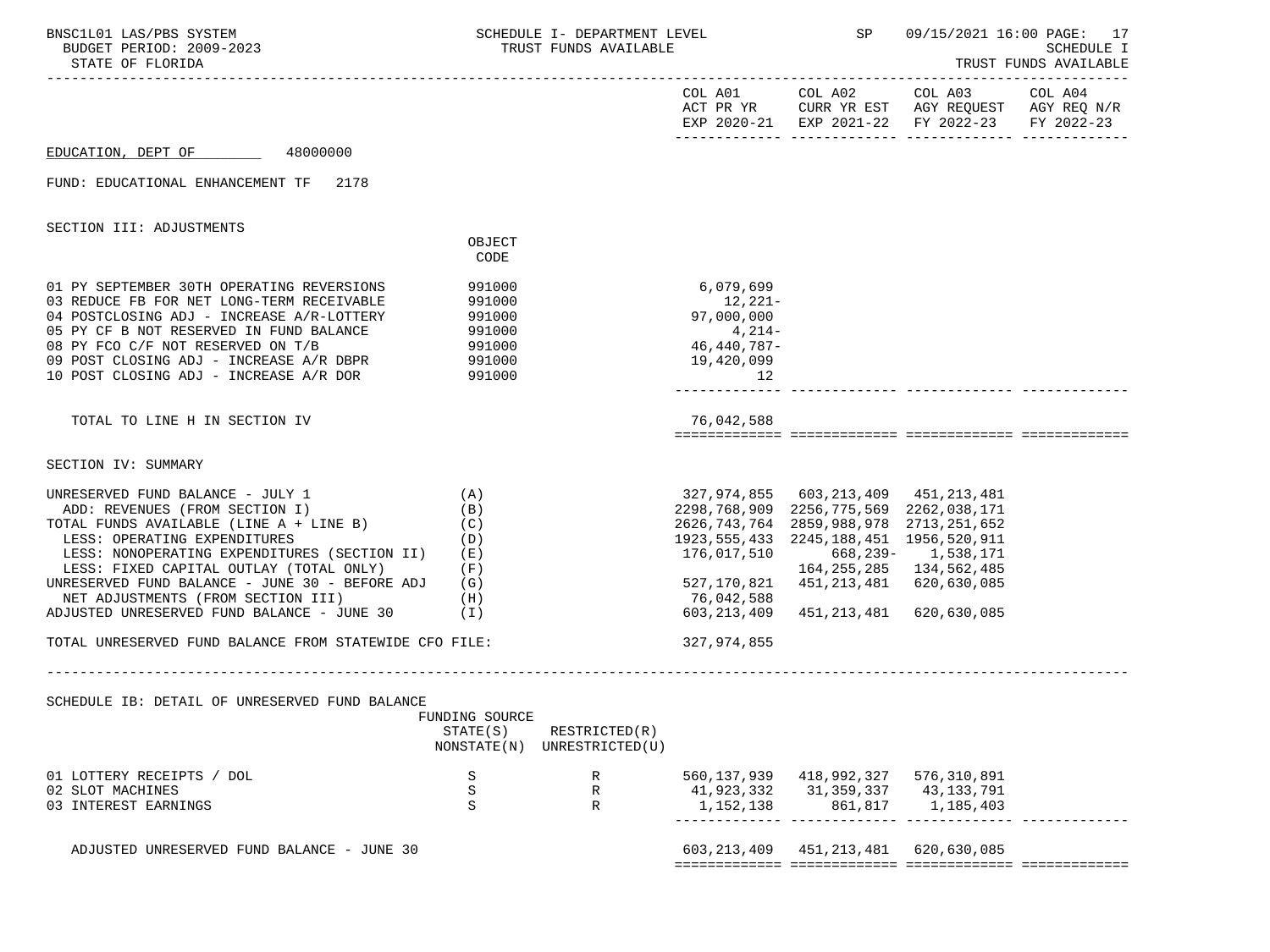EDUCATION, DEPT OF 48000000

FUND: EDUCATIONAL ENHANCEMENT TF 2178

SECTION III: ADJUSTMENTS

| | OBJECT CODE | COL A01 ACT PR YR EXP 2020-21 | COL A02 CURR YR EST EXP 2021-22 | COL A03 AGY REQUEST FY 2022-23 | COL A04 AGY REQ N/R FY 2022-23 |
|---|---|---|---|---|---|
| 01 PY SEPTEMBER 30TH OPERATING REVERSIONS | 991000 | 6,079,699 | | | |
| 03 REDUCE FB FOR NET LONG-TERM RECEIVABLE | 991000 | 12,221- | | | |
| 04 POSTCLOSING ADJ - INCREASE A/R-LOTTERY | 991000 | 97,000,000 | | | |
| 05 PY CF B NOT RESERVED IN FUND BALANCE | 991000 | 4,214- | | | |
| 08 PY FCO C/F NOT RESERVED ON T/B | 991000 | 46,440,787- | | | |
| 09 POST CLOSING ADJ - INCREASE A/R DBPR | 991000 | 19,420,099 | | | |
| 10 POST CLOSING ADJ - INCREASE A/R DOR | 991000 | 12 | | | |
| TOTAL TO LINE H IN SECTION IV | | 76,042,588 | | | |

SECTION IV: SUMMARY

| | | COL A01 | COL A02 | COL A03 | COL A04 |
|---|---|---|---|---|---|
| UNRESERVED FUND BALANCE - JULY 1 | (A) | 327,974,855 | 603,213,409 | 451,213,481 | |
| ADD: REVENUES (FROM SECTION I) | (B) | 2298,768,909 | 2256,775,569 | 2262,038,171 | |
| TOTAL FUNDS AVAILABLE (LINE A + LINE B) | (C) | 2626,743,764 | 2859,988,978 | 2713,251,652 | |
| LESS: OPERATING EXPENDITURES | (D) | 1923,555,433 | 2245,188,451 | 1956,520,911 | |
| LESS: NONOPERATING EXPENDITURES (SECTION II) | (E) | 176,017,510 | 668,239- | 1,538,171 | |
| LESS: FIXED CAPITAL OUTLAY (TOTAL ONLY) | (F) | | 164,255,285 | 134,562,485 | |
| UNRESERVED FUND BALANCE - JUNE 30 - BEFORE ADJ | (G) | 527,170,821 | 451,213,481 | 620,630,085 | |
| NET ADJUSTMENTS (FROM SECTION III) | (H) | 76,042,588 | | | |
| ADJUSTED UNRESERVED FUND BALANCE - JUNE 30 | (I) | 603,213,409 | 451,213,481 | 620,630,085 | |
| TOTAL UNRESERVED FUND BALANCE FROM STATEWIDE CFO FILE: | | 327,974,855 | | | |

SCHEDULE IB: DETAIL OF UNRESERVED FUND BALANCE

| | FUNDING SOURCE STATE(S) NONSTATE(N) | RESTRICTED(R) UNRESTRICTED(U) | COL A01 | COL A02 | COL A03 | COL A04 |
|---|---|---|---|---|---|---|
| 01 LOTTERY RECEIPTS / DOL | S | R | 560,137,939 | 418,992,327 | 576,310,891 | |
| 02 SLOT MACHINES | S | R | 41,923,332 | 31,359,337 | 43,133,791 | |
| 03 INTEREST EARNINGS | S | R | 1,152,138 | 861,817 | 1,185,403 | |
| ADJUSTED UNRESERVED FUND BALANCE - JUNE 30 | | | 603,213,409 | 451,213,481 | 620,630,085 | |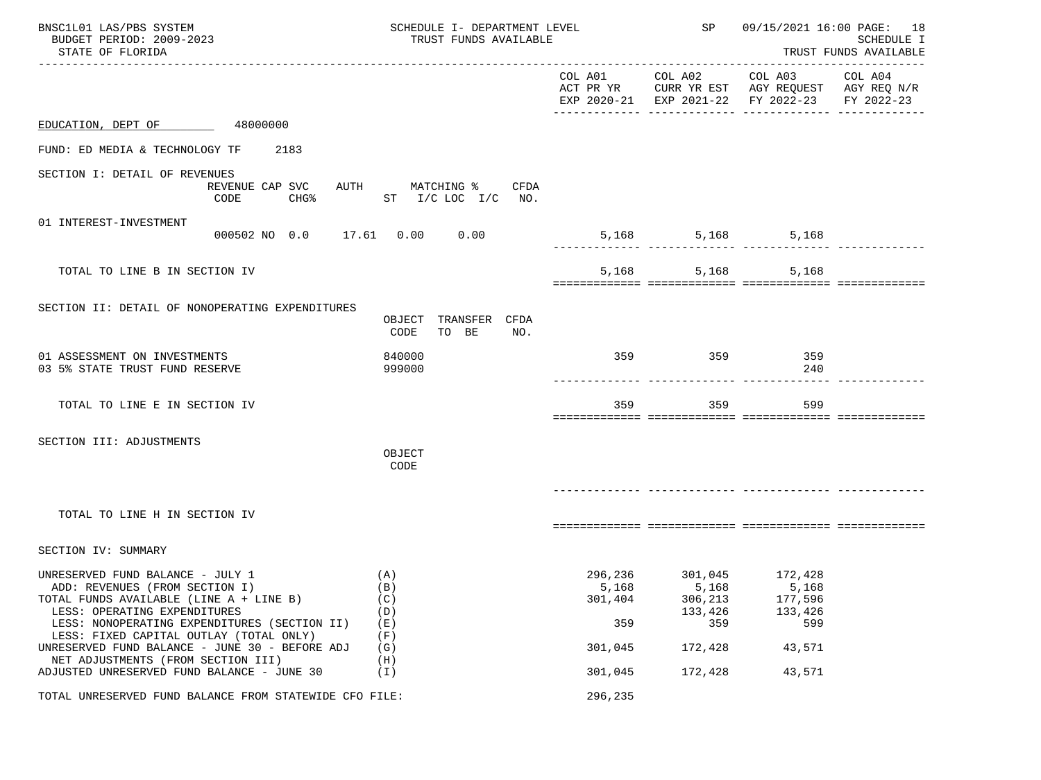BNSC1L01 LAS/PBS SYSTEM — SCHEDULE I- DEPARTMENT LEVEL — SP 09/15/2021 16:00

BUDGET PERIOD: 2009-2023 — TRUST FUNDS AVAILABLE — SCHEDULE I

STATE OF FLORIDA — TRUST FUNDS AVAILABLE

**EDUCATION, DEPT OF — 48000000**

**FUND: ED MEDIA & TECHNOLOGY TF — 2183**

## SECTION I: DETAIL OF REVENUES

| | REVENUE CODE | CAP SVC CHG% | AUTH ST | MATCHING % I/C LOC | I/C | CFDA NO. | COL A01 ACT PR YR EXP 2020-21 | COL A02 CURR YR EST EXP 2021-22 | COL A03 AGY REQUEST FY 2022-23 | COL A04 AGY REQ N/R FY 2022-23 |
|---|---|---|---|---|---|---|---|---|---|---|
| 01 INTEREST-INVESTMENT | 000502 | NO 0.0 | 17.61 | 0.00 | 0.00 | | 5,168 | 5,168 | 5,168 | |
| TOTAL TO LINE B IN SECTION IV | | | | | | | 5,168 | 5,168 | 5,168 | |

## SECTION II: DETAIL OF NONOPERATING EXPENDITURES

| | OBJECT CODE | TRANSFER TO BE | CFDA NO. | COL A01 ACT PR YR EXP 2020-21 | COL A02 CURR YR EST EXP 2021-22 | COL A03 AGY REQUEST FY 2022-23 | COL A04 AGY REQ N/R FY 2022-23 |
|---|---|---|---|---|---|---|---|
| 01 ASSESSMENT ON INVESTMENTS | 840000 | | | 359 | 359 | 359 | |
| 03 5% STATE TRUST FUND RESERVE | 999000 | | | | | 240 | |
| TOTAL TO LINE E IN SECTION IV | | | | 359 | 359 | 599 | |

## SECTION III: ADJUSTMENTS

| | OBJECT CODE | COL A01 | COL A02 | COL A03 | COL A04 |
|---|---|---|---|---|---|
| TOTAL TO LINE H IN SECTION IV | | | | | |

## SECTION IV: SUMMARY

| | | COL A01 ACT PR YR EXP 2020-21 | COL A02 CURR YR EST EXP 2021-22 | COL A03 AGY REQUEST FY 2022-23 | COL A04 AGY REQ N/R FY 2022-23 |
|---|---|---|---|---|---|
| UNRESERVED FUND BALANCE - JULY 1 | (A) | 296,236 | 301,045 | 172,428 | |
| ADD: REVENUES (FROM SECTION I) | (B) | 5,168 | 5,168 | 5,168 | |
| TOTAL FUNDS AVAILABLE (LINE A + LINE B) | (C) | 301,404 | 306,213 | 177,596 | |
| LESS: OPERATING EXPENDITURES | (D) | | 133,426 | 133,426 | |
| LESS: NONOPERATING EXPENDITURES (SECTION II) | (E) | 359 | 359 | 599 | |
| LESS: FIXED CAPITAL OUTLAY (TOTAL ONLY) | (F) | | | | |
| UNRESERVED FUND BALANCE - JUNE 30 - BEFORE ADJ | (G) | 301,045 | 172,428 | 43,571 | |
| NET ADJUSTMENTS (FROM SECTION III) | (H) | | | | |
| ADJUSTED UNRESERVED FUND BALANCE - JUNE 30 | (I) | 301,045 | 172,428 | 43,571 | |
| TOTAL UNRESERVED FUND BALANCE FROM STATEWIDE CFO FILE: | | 296,235 | | | |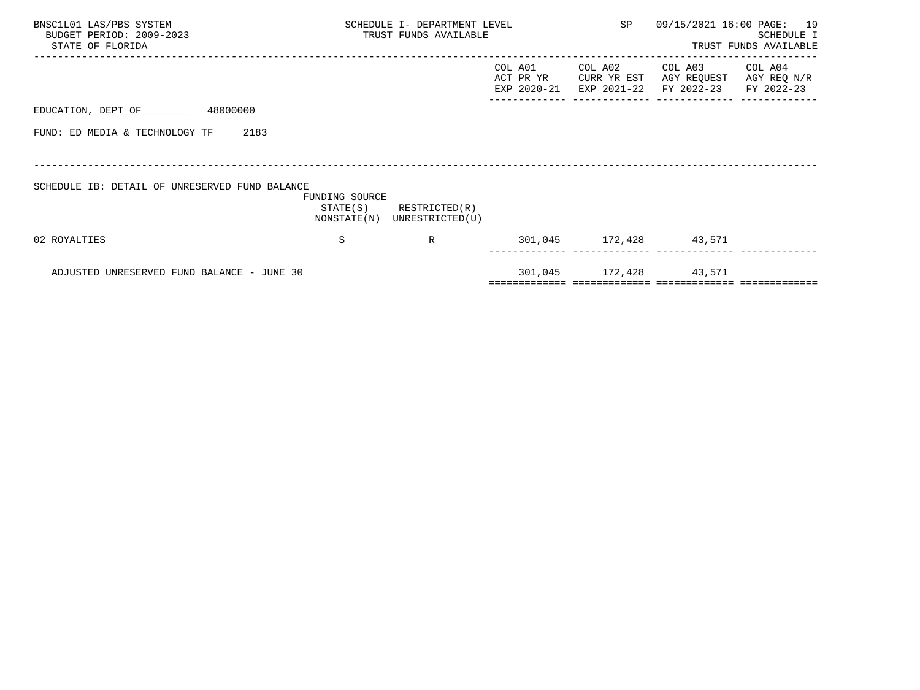BNSC1L01 LAS/PBS SYSTEM
BUDGET PERIOD: 2009-2023
STATE OF FLORIDA

SCHEDULE I- DEPARTMENT LEVEL
TRUST FUNDS AVAILABLE

SP 09/15/2021 16:00

SCHEDULE I
TRUST FUNDS AVAILABLE

EDUCATION, DEPT OF 48000000

FUND: ED MEDIA & TECHNOLOGY TF 2183

SCHEDULE IB: DETAIL OF UNRESERVED FUND BALANCE

| | FUNDING SOURCE STATE(S) NONSTATE(N) | RESTRICTED(R) UNRESTRICTED(U) | COL A01 ACT PR YR EXP 2020-21 | COL A02 CURR YR EST EXP 2021-22 | COL A03 AGY REQUEST FY 2022-23 | COL A04 AGY REQ N/R FY 2022-23 |
|---|---|---|---|---|---|---|
| 02 ROYALTIES | S | R | 301,045 | 172,428 | 43,571 | |
| ADJUSTED UNRESERVED FUND BALANCE - JUNE 30 | | | 301,045 | 172,428 | 43,571 | |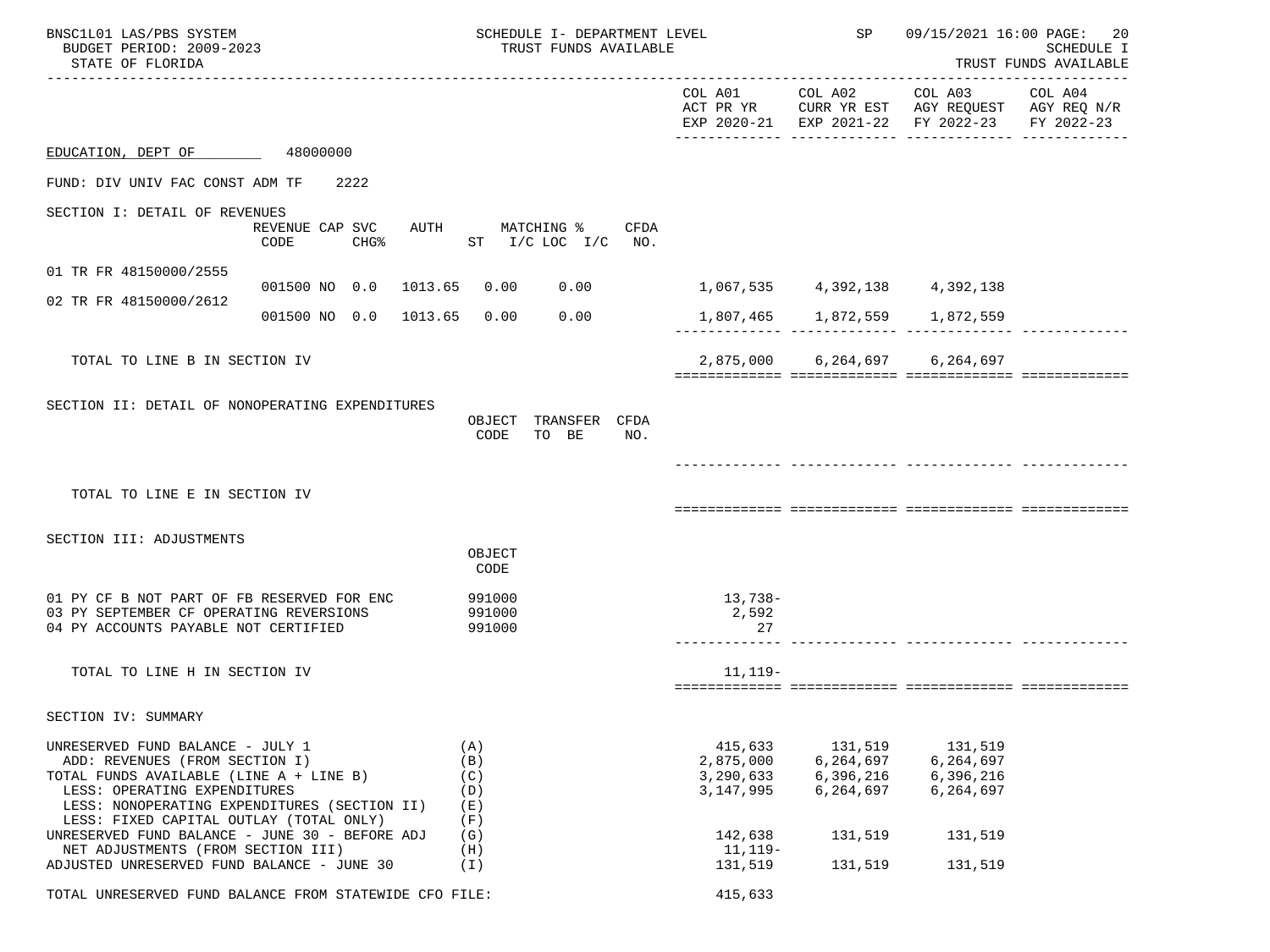BNSC1L01 LAS/PBS SYSTEM — SCHEDULE I- DEPARTMENT LEVEL — SP 09/15/2021 16:00 PAGE: 20

BUDGET PERIOD: 2009-2023 — TRUST FUNDS AVAILABLE — SCHEDULE I

STATE OF FLORIDA — TRUST FUNDS AVAILABLE

**EDUCATION, DEPT OF** 48000000

FUND: DIV UNIV FAC CONST ADM TF 2222

## SECTION I: DETAIL OF REVENUES

| | REVENUE CODE | CAP CHG% | SVC | AUTH ST | MATCHING % I/C LOC | I/C | CFDA NO. | COL A01 ACT PR YR EXP 2020-21 | COL A02 CURR YR EST EXP 2021-22 | COL A03 AGY REQUEST FY 2022-23 | COL A04 AGY REQ N/R FY 2022-23 |
|---|---|---|---|---|---|---|---|---|---|---|---|
| 01 TR FR 48150000/2555 | 001500 | NO | 0.0 | 1013.65 | 0.00 | 0.00 | | 1,067,535 | 4,392,138 | 4,392,138 | |
| 02 TR FR 48150000/2612 | 001500 | NO | 0.0 | 1013.65 | 0.00 | 0.00 | | 1,807,465 | 1,872,559 | 1,872,559 | |
| TOTAL TO LINE B IN SECTION IV | | | | | | | | 2,875,000 | 6,264,697 | 6,264,697 | |

## SECTION II: DETAIL OF NONOPERATING EXPENDITURES

| | OBJECT CODE | TRANSFER TO BE | CFDA NO. | COL A01 | COL A02 | COL A03 | COL A04 |
|---|---|---|---|---|---|---|---|
| TOTAL TO LINE E IN SECTION IV | | | | | | | |

## SECTION III: ADJUSTMENTS

| | OBJECT CODE | COL A01 | COL A02 | COL A03 | COL A04 |
|---|---|---|---|---|---|
| 01 PY CF B NOT PART OF FB RESERVED FOR ENC | 991000 | 13,738- | | | |
| 03 PY SEPTEMBER CF OPERATING REVERSIONS | 991000 | 2,592 | | | |
| 04 PY ACCOUNTS PAYABLE NOT CERTIFIED | 991000 | 27 | | | |
| TOTAL TO LINE H IN SECTION III | | 11,119- | | | |

## SECTION IV: SUMMARY

| | | COL A01 | COL A02 | COL A03 | COL A04 |
|---|---|---|---|---|---|
| UNRESERVED FUND BALANCE - JULY 1 | (A) | 415,633 | 131,519 | 131,519 | |
| ADD: REVENUES (FROM SECTION I) | (B) | 2,875,000 | 6,264,697 | 6,264,697 | |
| TOTAL FUNDS AVAILABLE (LINE A + LINE B) | (C) | 3,290,633 | 6,396,216 | 6,396,216 | |
| LESS: OPERATING EXPENDITURES | (D) | 3,147,995 | 6,264,697 | 6,264,697 | |
| LESS: NONOPERATING EXPENDITURES (SECTION II) | (E) | | | | |
| LESS: FIXED CAPITAL OUTLAY (TOTAL ONLY) | (F) | | | | |
| UNRESERVED FUND BALANCE - JUNE 30 - BEFORE ADJ | (G) | 142,638 | 131,519 | 131,519 | |
| NET ADJUSTMENTS (FROM SECTION III) | (H) | 11,119- | | | |
| ADJUSTED UNRESERVED FUND BALANCE - JUNE 30 | (I) | 131,519 | 131,519 | 131,519 | |
| TOTAL UNRESERVED FUND BALANCE FROM STATEWIDE CFO FILE: | | 415,633 | | | |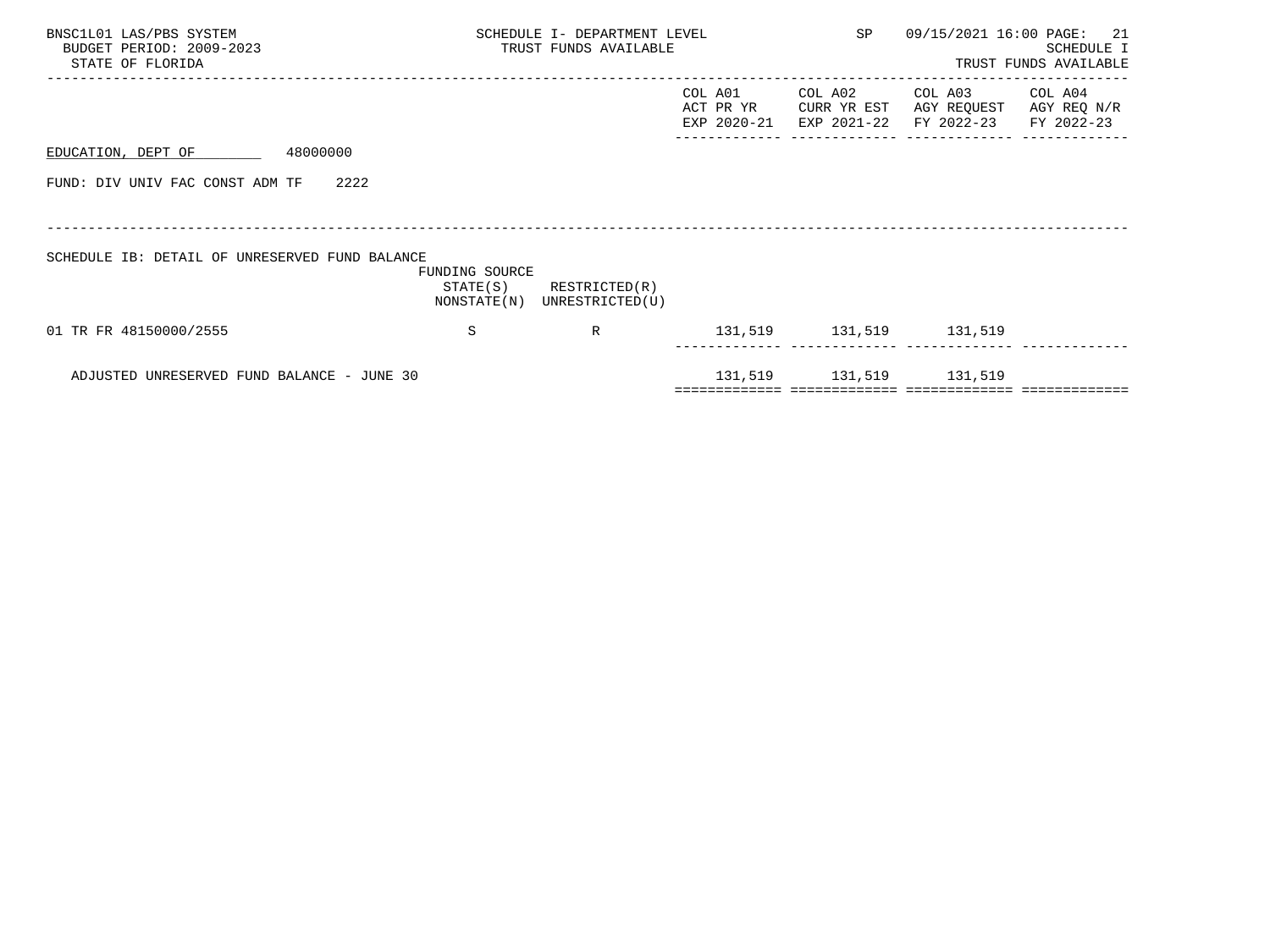BNSC1L01 LAS/PBS SYSTEM — SCHEDULE I- DEPARTMENT LEVEL — SP — 09/15/2021 16:00

BUDGET PERIOD: 2009-2023 — TRUST FUNDS AVAILABLE — SCHEDULE I

STATE OF FLORIDA — TRUST FUNDS AVAILABLE

EDUCATION, DEPT OF 48000000

FUND: DIV UNIV FAC CONST ADM TF 2222

SCHEDULE IB: DETAIL OF UNRESERVED FUND BALANCE

| | FUNDING SOURCE STATE(S) NONSTATE(N) | RESTRICTED(R) UNRESTRICTED(U) | COL A01 ACT PR YR EXP 2020-21 | COL A02 CURR YR EST EXP 2021-22 | COL A03 AGY REQUEST FY 2022-23 | COL A04 AGY REQ N/R FY 2022-23 |
|---|---|---|---|---|---|---|
| 01 TR FR 48150000/2555 | S | R | 131,519 | 131,519 | 131,519 | |
| ADJUSTED UNRESERVED FUND BALANCE - JUNE 30 | | | 131,519 | 131,519 | 131,519 | |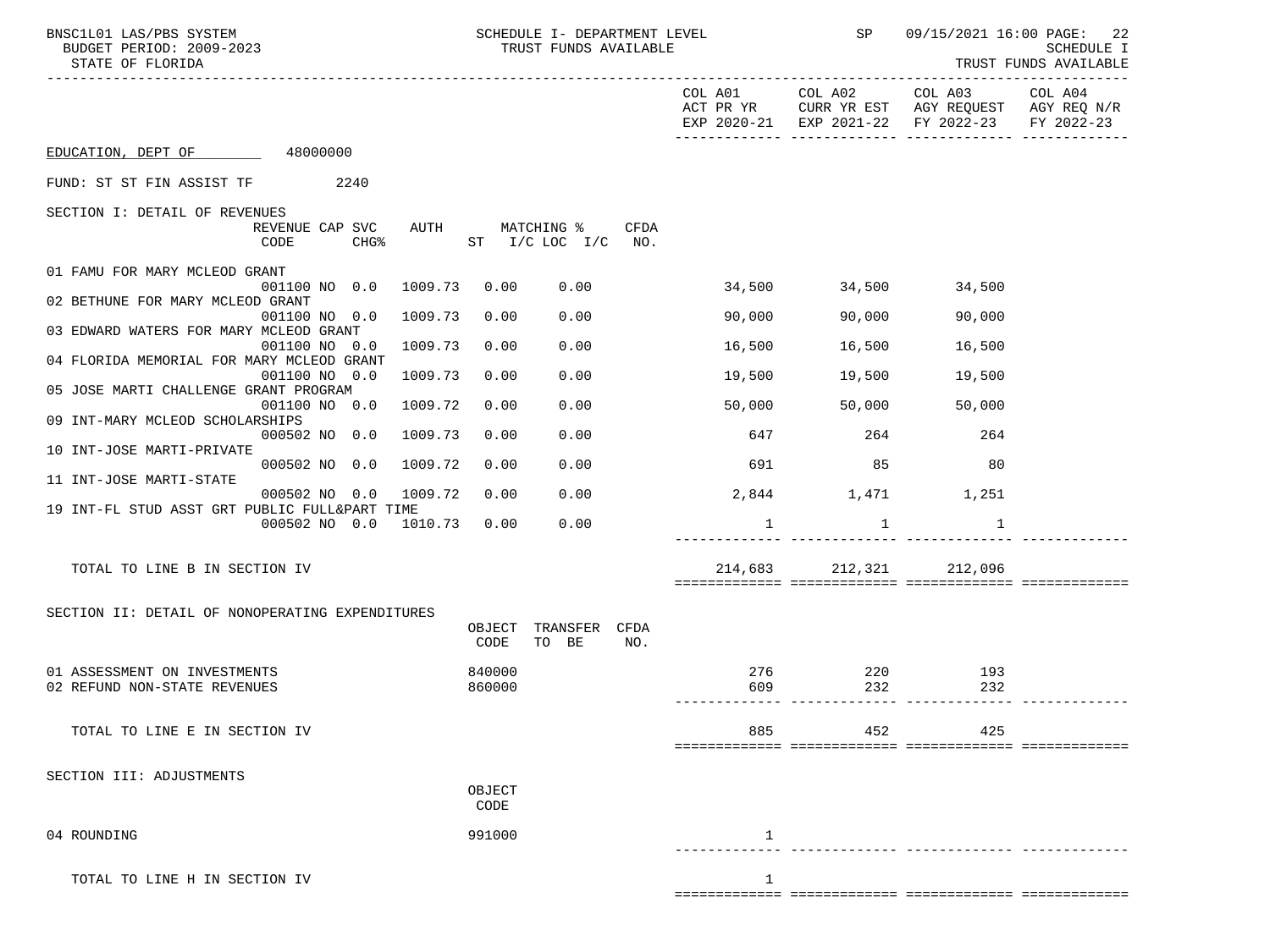BNSC1L01 LAS/PBS SYSTEM — SCHEDULE I- DEPARTMENT LEVEL — TRUST FUNDS AVAILABLE — SP 09/15/2021 16:00

BUDGET PERIOD: 2009-2023

STATE OF FLORIDA

SCHEDULE I — TRUST FUNDS AVAILABLE

EDUCATION, DEPT OF 48000000

FUND: ST ST FIN ASSIST TF 2240

## SECTION I: DETAIL OF REVENUES

| | REVENUE CODE | CAP | SVC CHG% | AUTH | MATCHING % ST | I/C LOC I/C | CFDA NO. | COL A01 ACT PR YR EXP 2020-21 | COL A02 CURR YR EST EXP 2021-22 | COL A03 AGY REQUEST FY 2022-23 | COL A04 AGY REQ N/R FY 2022-23 |
|---|---|---|---|---|---|---|---|---|---|---|---|
| 01 FAMU FOR MARY MCLEOD GRANT | 001100 | NO | 0.0 | 1009.73 | 0.00 | 0.00 | | 34,500 | 34,500 | 34,500 | |
| 02 BETHUNE FOR MARY MCLEOD GRANT | 001100 | NO | 0.0 | 1009.73 | 0.00 | 0.00 | | 90,000 | 90,000 | 90,000 | |
| 03 EDWARD WATERS FOR MARY MCLEOD GRANT | 001100 | NO | 0.0 | 1009.73 | 0.00 | 0.00 | | 16,500 | 16,500 | 16,500 | |
| 04 FLORIDA MEMORIAL FOR MARY MCLEOD GRANT | 001100 | NO | 0.0 | 1009.73 | 0.00 | 0.00 | | 19,500 | 19,500 | 19,500 | |
| 05 JOSE MARTI CHALLENGE GRANT PROGRAM | 001100 | NO | 0.0 | 1009.72 | 0.00 | 0.00 | | 50,000 | 50,000 | 50,000 | |
| 09 INT-MARY MCLEOD SCHOLARSHIPS | 000502 | NO | 0.0 | 1009.73 | 0.00 | 0.00 | | 647 | 264 | 264 | |
| 10 INT-JOSE MARTI-PRIVATE | 000502 | NO | 0.0 | 1009.72 | 0.00 | 0.00 | | 691 | 85 | 80 | |
| 11 INT-JOSE MARTI-STATE | 000502 | NO | 0.0 | 1009.72 | 0.00 | 0.00 | | 2,844 | 1,471 | 1,251 | |
| 19 INT-FL STUD ASST GRT PUBLIC FULL&PART TIME | 000502 | NO | 0.0 | 1010.73 | 0.00 | 0.00 | | 1 | 1 | 1 | |
| TOTAL TO LINE B IN SECTION IV | | | | | | | | 214,683 | 212,321 | 212,096 | |

## SECTION II: DETAIL OF NONOPERATING EXPENDITURES

| | OBJECT CODE | TRANSFER TO BE | CFDA NO. | COL A01 | COL A02 | COL A03 | COL A04 |
|---|---|---|---|---|---|---|---|
| 01 ASSESSMENT ON INVESTMENTS | 840000 | | | 276 | 220 | 193 | |
| 02 REFUND NON-STATE REVENUES | 860000 | | | 609 | 232 | 232 | |
| TOTAL TO LINE E IN SECTION IV | | | | 885 | 452 | 425 | |

## SECTION III: ADJUSTMENTS

| | OBJECT CODE | COL A01 | COL A02 | COL A03 | COL A04 |
|---|---|---|---|---|---|
| 04 ROUNDING | 991000 | 1 | | | |
| TOTAL TO LINE H IN SECTION IV | | 1 | | | |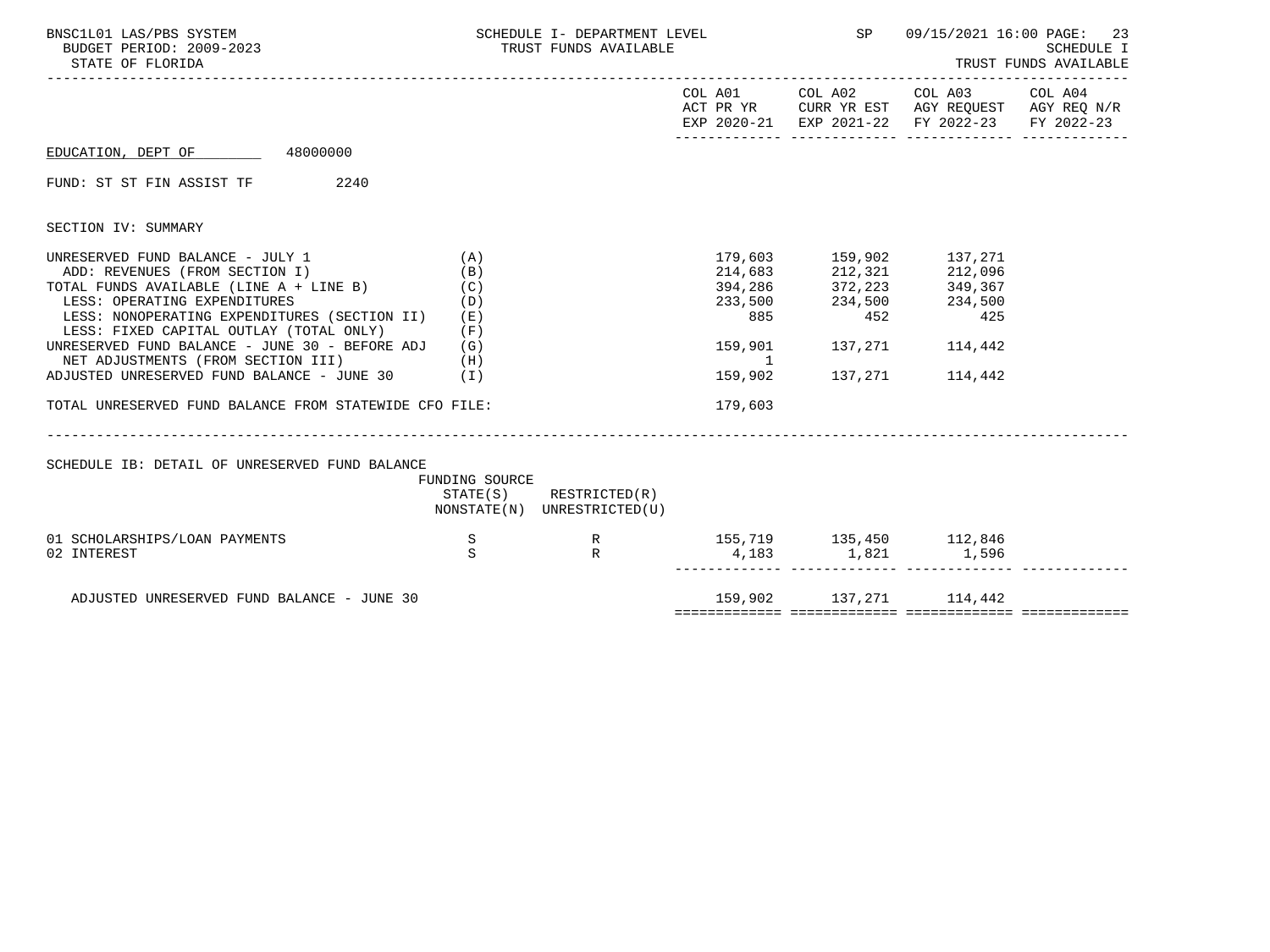BNSC1L01 LAS/PBS SYSTEM — SCHEDULE I- DEPARTMENT LEVEL — TRUST FUNDS AVAILABLE — SP 09/15/2021 16:00

BUDGET PERIOD: 2009-2023 — SCHEDULE I

STATE OF FLORIDA — TRUST FUNDS AVAILABLE

EDUCATION, DEPT OF 48000000

FUND: ST ST FIN ASSIST TF 2240

SECTION IV: SUMMARY

| | | COL A01 ACT PR YR EXP 2020-21 | COL A02 CURR YR EST EXP 2021-22 | COL A03 AGY REQUEST FY 2022-23 | COL A04 AGY REQ N/R FY 2022-23 |
|---|---|---|---|---|---|
| UNRESERVED FUND BALANCE - JULY 1 | (A) | 179,603 | 159,902 | 137,271 | |
| ADD: REVENUES (FROM SECTION I) | (B) | 214,683 | 212,321 | 212,096 | |
| TOTAL FUNDS AVAILABLE (LINE A + LINE B) | (C) | 394,286 | 372,223 | 349,367 | |
| LESS: OPERATING EXPENDITURES | (D) | 233,500 | 234,500 | 234,500 | |
| LESS: NONOPERATING EXPENDITURES (SECTION II) | (E) | 885 | 452 | 425 | |
| LESS: FIXED CAPITAL OUTLAY (TOTAL ONLY) | (F) | | | | |
| UNRESERVED FUND BALANCE - JUNE 30 - BEFORE ADJ | (G) | 159,901 | 137,271 | 114,442 | |
| NET ADJUSTMENTS (FROM SECTION III) | (H) | 1 | | | |
| ADJUSTED UNRESERVED FUND BALANCE - JUNE 30 | (I) | 159,902 | 137,271 | 114,442 | |
| TOTAL UNRESERVED FUND BALANCE FROM STATEWIDE CFO FILE: | | 179,603 | | | |

SCHEDULE IB: DETAIL OF UNRESERVED FUND BALANCE

| | FUNDING SOURCE STATE(S) NONSTATE(N) | RESTRICTED(R) UNRESTRICTED(U) | COL A01 | COL A02 | COL A03 | COL A04 |
|---|---|---|---|---|---|---|
| 01 SCHOLARSHIPS/LOAN PAYMENTS | S | R | 155,719 | 135,450 | 112,846 | |
| 02 INTEREST | S | R | 4,183 | 1,821 | 1,596 | |
| ADJUSTED UNRESERVED FUND BALANCE - JUNE 30 | | | 159,902 | 137,271 | 114,442 | |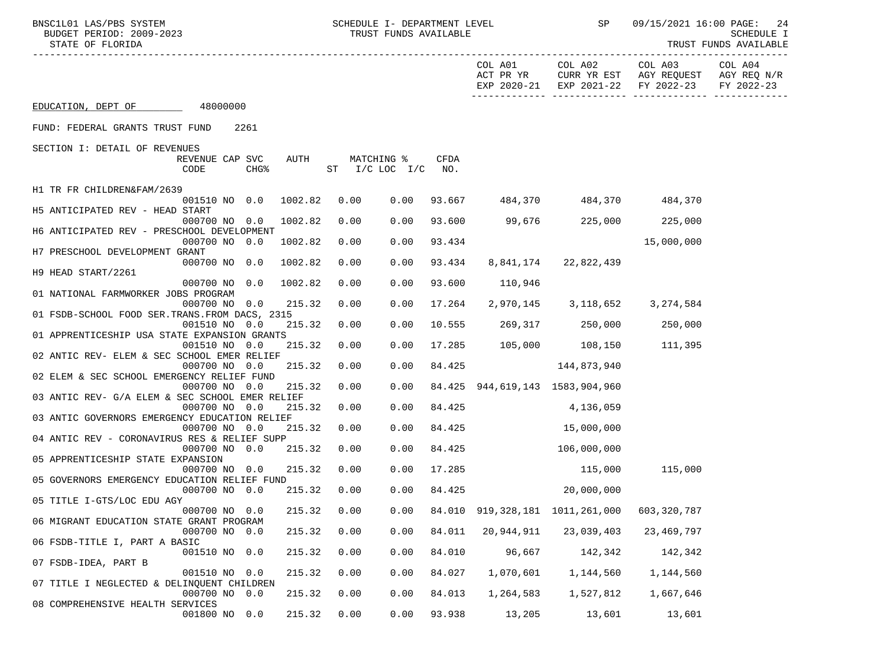EDUCATION, DEPT OF 48000000

FUND: FEDERAL GRANTS TRUST FUND 2261

SECTION I: DETAIL OF REVENUES

| Description | REVENUE CODE | CAP CHG% | SVC | AUTH | ST MATCHING % | I/C LOC | I/C | CFDA NO. | COL A01 ACT PR YR EXP 2020-21 | COL A02 CURR YR EST EXP 2021-22 | COL A03 AGY REQUEST FY 2022-23 | COL A04 AGY REQ N/R FY 2022-23 |
|---|---|---|---|---|---|---|---|---|---|---|---|---|
| H1 TR FR CHILDREN&FAM/2639 | 001510 | NO | 0.0 | 1002.82 | 0.00 | 0.00 | | 93.667 | 484,370 | 484,370 | 484,370 | |
| H5 ANTICIPATED REV - HEAD START | 000700 | NO | 0.0 | 1002.82 | 0.00 | 0.00 | | 93.600 | 99,676 | 225,000 | 225,000 | |
| H6 ANTICIPATED REV - PRESCHOOL DEVELOPMENT | 000700 | NO | 0.0 | 1002.82 | 0.00 | 0.00 | | 93.434 | | | 15,000,000 | |
| H7 PRESCHOOL DEVELOPMENT GRANT | 000700 | NO | 0.0 | 1002.82 | 0.00 | 0.00 | | 93.434 | 8,841,174 | 22,822,439 | | |
| H9 HEAD START/2261 | 000700 | NO | 0.0 | 1002.82 | 0.00 | 0.00 | | 93.600 | 110,946 | | | |
| 01 NATIONAL FARMWORKER JOBS PROGRAM | 000700 | NO | 0.0 | 215.32 | 0.00 | 0.00 | | 17.264 | 2,970,145 | 3,118,652 | 3,274,584 | |
| 01 FSDB-SCHOOL FOOD SER.TRANS.FROM DACS, 2315 | 001510 | NO | 0.0 | 215.32 | 0.00 | 0.00 | | 10.555 | 269,317 | 250,000 | 250,000 | |
| 01 APPRENTICESHIP USA STATE EXPANSION GRANTS | 001510 | NO | 0.0 | 215.32 | 0.00 | 0.00 | | 17.285 | 105,000 | 108,150 | 111,395 | |
| 02 ANTIC REV- ELEM & SEC SCHOOL EMER RELIEF | 000700 | NO | 0.0 | 215.32 | 0.00 | 0.00 | | 84.425 | | 144,873,940 | | |
| 02 ELEM & SEC SCHOOL EMERGENCY RELIEF FUND | 000700 | NO | 0.0 | 215.32 | 0.00 | 0.00 | | 84.425 | 944,619,143 | 1583,904,960 | | |
| 03 ANTIC REV- G/A ELEM & SEC SCHOOL EMER RELIEF | 000700 | NO | 0.0 | 215.32 | 0.00 | 0.00 | | 84.425 | | 4,136,059 | | |
| 03 ANTIC GOVERNORS EMERGENCY EDUCATION RELIEF | 000700 | NO | 0.0 | 215.32 | 0.00 | 0.00 | | 84.425 | | 15,000,000 | | |
| 04 ANTIC REV - CORONAVIRUS RES & RELIEF SUPP | 000700 | NO | 0.0 | 215.32 | 0.00 | 0.00 | | 84.425 | | 106,000,000 | | |
| 05 APPRENTICESHIP STATE EXPANSION | 000700 | NO | 0.0 | 215.32 | 0.00 | 0.00 | | 17.285 | | 115,000 | 115,000 | |
| 05 GOVERNORS EMERGENCY EDUCATION RELIEF FUND | 000700 | NO | 0.0 | 215.32 | 0.00 | 0.00 | | 84.425 | | 20,000,000 | | |
| 05 TITLE I-GTS/LOC EDU AGY | 000700 | NO | 0.0 | 215.32 | 0.00 | 0.00 | | 84.010 | 919,328,181 | 1011,261,000 | 603,320,787 | |
| 06 MIGRANT EDUCATION STATE GRANT PROGRAM | 000700 | NO | 0.0 | 215.32 | 0.00 | 0.00 | | 84.011 | 20,944,911 | 23,039,403 | 23,469,797 | |
| 06 FSDB-TITLE I, PART A BASIC | 001510 | NO | 0.0 | 215.32 | 0.00 | 0.00 | | 84.010 | 96,667 | 142,342 | 142,342 | |
| 07 FSDB-IDEA, PART B | 001510 | NO | 0.0 | 215.32 | 0.00 | 0.00 | | 84.027 | 1,070,601 | 1,144,560 | 1,144,560 | |
| 07 TITLE I NEGLECTED & DELINQUENT CHILDREN | 000700 | NO | 0.0 | 215.32 | 0.00 | 0.00 | | 84.013 | 1,264,583 | 1,527,812 | 1,667,646 | |
| 08 COMPREHENSIVE HEALTH SERVICES | 001800 | NO | 0.0 | 215.32 | 0.00 | 0.00 | | 93.938 | 13,205 | 13,601 | 13,601 | |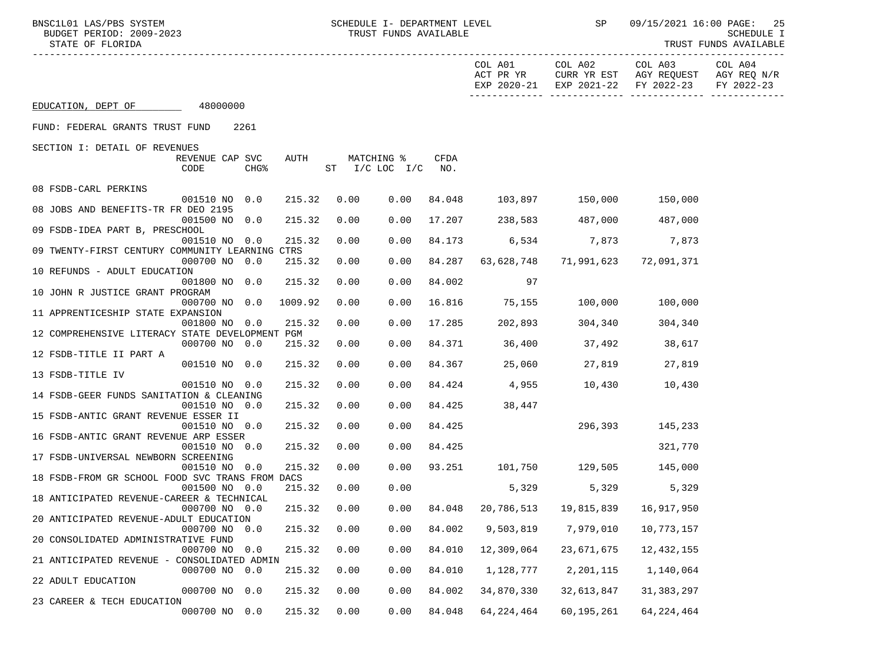SCHEDULE I- DEPARTMENT LEVEL
TRUST FUNDS AVAILABLE

BUDGET PERIOD: 2009-2023
STATE OF FLORIDA

EDUCATION, DEPT OF 48000000

FUND: FEDERAL GRANTS TRUST FUND 2261

SECTION I: DETAIL OF REVENUES

| Description | REVENUE CODE | CAP | SVC CHG% | AUTH | MATCHING % ST | I/C LOC I/C | CFDA NO. | COL A01 ACT PR YR EXP 2020-21 | COL A02 CURR YR EST EXP 2021-22 | COL A03 AGY REQUEST FY 2022-23 | COL A04 AGY REQ N/R FY 2022-23 |
|---|---|---|---|---|---|---|---|---|---|---|---|
| 08 FSDB-CARL PERKINS | 001510 | NO | 0.0 | 215.32 | 0.00 | 0.00 | 84.048 | 103,897 | 150,000 | 150,000 | |
| 08 JOBS AND BENEFITS-TR FR DEO 2195 | 001500 | NO | 0.0 | 215.32 | 0.00 | 0.00 | 17.207 | 238,583 | 487,000 | 487,000 | |
| 09 FSDB-IDEA PART B, PRESCHOOL | 001510 | NO | 0.0 | 215.32 | 0.00 | 0.00 | 84.173 | 6,534 | 7,873 | 7,873 | |
| 09 TWENTY-FIRST CENTURY COMMUNITY LEARNING CTRS | 000700 | NO | 0.0 | 215.32 | 0.00 | 0.00 | 84.287 | 63,628,748 | 71,991,623 | 72,091,371 | |
| 10 REFUNDS - ADULT EDUCATION | 001800 | NO | 0.0 | 215.32 | 0.00 | 0.00 | 84.002 | 97 | | | |
| 10 JOHN R JUSTICE GRANT PROGRAM | 000700 | NO | 0.0 | 1009.92 | 0.00 | 0.00 | 16.816 | 75,155 | 100,000 | 100,000 | |
| 11 APPRENTICESHIP STATE EXPANSION | 001800 | NO | 0.0 | 215.32 | 0.00 | 0.00 | 17.285 | 202,893 | 304,340 | 304,340 | |
| 12 COMPREHENSIVE LITERACY STATE DEVELOPMENT PGM | 000700 | NO | 0.0 | 215.32 | 0.00 | 0.00 | 84.371 | 36,400 | 37,492 | 38,617 | |
| 12 FSDB-TITLE II PART A | 001510 | NO | 0.0 | 215.32 | 0.00 | 0.00 | 84.367 | 25,060 | 27,819 | 27,819 | |
| 13 FSDB-TITLE IV | 001510 | NO | 0.0 | 215.32 | 0.00 | 0.00 | 84.424 | 4,955 | 10,430 | 10,430 | |
| 14 FSDB-GEER FUNDS SANITATION & CLEANING | 001510 | NO | 0.0 | 215.32 | 0.00 | 0.00 | 84.425 | 38,447 | | | |
| 15 FSDB-ANTIC GRANT REVENUE ESSER II | 001510 | NO | 0.0 | 215.32 | 0.00 | 0.00 | 84.425 | | 296,393 | 145,233 | |
| 16 FSDB-ANTIC GRANT REVENUE ARP ESSER | 001510 | NO | 0.0 | 215.32 | 0.00 | 0.00 | 84.425 | | | 321,770 | |
| 17 FSDB-UNIVERSAL NEWBORN SCREENING | 001510 | NO | 0.0 | 215.32 | 0.00 | 0.00 | 93.251 | 101,750 | 129,505 | 145,000 | |
| 18 FSDB-FROM GR SCHOOL FOOD SVC TRANS FROM DACS | 001500 | NO | 0.0 | 215.32 | 0.00 | 0.00 | | 5,329 | 5,329 | 5,329 | |
| 18 ANTICIPATED REVENUE-CAREER & TECHNICAL | 000700 | NO | 0.0 | 215.32 | 0.00 | 0.00 | 84.048 | 20,786,513 | 19,815,839 | 16,917,950 | |
| 20 ANTICIPATED REVENUE-ADULT EDUCATION | 000700 | NO | 0.0 | 215.32 | 0.00 | 0.00 | 84.002 | 9,503,819 | 7,979,010 | 10,773,157 | |
| 20 CONSOLIDATED ADMINISTRATIVE FUND | 000700 | NO | 0.0 | 215.32 | 0.00 | 0.00 | 84.010 | 12,309,064 | 23,671,675 | 12,432,155 | |
| 21 ANTICIPATED REVENUE - CONSOLIDATED ADMIN | 000700 | NO | 0.0 | 215.32 | 0.00 | 0.00 | 84.010 | 1,128,777 | 2,201,115 | 1,140,064 | |
| 22 ADULT EDUCATION | 000700 | NO | 0.0 | 215.32 | 0.00 | 0.00 | 84.002 | 34,870,330 | 32,613,847 | 31,383,297 | |
| 23 CAREER & TECH EDUCATION | 000700 | NO | 0.0 | 215.32 | 0.00 | 0.00 | 84.048 | 64,224,464 | 60,195,261 | 64,224,464 | |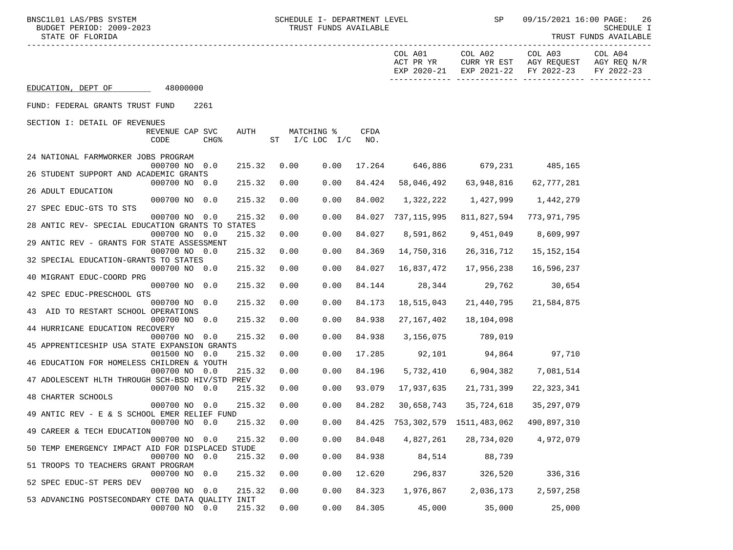EDUCATION, DEPT OF 48000000

FUND: FEDERAL GRANTS TRUST FUND 2261

SECTION I: DETAIL OF REVENUES

| | REVENUE CODE | CAP CHG% | SVC | AUTH | MATCHING % ST | I/C LOC | I/C | CFDA NO. | COL A01 ACT PR YR EXP 2020-21 | COL A02 CURR YR EST EXP 2021-22 | COL A03 AGY REQUEST FY 2022-23 | COL A04 AGY REQ N/R FY 2022-23 |
|---|---|---|---|---|---|---|---|---|---|---|---|---|
| 24 NATIONAL FARMWORKER JOBS PROGRAM | 000700 | NO | 0.0 | 215.32 | 0.00 | 0.00 | | 17.264 | 646,886 | 679,231 | 485,165 | |
| 26 STUDENT SUPPORT AND ACADEMIC GRANTS | 000700 | NO | 0.0 | 215.32 | 0.00 | 0.00 | | 84.424 | 58,046,492 | 63,948,816 | 62,777,281 | |
| 26 ADULT EDUCATION | 000700 | NO | 0.0 | 215.32 | 0.00 | 0.00 | | 84.002 | 1,322,222 | 1,427,999 | 1,442,279 | |
| 27 SPEC EDUC-GTS TO STS | 000700 | NO | 0.0 | 215.32 | 0.00 | 0.00 | | 84.027 | 737,115,995 | 811,827,594 | 773,971,795 | |
| 28 ANTIC REV- SPECIAL EDUCATION GRANTS TO STATES | 000700 | NO | 0.0 | 215.32 | 0.00 | 0.00 | | 84.027 | 8,591,862 | 9,451,049 | 8,609,997 | |
| 29 ANTIC REV - GRANTS FOR STATE ASSESSMENT | 000700 | NO | 0.0 | 215.32 | 0.00 | 0.00 | | 84.369 | 14,750,316 | 26,316,712 | 15,152,154 | |
| 32 SPECIAL EDUCATION-GRANTS TO STATES | 000700 | NO | 0.0 | 215.32 | 0.00 | 0.00 | | 84.027 | 16,837,472 | 17,956,238 | 16,596,237 | |
| 40 MIGRANT EDUC-COORD PRG | 000700 | NO | 0.0 | 215.32 | 0.00 | 0.00 | | 84.144 | 28,344 | 29,762 | 30,654 | |
| 42 SPEC EDUC-PRESCHOOL GTS | 000700 | NO | 0.0 | 215.32 | 0.00 | 0.00 | | 84.173 | 18,515,043 | 21,440,795 | 21,584,875 | |
| 43 AID TO RESTART SCHOOL OPERATIONS | 000700 | NO | 0.0 | 215.32 | 0.00 | 0.00 | | 84.938 | 27,167,402 | 18,104,098 | | |
| 44 HURRICANE EDUCATION RECOVERY | 000700 | NO | 0.0 | 215.32 | 0.00 | 0.00 | | 84.938 | 3,156,075 | 789,019 | | |
| 45 APPRENTICESHIP USA STATE EXPANSION GRANTS | 001500 | NO | 0.0 | 215.32 | 0.00 | 0.00 | | 17.285 | 92,101 | 94,864 | 97,710 | |
| 46 EDUCATION FOR HOMELESS CHILDREN & YOUTH | 000700 | NO | 0.0 | 215.32 | 0.00 | 0.00 | | 84.196 | 5,732,410 | 6,904,382 | 7,081,514 | |
| 47 ADOLESCENT HLTH THROUGH SCH-BSD HIV/STD PREV | 000700 | NO | 0.0 | 215.32 | 0.00 | 0.00 | | 93.079 | 17,937,635 | 21,731,399 | 22,323,341 | |
| 48 CHARTER SCHOOLS | 000700 | NO | 0.0 | 215.32 | 0.00 | 0.00 | | 84.282 | 30,658,743 | 35,724,618 | 35,297,079 | |
| 49 ANTIC REV - E & S SCHOOL EMER RELIEF FUND | 000700 | NO | 0.0 | 215.32 | 0.00 | 0.00 | | 84.425 | 753,302,579 | 1511,483,062 | 490,897,310 | |
| 49 CAREER & TECH EDUCATION | 000700 | NO | 0.0 | 215.32 | 0.00 | 0.00 | | 84.048 | 4,827,261 | 28,734,020 | 4,972,079 | |
| 50 TEMP EMERGENCY IMPACT AID FOR DISPLACED STUDE | 000700 | NO | 0.0 | 215.32 | 0.00 | 0.00 | | 84.938 | 84,514 | 88,739 | | |
| 51 TROOPS TO TEACHERS GRANT PROGRAM | 000700 | NO | 0.0 | 215.32 | 0.00 | 0.00 | | 12.620 | 296,837 | 326,520 | 336,316 | |
| 52 SPEC EDUC-ST PERS DEV | 000700 | NO | 0.0 | 215.32 | 0.00 | 0.00 | | 84.323 | 1,976,867 | 2,036,173 | 2,597,258 | |
| 53 ADVANCING POSTSECONDARY CTE DATA QUALITY INIT | 000700 | NO | 0.0 | 215.32 | 0.00 | 0.00 | | 84.305 | 45,000 | 35,000 | 25,000 | |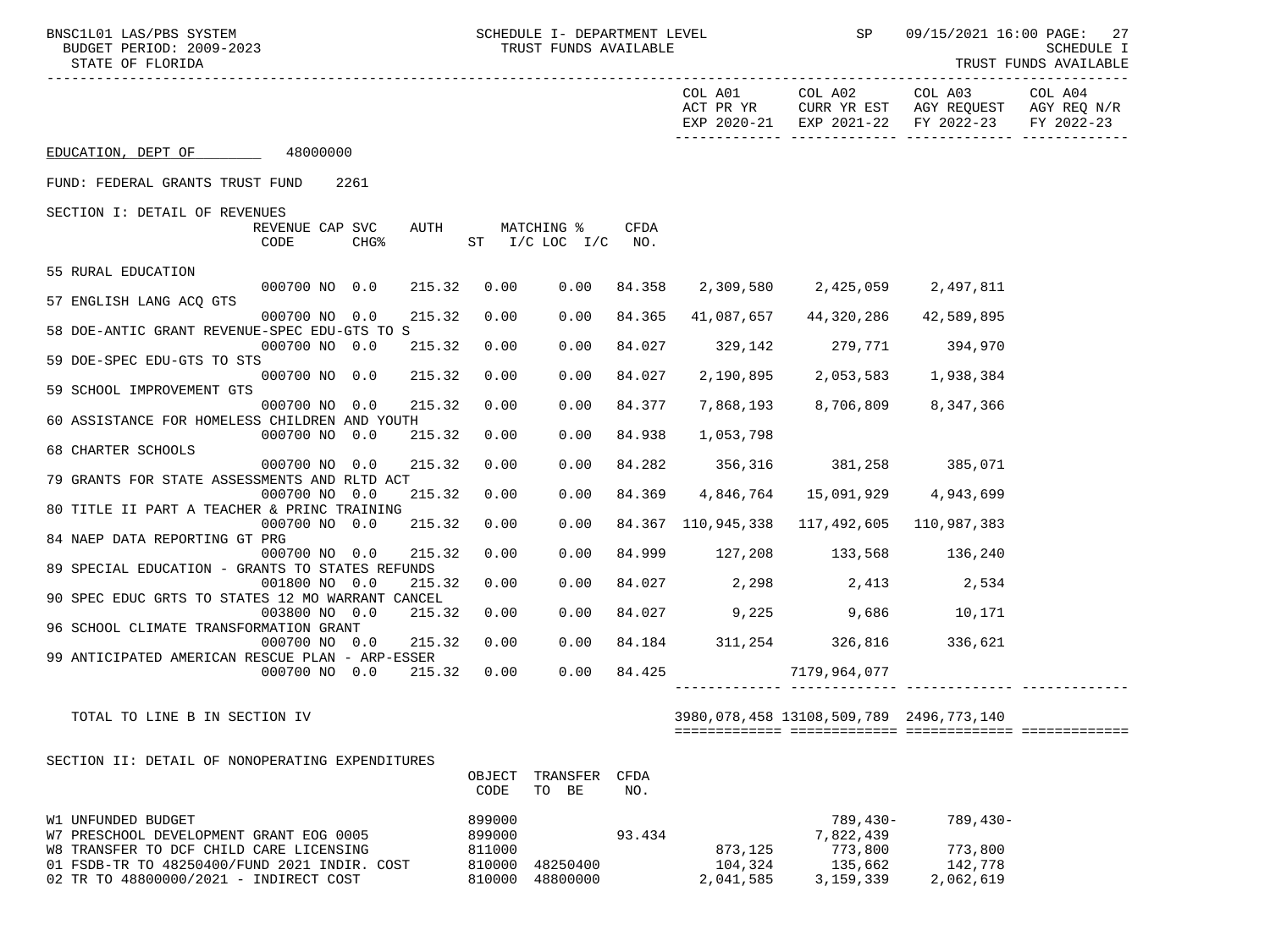BNSC1L01 LAS/PBS SYSTEM — SCHEDULE I- DEPARTMENT LEVEL — TRUST FUNDS AVAILABLE — SP 09/15/2021 16:00

BUDGET PERIOD: 2009-2023 — SCHEDULE I

STATE OF FLORIDA — TRUST FUNDS AVAILABLE

EDUCATION, DEPT OF 48000000

FUND: FEDERAL GRANTS TRUST FUND 2261

SECTION I: DETAIL OF REVENUES

| | REVENUE CODE | CAP | SVC CHG% | AUTH ST | MATCHING % I/C | LOC I/C | CFDA NO. | COL A01 ACT PR YR EXP 2020-21 | COL A02 CURR YR EST EXP 2021-22 | COL A03 AGY REQUEST FY 2022-23 | COL A04 AGY REQ N/R FY 2022-23 |
|---|---|---|---|---|---|---|---|---|---|---|---|
| 55 RURAL EDUCATION | 000700 | NO | 0.0 | 215.32 | 0.00 | 0.00 | 84.358 | 2,309,580 | 2,425,059 | 2,497,811 | |
| 57 ENGLISH LANG ACQ GTS | 000700 | NO | 0.0 | 215.32 | 0.00 | 0.00 | 84.365 | 41,087,657 | 44,320,286 | 42,589,895 | |
| 58 DOE-ANTIC GRANT REVENUE-SPEC EDU-GTS TO S | 000700 | NO | 0.0 | 215.32 | 0.00 | 0.00 | 84.027 | 329,142 | 279,771 | 394,970 | |
| 59 DOE-SPEC EDU-GTS TO STS | 000700 | NO | 0.0 | 215.32 | 0.00 | 0.00 | 84.027 | 2,190,895 | 2,053,583 | 1,938,384 | |
| 59 SCHOOL IMPROVEMENT GTS | 000700 | NO | 0.0 | 215.32 | 0.00 | 0.00 | 84.377 | 7,868,193 | 8,706,809 | 8,347,366 | |
| 60 ASSISTANCE FOR HOMELESS CHILDREN AND YOUTH | 000700 | NO | 0.0 | 215.32 | 0.00 | 0.00 | 84.938 | 1,053,798 | | | |
| 68 CHARTER SCHOOLS | 000700 | NO | 0.0 | 215.32 | 0.00 | 0.00 | 84.282 | 356,316 | 381,258 | 385,071 | |
| 79 GRANTS FOR STATE ASSESSMENTS AND RLTD ACT | 000700 | NO | 0.0 | 215.32 | 0.00 | 0.00 | 84.369 | 4,846,764 | 15,091,929 | 4,943,699 | |
| 80 TITLE II PART A TEACHER & PRINC TRAINING | 000700 | NO | 0.0 | 215.32 | 0.00 | 0.00 | 84.367 | 110,945,338 | 117,492,605 | 110,987,383 | |
| 84 NAEP DATA REPORTING GT PRG | 000700 | NO | 0.0 | 215.32 | 0.00 | 0.00 | 84.999 | 127,208 | 133,568 | 136,240 | |
| 89 SPECIAL EDUCATION - GRANTS TO STATES REFUNDS | 001800 | NO | 0.0 | 215.32 | 0.00 | 0.00 | 84.027 | 2,298 | 2,413 | 2,534 | |
| 90 SPEC EDUC GRTS TO STATES 12 MO WARRANT CANCEL | 003800 | NO | 0.0 | 215.32 | 0.00 | 0.00 | 84.027 | 9,225 | 9,686 | 10,171 | |
| 96 SCHOOL CLIMATE TRANSFORMATION GRANT | 000700 | NO | 0.0 | 215.32 | 0.00 | 0.00 | 84.184 | 311,254 | 326,816 | 336,621 | |
| 99 ANTICIPATED AMERICAN RESCUE PLAN - ARP-ESSER | 000700 | NO | 0.0 | 215.32 | 0.00 | 0.00 | 84.425 | | 7179,964,077 | | |
| TOTAL TO LINE B IN SECTION IV | | | | | | | | 3980,078,458 | 13108,509,789 | 2496,773,140 | |

SECTION II: DETAIL OF NONOPERATING EXPENDITURES

| | OBJECT CODE | TRANSFER TO BE | CFDA NO. | COL A01 ACT PR YR EXP 2020-21 | COL A02 CURR YR EST EXP 2021-22 | COL A03 AGY REQUEST FY 2022-23 | COL A04 AGY REQ N/R FY 2022-23 |
|---|---|---|---|---|---|---|---|
| W1 UNFUNDED BUDGET | 899000 | | | | 789,430- | 789,430- | |
| W7 PRESCHOOL DEVELOPMENT GRANT EOG 0005 | 899000 | | 93.434 | | 7,822,439 | | |
| W8 TRANSFER TO DCF CHILD CARE LICENSING | 811000 | | | 873,125 | 773,800 | 773,800 | |
| 01 FSDB-TR TO 48250400/FUND 2021 INDIR. COST | 810000 | 48250400 | | 104,324 | 135,662 | 142,778 | |
| 02 TR TO 48800000/2021 - INDIRECT COST | 810000 | 48800000 | | 2,041,585 | 3,159,339 | 2,062,619 | |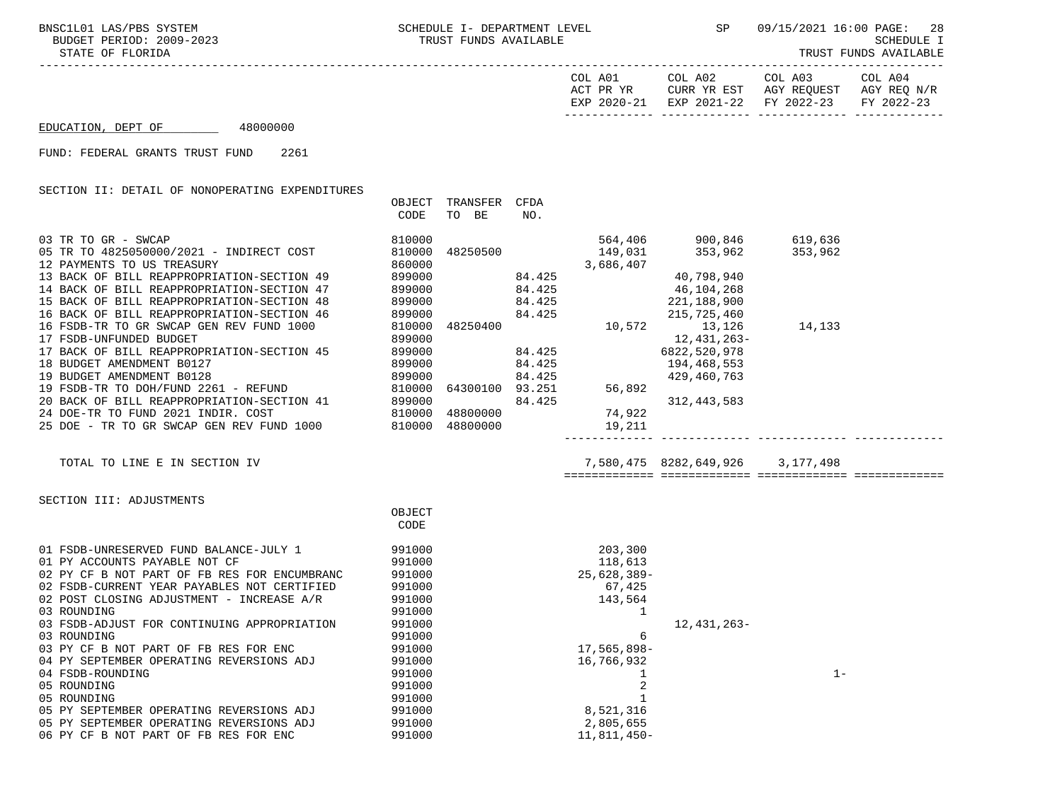EDUCATION, DEPT OF 48000000

FUND: FEDERAL GRANTS TRUST FUND 2261

## SECTION II: DETAIL OF NONOPERATING EXPENDITURES

| | OBJECT CODE | TRANSFER TO BE | CFDA NO. | COL A01 ACT PR YR EXP 2020-21 | COL A02 CURR YR EST EXP 2021-22 | COL A03 AGY REQUEST FY 2022-23 | COL A04 AGY REQ N/R FY 2022-23 |
|---|---|---|---|---|---|---|---|
| 03 TR TO GR - SWCAP | 810000 | | | 564,406 | 900,846 | 619,636 | |
| 05 TR TO 4825050000/2021 - INDIRECT COST | 810000 | 48250500 | | 149,031 | 353,962 | 353,962 | |
| 12 PAYMENTS TO US TREASURY | 860000 | | | 3,686,407 | | | |
| 13 BACK OF BILL REAPPROPRIATION-SECTION 49 | 899000 | | 84.425 | | 40,798,940 | | |
| 14 BACK OF BILL REAPPROPRIATION-SECTION 47 | 899000 | | 84.425 | | 46,104,268 | | |
| 15 BACK OF BILL REAPPROPRIATION-SECTION 48 | 899000 | | 84.425 | | 221,188,900 | | |
| 16 BACK OF BILL REAPPROPRIATION-SECTION 46 | 899000 | | 84.425 | | 215,725,460 | | |
| 16 FSDB-TR TO GR SWCAP GEN REV FUND 1000 | 810000 | 48250400 | | 10,572 | 13,126 | 14,133 | |
| 17 FSDB-UNFUNDED BUDGET | 899000 | | | | 12,431,263- | | |
| 17 BACK OF BILL REAPPROPRIATION-SECTION 45 | 899000 | | 84.425 | | 6822,520,978 | | |
| 18 BUDGET AMENDMENT B0127 | 899000 | | 84.425 | | 194,468,553 | | |
| 19 BUDGET AMENDMENT B0128 | 899000 | | 84.425 | | 429,460,763 | | |
| 19 FSDB-TR TO DOH/FUND 2261 - REFUND | 810000 | 64300100 | 93.251 | 56,892 | | | |
| 20 BACK OF BILL REAPPROPRIATION-SECTION 41 | 899000 | | 84.425 | | 312,443,583 | | |
| 24 DOE-TR TO FUND 2021 INDIR. COST | 810000 | 48800000 | | 74,922 | | | |
| 25 DOE - TR TO GR SWCAP GEN REV FUND 1000 | 810000 | 48800000 | | 19,211 | | | |
| TOTAL TO LINE E IN SECTION IV | | | | 7,580,475 | 8282,649,926 | 3,177,498 | |

## SECTION III: ADJUSTMENTS

| | OBJECT CODE | COL A01 | COL A02 | COL A03 | COL A04 |
|---|---|---|---|---|---|
| 01 FSDB-UNRESERVED FUND BALANCE-JULY 1 | 991000 | 203,300 | | | |
| 01 PY ACCOUNTS PAYABLE NOT CF | 991000 | 118,613 | | | |
| 02 PY CF B NOT PART OF FB RES FOR ENCUMBRANC | 991000 | 25,628,389- | | | |
| 02 FSDB-CURRENT YEAR PAYABLES NOT CERTIFIED | 991000 | 67,425 | | | |
| 02 POST CLOSING ADJUSTMENT - INCREASE A/R | 991000 | 143,564 | | | |
| 03 ROUNDING | 991000 | 1 | | | |
| 03 FSDB-ADJUST FOR CONTINUING APPROPRIATION | 991000 | | 12,431,263- | | |
| 03 ROUNDING | 991000 | 6 | | | |
| 03 PY CF B NOT PART OF FB RES FOR ENC | 991000 | 17,565,898- | | | |
| 04 PY SEPTEMBER OPERATING REVERSIONS ADJ | 991000 | 16,766,932 | | | |
| 04 FSDB-ROUNDING | 991000 | 1 | | 1- | |
| 05 ROUNDING | 991000 | 2 | | | |
| 05 ROUNDING | 991000 | 1 | | | |
| 05 PY SEPTEMBER OPERATING REVERSIONS ADJ | 991000 | 8,521,316 | | | |
| 05 PY SEPTEMBER OPERATING REVERSIONS ADJ | 991000 | 2,805,655 | | | |
| 06 PY CF B NOT PART OF FB RES FOR ENC | 991000 | 11,811,450- | | | |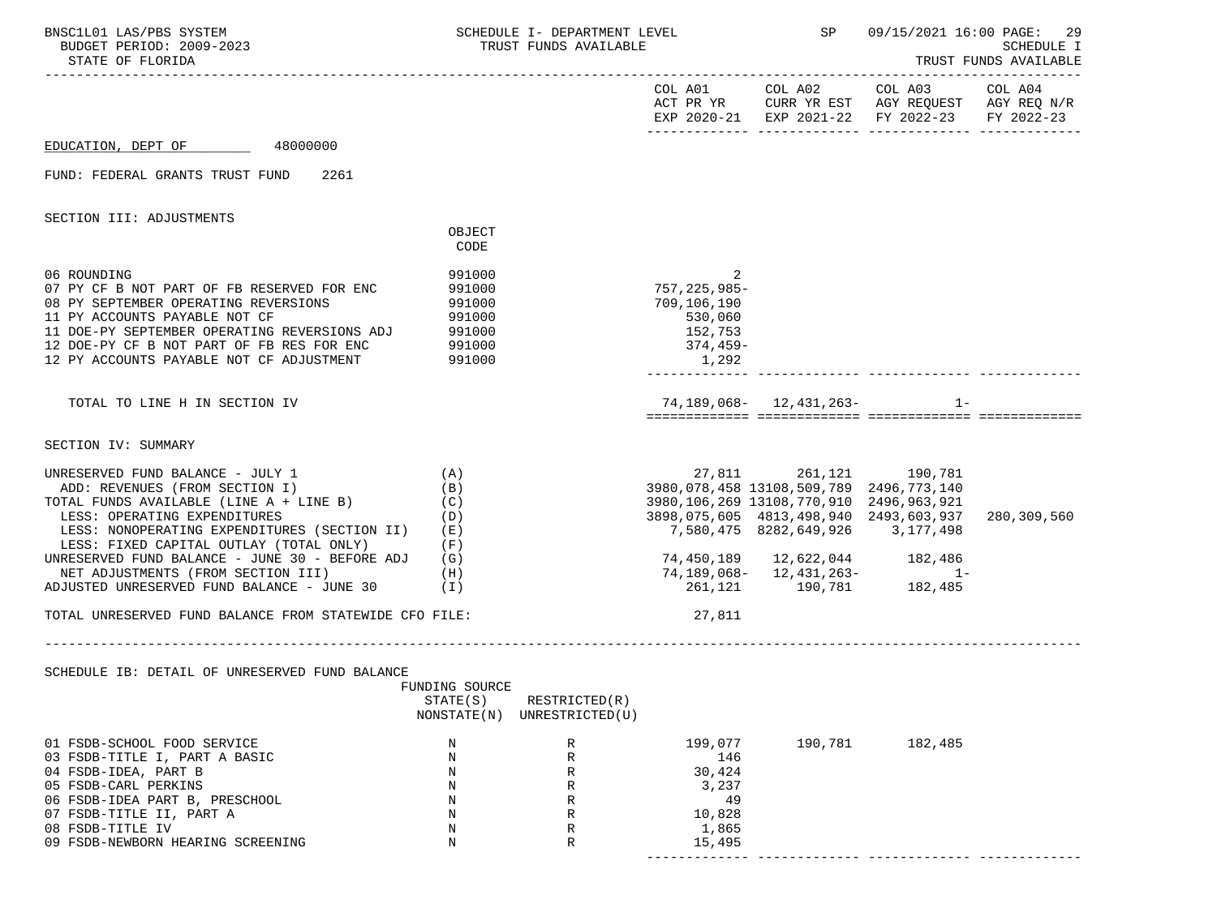SCHEDULE I- DEPARTMENT LEVEL
TRUST FUNDS AVAILABLE

BNSC1L01 LAS/PBS SYSTEM
BUDGET PERIOD: 2009-2023
STATE OF FLORIDA

SP 09/15/2021 16:00 PAGE: 29
SCHEDULE I
TRUST FUNDS AVAILABLE

EDUCATION, DEPT OF 48000000

FUND: FEDERAL GRANTS TRUST FUND 2261

## SECTION III: ADJUSTMENTS

| | OBJECT CODE | COL A01 ACT PR YR EXP 2020-21 | COL A02 CURR YR EST EXP 2021-22 | COL A03 AGY REQUEST FY 2022-23 | COL A04 AGY REQ N/R FY 2022-23 |
|---|---|---|---|---|---|
| 06 ROUNDING | 991000 | 2 | | | |
| 07 PY CF B NOT PART OF FB RESERVED FOR ENC | 991000 | 757,225,985- | | | |
| 08 PY SEPTEMBER OPERATING REVERSIONS | 991000 | 709,106,190 | | | |
| 11 PY ACCOUNTS PAYABLE NOT CF | 991000 | 530,060 | | | |
| 11 DOE-PY SEPTEMBER OPERATING REVERSIONS ADJ | 991000 | 152,753 | | | |
| 12 DOE-PY CF B NOT PART OF FB RES FOR ENC | 991000 | 374,459- | | | |
| 12 PY ACCOUNTS PAYABLE NOT CF ADJUSTMENT | 991000 | 1,292 | | | |
| TOTAL TO LINE H IN SECTION IV | | 74,189,068- | 12,431,263- | 1- | |

## SECTION IV: SUMMARY

| | | COL A01 | COL A02 | COL A03 | COL A04 |
|---|---|---|---|---|---|
| UNRESERVED FUND BALANCE - JULY 1 | (A) | 27,811 | 261,121 | 190,781 | |
| ADD: REVENUES (FROM SECTION I) | (B) | 3980,078,458 | 13108,509,789 | 2496,773,140 | |
| TOTAL FUNDS AVAILABLE (LINE A + LINE B) | (C) | 3980,106,269 | 13108,770,910 | 2496,963,921 | |
| LESS: OPERATING EXPENDITURES | (D) | 3898,075,605 | 4813,498,940 | 2493,603,937 | 280,309,560 |
| LESS: NONOPERATING EXPENDITURES (SECTION II) | (E) | 7,580,475 | 8282,649,926 | 3,177,498 | |
| LESS: FIXED CAPITAL OUTLAY (TOTAL ONLY) | (F) | | | | |
| UNRESERVED FUND BALANCE - JUNE 30 - BEFORE ADJ | (G) | 74,450,189 | 12,622,044 | 182,486 | |
| NET ADJUSTMENTS (FROM SECTION III) | (H) | 74,189,068- | 12,431,263- | 1- | |
| ADJUSTED UNRESERVED FUND BALANCE - JUNE 30 | (I) | 261,121 | 190,781 | 182,485 | |
| TOTAL UNRESERVED FUND BALANCE FROM STATEWIDE CFO FILE: | | 27,811 | | | |

## SCHEDULE IB: DETAIL OF UNRESERVED FUND BALANCE

| | FUNDING SOURCE STATE(S) NONSTATE(N) | RESTRICTED(R) UNRESTRICTED(U) | COL A01 | COL A02 | COL A03 | COL A04 |
|---|---|---|---|---|---|---|
| 01 FSDB-SCHOOL FOOD SERVICE | N | R | 199,077 | 190,781 | 182,485 | |
| 03 FSDB-TITLE I, PART A BASIC | N | R | 146 | | | |
| 04 FSDB-IDEA, PART B | N | R | 30,424 | | | |
| 05 FSDB-CARL PERKINS | N | R | 3,237 | | | |
| 06 FSDB-IDEA PART B, PRESCHOOL | N | R | 49 | | | |
| 07 FSDB-TITLE II, PART A | N | R | 10,828 | | | |
| 08 FSDB-TITLE IV | N | R | 1,865 | | | |
| 09 FSDB-NEWBORN HEARING SCREENING | N | R | 15,495 | | | |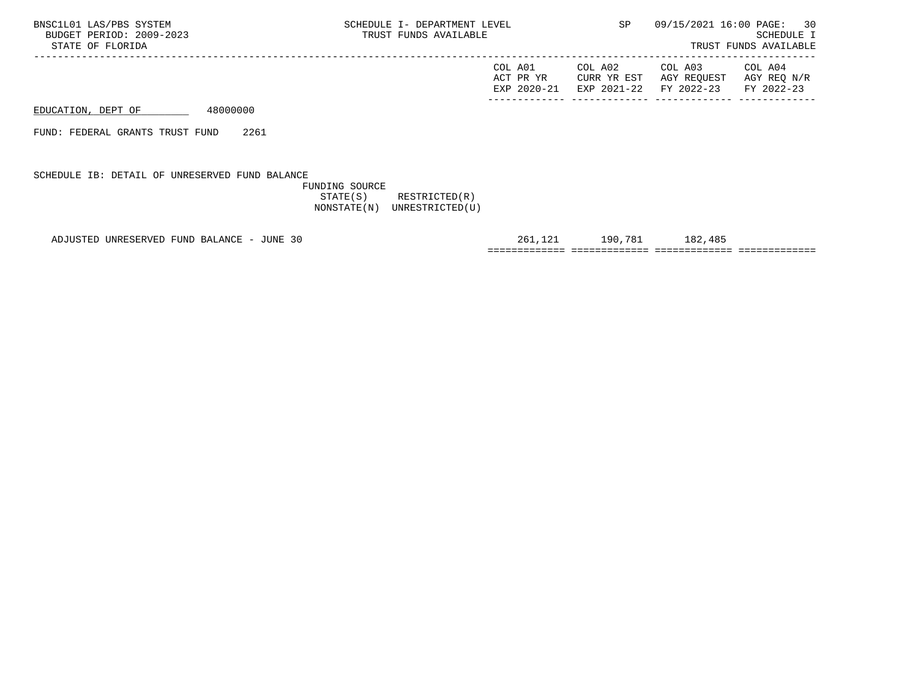EDUCATION, DEPT OF 48000000

FUND: FEDERAL GRANTS TRUST FUND 2261

SCHEDULE IB: DETAIL OF UNRESERVED FUND BALANCE

FUNDING SOURCE
STATE(S) RESTRICTED(R)
NONSTATE(N) UNRESTRICTED(U)

| | COL A01 ACT PR YR EXP 2020-21 | COL A02 CURR YR EST EXP 2021-22 | COL A03 AGY REQUEST FY 2022-23 | COL A04 AGY REQ N/R FY 2022-23 |
|---|---|---|---|---|
| ADJUSTED UNRESERVED FUND BALANCE - JUNE 30 | 261,121 | 190,781 | 182,485 | |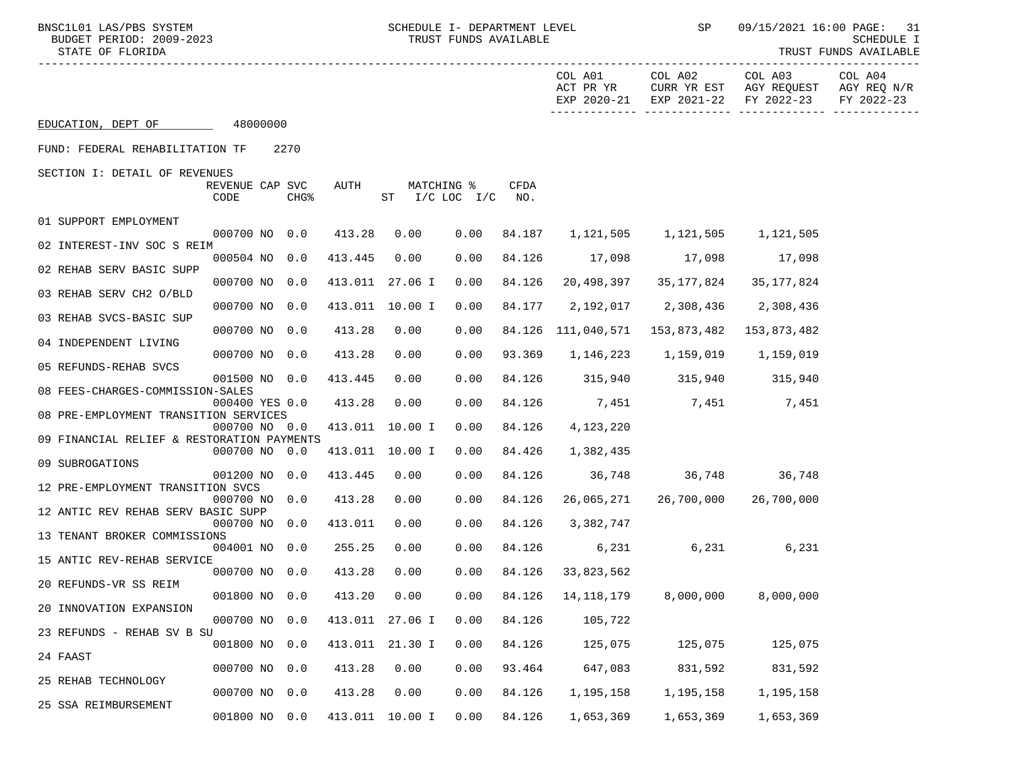EDUCATION, DEPT OF 48000000

FUND: FEDERAL REHABILITATION TF 2270

SECTION I: DETAIL OF REVENUES

| | REVENUE CODE | CAP CHG% | SVC | AUTH | MATCHING % ST I/C | LOC I/C | CFDA NO. | COL A01 ACT PR YR EXP 2020-21 | COL A02 CURR YR EST EXP 2021-22 | COL A03 AGY REQUEST FY 2022-23 | COL A04 AGY REQ N/R FY 2022-23 |
|---|---|---|---|---|---|---|---|---|---|---|---|
| 01 SUPPORT EMPLOYMENT | 000700 | NO | 0.0 | 413.28 | 0.00 | 0.00 | 84.187 | 1,121,505 | 1,121,505 | 1,121,505 | |
| 02 INTEREST-INV SOC S REIM | 000504 | NO | 0.0 | 413.445 | 0.00 | 0.00 | 84.126 | 17,098 | 17,098 | 17,098 | |
| 02 REHAB SERV BASIC SUPP | 000700 | NO | 0.0 | 413.011 | 27.06 I | 0.00 | 84.126 | 20,498,397 | 35,177,824 | 35,177,824 | |
| 03 REHAB SERV CH2 O/BLD | 000700 | NO | 0.0 | 413.011 | 10.00 I | 0.00 | 84.177 | 2,192,017 | 2,308,436 | 2,308,436 | |
| 03 REHAB SVCS-BASIC SUP | 000700 | NO | 0.0 | 413.28 | 0.00 | 0.00 | 84.126 | 111,040,571 | 153,873,482 | 153,873,482 | |
| 04 INDEPENDENT LIVING | 000700 | NO | 0.0 | 413.28 | 0.00 | 0.00 | 93.369 | 1,146,223 | 1,159,019 | 1,159,019 | |
| 05 REFUNDS-REHAB SVCS | 001500 | NO | 0.0 | 413.445 | 0.00 | 0.00 | 84.126 | 315,940 | 315,940 | 315,940 | |
| 08 FEES-CHARGES-COMMISSION-SALES | 000400 | YES | 0.0 | 413.28 | 0.00 | 0.00 | 84.126 | 7,451 | 7,451 | 7,451 | |
| 08 PRE-EMPLOYMENT TRANSITION SERVICES | 000700 | NO | 0.0 | 413.011 | 10.00 I | 0.00 | 84.126 | 4,123,220 | | | |
| 09 FINANCIAL RELIEF & RESTORATION PAYMENTS | 000700 | NO | 0.0 | 413.011 | 10.00 I | 0.00 | 84.426 | 1,382,435 | | | |
| 09 SUBROGATIONS | 001200 | NO | 0.0 | 413.445 | 0.00 | 0.00 | 84.126 | 36,748 | 36,748 | 36,748 | |
| 12 PRE-EMPLOYMENT TRANSITION SVCS | 000700 | NO | 0.0 | 413.28 | 0.00 | 0.00 | 84.126 | 26,065,271 | 26,700,000 | 26,700,000 | |
| 12 ANTIC REV REHAB SERV BASIC SUPP | 000700 | NO | 0.0 | 413.011 | 0.00 | 0.00 | 84.126 | 3,382,747 | | | |
| 13 TENANT BROKER COMMISSIONS | 004001 | NO | 0.0 | 255.25 | 0.00 | 0.00 | 84.126 | 6,231 | 6,231 | 6,231 | |
| 15 ANTIC REV-REHAB SERVICE | 000700 | NO | 0.0 | 413.28 | 0.00 | 0.00 | 84.126 | 33,823,562 | | | |
| 20 REFUNDS-VR SS REIM | 001800 | NO | 0.0 | 413.20 | 0.00 | 0.00 | 84.126 | 14,118,179 | 8,000,000 | 8,000,000 | |
| 20 INNOVATION EXPANSION | 000700 | NO | 0.0 | 413.011 | 27.06 I | 0.00 | 84.126 | 105,722 | | | |
| 23 REFUNDS - REHAB SV B SU | 001800 | NO | 0.0 | 413.011 | 21.30 I | 0.00 | 84.126 | 125,075 | 125,075 | 125,075 | |
| 24 FAAST | 000700 | NO | 0.0 | 413.28 | 0.00 | 0.00 | 93.464 | 647,083 | 831,592 | 831,592 | |
| 25 REHAB TECHNOLOGY | 000700 | NO | 0.0 | 413.28 | 0.00 | 0.00 | 84.126 | 1,195,158 | 1,195,158 | 1,195,158 | |
| 25 SSA REIMBURSEMENT | 001800 | NO | 0.0 | 413.011 | 10.00 I | 0.00 | 84.126 | 1,653,369 | 1,653,369 | 1,653,369 | |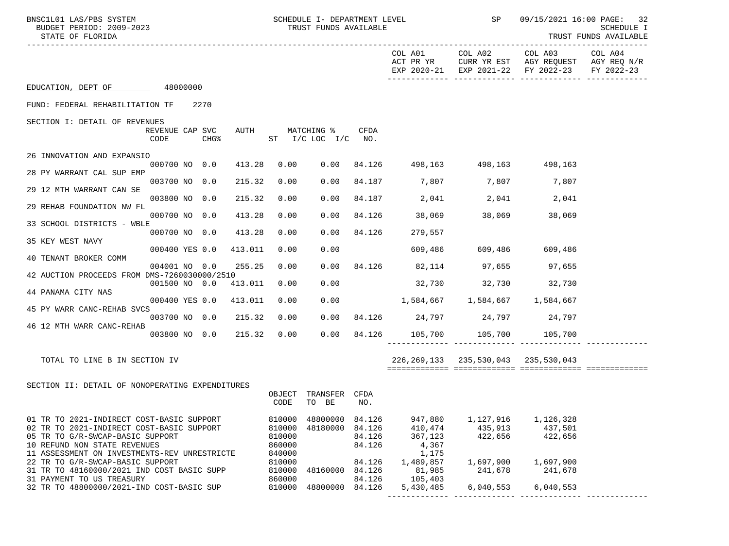BNSC1L01 LAS/PBS SYSTEM — SCHEDULE I- DEPARTMENT LEVEL — SP 09/15/2021 16:00 PAGE: 32
BUDGET PERIOD: 2009-2023 — TRUST FUNDS AVAILABLE — SCHEDULE I
STATE OF FLORIDA — TRUST FUNDS AVAILABLE

EDUCATION, DEPT OF 48000000

FUND: FEDERAL REHABILITATION TF 2270

SECTION I: DETAIL OF REVENUES

| | REVENUE CODE | CAP SVC CHG% | | AUTH | MATCHING % ST | I/C LOC I/C | CFDA NO. | COL A01 ACT PR YR EXP 2020-21 | COL A02 CURR YR EST EXP 2021-22 | COL A03 AGY REQUEST FY 2022-23 | COL A04 AGY REQ N/R FY 2022-23 |
|---|---|---|---|---|---|---|---|---|---|---|---|
| 26 INNOVATION AND EXPANSIO | 000700 | NO | 0.0 | 413.28 | 0.00 | 0.00 | 84.126 | 498,163 | 498,163 | 498,163 | |
| 28 PY WARRANT CAL SUP EMP | 003700 | NO | 0.0 | 215.32 | 0.00 | 0.00 | 84.187 | 7,807 | 7,807 | 7,807 | |
| 29 12 MTH WARRANT CAN SE | 003800 | NO | 0.0 | 215.32 | 0.00 | 0.00 | 84.187 | 2,041 | 2,041 | 2,041 | |
| 29 REHAB FOUNDATION NW FL | 000700 | NO | 0.0 | 413.28 | 0.00 | 0.00 | 84.126 | 38,069 | 38,069 | 38,069 | |
| 33 SCHOOL DISTRICTS - WBLE | 000700 | NO | 0.0 | 413.28 | 0.00 | 0.00 | 84.126 | 279,557 | | | |
| 35 KEY WEST NAVY | 000400 | YES | 0.0 | 413.011 | 0.00 | 0.00 | | 609,486 | 609,486 | 609,486 | |
| 40 TENANT BROKER COMM | 004001 | NO | 0.0 | 255.25 | 0.00 | 0.00 | 84.126 | 82,114 | 97,655 | 97,655 | |
| 42 AUCTION PROCEEDS FROM DMS-7260030000/2510 | 001500 | NO | 0.0 | 413.011 | 0.00 | 0.00 | | 32,730 | 32,730 | 32,730 | |
| 44 PANAMA CITY NAS | 000400 | YES | 0.0 | 413.011 | 0.00 | 0.00 | | 1,584,667 | 1,584,667 | 1,584,667 | |
| 45 PY WARR CANC-REHAB SVCS | 003700 | NO | 0.0 | 215.32 | 0.00 | 0.00 | 84.126 | 24,797 | 24,797 | 24,797 | |
| 46 12 MTH WARR CANC-REHAB | 003800 | NO | 0.0 | 215.32 | 0.00 | 0.00 | 84.126 | 105,700 | 105,700 | 105,700 | |
| TOTAL TO LINE B IN SECTION IV | | | | | | | | 226,269,133 | 235,530,043 | 235,530,043 | |

SECTION II: DETAIL OF NONOPERATING EXPENDITURES

| | OBJECT CODE | TRANSFER TO BE | CFDA NO. | COL A01 | COL A02 | COL A03 | COL A04 |
|---|---|---|---|---|---|---|---|
| 01 TR TO 2021-INDIRECT COST-BASIC SUPPORT | 810000 | 48800000 | 84.126 | 947,880 | 1,127,916 | 1,126,328 | |
| 02 TR TO 2021-INDIRECT COST-BASIC SUPPORT | 810000 | 48180000 | 84.126 | 410,474 | 435,913 | 437,501 | |
| 05 TR TO G/R-SWCAP-BASIC SUPPORT | 810000 | | 84.126 | 367,123 | 422,656 | 422,656 | |
| 10 REFUND NON STATE REVENUES | 860000 | | 84.126 | 4,367 | | | |
| 11 ASSESSMENT ON INVESTMENTS-REV UNRESTRICTE | 840000 | | | 1,175 | | | |
| 22 TR TO G/R-SWCAP-BASIC SUPPORT | 810000 | | 84.126 | 1,489,857 | 1,697,900 | 1,697,900 | |
| 31 TR TO 48160000/2021 IND COST BASIC SUPP | 810000 | 48160000 | 84.126 | 81,985 | 241,678 | 241,678 | |
| 31 PAYMENT TO US TREASURY | 860000 | | 84.126 | 105,403 | | | |
| 32 TR TO 48800000/2021-IND COST-BASIC SUP | 810000 | 48800000 | 84.126 | 5,430,485 | 6,040,553 | 6,040,553 | |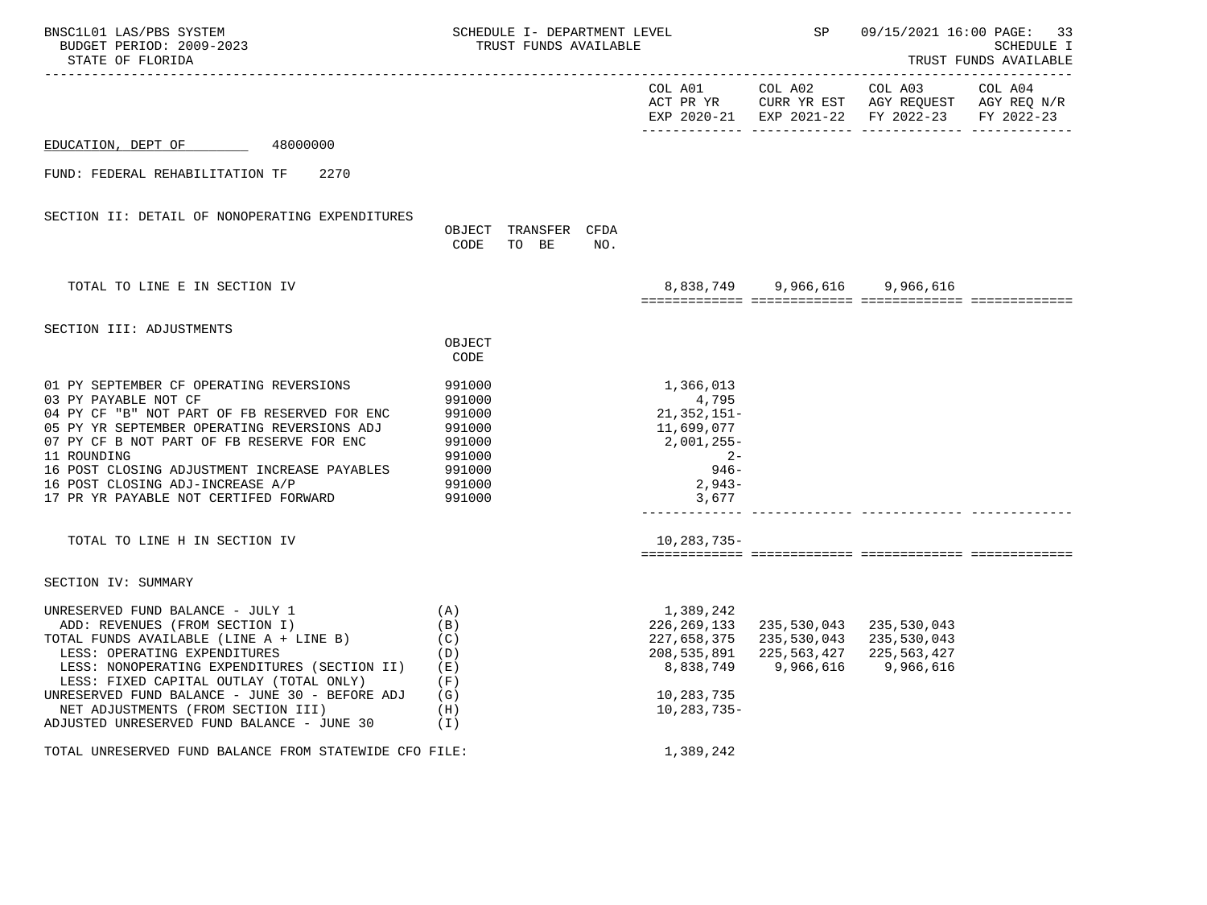EDUCATION, DEPT OF 48000000

FUND: FEDERAL REHABILITATION TF 2270

## SECTION II: DETAIL OF NONOPERATING EXPENDITURES

| | OBJECT CODE | TRANSFER TO BE | CFDA NO. | COL A01 ACT PR YR EXP 2020-21 | COL A02 CURR YR EST EXP 2021-22 | COL A03 AGY REQUEST FY 2022-23 | COL A04 AGY REQ N/R FY 2022-23 |
|---|---|---|---|---|---|---|---|
| TOTAL TO LINE E IN SECTION IV | | | | 8,838,749 | 9,966,616 | 9,966,616 | |

## SECTION III: ADJUSTMENTS

| | OBJECT CODE | COL A01 | COL A02 | COL A03 | COL A04 |
|---|---|---|---|---|---|
| 01 PY SEPTEMBER CF OPERATING REVERSIONS | 991000 | 1,366,013 | | | |
| 03 PY PAYABLE NOT CF | 991000 | 4,795 | | | |
| 04 PY CF "B" NOT PART OF FB RESERVED FOR ENC | 991000 | 21,352,151- | | | |
| 05 PY YR SEPTEMBER OPERATING REVERSIONS ADJ | 991000 | 11,699,077 | | | |
| 07 PY CF B NOT PART OF FB RESERVE FOR ENC | 991000 | 2,001,255- | | | |
| 11 ROUNDING | 991000 | 2- | | | |
| 16 POST CLOSING ADJUSTMENT INCREASE PAYABLES | 991000 | 946- | | | |
| 16 POST CLOSING ADJ-INCREASE A/P | 991000 | 2,943- | | | |
| 17 PR YR PAYABLE NOT CERTIFED FORWARD | 991000 | 3,677 | | | |
| TOTAL TO LINE H IN SECTION IV | | 10,283,735- | | | |

## SECTION IV: SUMMARY

| | | COL A01 | COL A02 | COL A03 | COL A04 |
|---|---|---|---|---|---|
| UNRESERVED FUND BALANCE - JULY 1 | (A) | 1,389,242 | | | |
| ADD: REVENUES (FROM SECTION I) | (B) | 226,269,133 | 235,530,043 | 235,530,043 | |
| TOTAL FUNDS AVAILABLE (LINE A + LINE B) | (C) | 227,658,375 | 235,530,043 | 235,530,043 | |
| LESS: OPERATING EXPENDITURES | (D) | 208,535,891 | 225,563,427 | 225,563,427 | |
| LESS: NONOPERATING EXPENDITURES (SECTION II) | (E) | 8,838,749 | 9,966,616 | 9,966,616 | |
| LESS: FIXED CAPITAL OUTLAY (TOTAL ONLY) | (F) | | | | |
| UNRESERVED FUND BALANCE - JUNE 30 - BEFORE ADJ | (G) | 10,283,735 | | | |
| NET ADJUSTMENTS (FROM SECTION III) | (H) | 10,283,735- | | | |
| ADJUSTED UNRESERVED FUND BALANCE - JUNE 30 | (I) | | | | |

TOTAL UNRESERVED FUND BALANCE FROM STATEWIDE CFO FILE: 1,389,242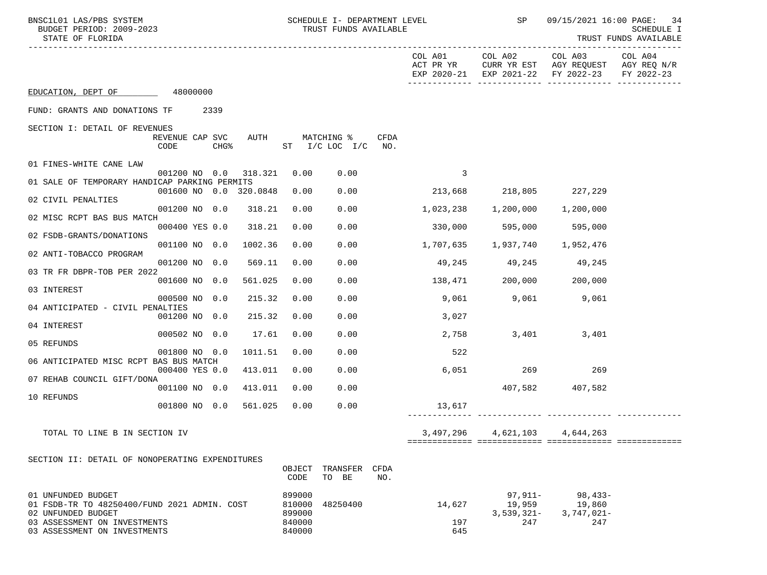EDUCATION, DEPT OF 48000000

FUND: GRANTS AND DONATIONS TF 2339

SECTION I: DETAIL OF REVENUES

| | REVENUE CODE | CAP | SVC CHG% | AUTH | MATCHING % ST | I/C LOC | I/C | CFDA NO. | COL A01 ACT PR YR EXP 2020-21 | COL A02 CURR YR EST EXP 2021-22 | COL A03 AGY REQUEST FY 2022-23 | COL A04 AGY REQ N/R FY 2022-23 |
|---|---|---|---|---|---|---|---|---|---|---|---|---|
| 01 FINES-WHITE CANE LAW | 001200 | NO | 0.0 | 318.321 | 0.00 | 0.00 | | | 3 | | | |
| 01 SALE OF TEMPORARY HANDICAP PARKING PERMITS | 001600 | NO | 0.0 | 320.0848 | 0.00 | 0.00 | | | 213,668 | 218,805 | 227,229 | |
| 02 CIVIL PENALTIES | 001200 | NO | 0.0 | 318.21 | 0.00 | 0.00 | | | 1,023,238 | 1,200,000 | 1,200,000 | |
| 02 MISC RCPT BAS BUS MATCH | 000400 | YES | 0.0 | 318.21 | 0.00 | 0.00 | | | 330,000 | 595,000 | 595,000 | |
| 02 FSDB-GRANTS/DONATIONS | 001100 | NO | 0.0 | 1002.36 | 0.00 | 0.00 | | | 1,707,635 | 1,937,740 | 1,952,476 | |
| 02 ANTI-TOBACCO PROGRAM | 001200 | NO | 0.0 | 569.11 | 0.00 | 0.00 | | | 49,245 | 49,245 | 49,245 | |
| 03 TR FR DBPR-TOB PER 2022 | 001600 | NO | 0.0 | 561.025 | 0.00 | 0.00 | | | 138,471 | 200,000 | 200,000 | |
| 03 INTEREST | 000500 | NO | 0.0 | 215.32 | 0.00 | 0.00 | | | 9,061 | 9,061 | 9,061 | |
| 04 ANTICIPATED - CIVIL PENALTIES | 001200 | NO | 0.0 | 215.32 | 0.00 | 0.00 | | | 3,027 | | | |
| 04 INTEREST | 000502 | NO | 0.0 | 17.61 | 0.00 | 0.00 | | | 2,758 | 3,401 | 3,401 | |
| 05 REFUNDS | 001800 | NO | 0.0 | 1011.51 | 0.00 | 0.00 | | | 522 | | | |
| 06 ANTICIPATED MISC RCPT BAS BUS MATCH | 000400 | YES | 0.0 | 413.011 | 0.00 | 0.00 | | | 6,051 | 269 | 269 | |
| 07 REHAB COUNCIL GIFT/DONA | 001100 | NO | 0.0 | 413.011 | 0.00 | 0.00 | | | | 407,582 | 407,582 | |
| 10 REFUNDS | 001800 | NO | 0.0 | 561.025 | 0.00 | 0.00 | | | 13,617 | | | |
| TOTAL TO LINE B IN SECTION IV | | | | | | | | | 3,497,296 | 4,621,103 | 4,644,263 | |

SECTION II: DETAIL OF NONOPERATING EXPENDITURES

| | OBJECT CODE | TRANSFER TO BE | CFDA NO. | COL A01 ACT PR YR EXP 2020-21 | COL A02 CURR YR EST EXP 2021-22 | COL A03 AGY REQUEST FY 2022-23 | COL A04 AGY REQ N/R FY 2022-23 |
|---|---|---|---|---|---|---|---|
| 01 UNFUNDED BUDGET | 899000 | | | | 97,911- | 98,433- | |
| 01 FSDB-TR TO 48250400/FUND 2021 ADMIN. COST | 810000 | 48250400 | | 14,627 | 19,959 | 19,860 | |
| 02 UNFUNDED BUDGET | 899000 | | | | 3,539,321- | 3,747,021- | |
| 03 ASSESSMENT ON INVESTMENTS | 840000 | | | 197 | 247 | 247 | |
| 03 ASSESSMENT ON INVESTMENTS | 840000 | | | 645 | | | |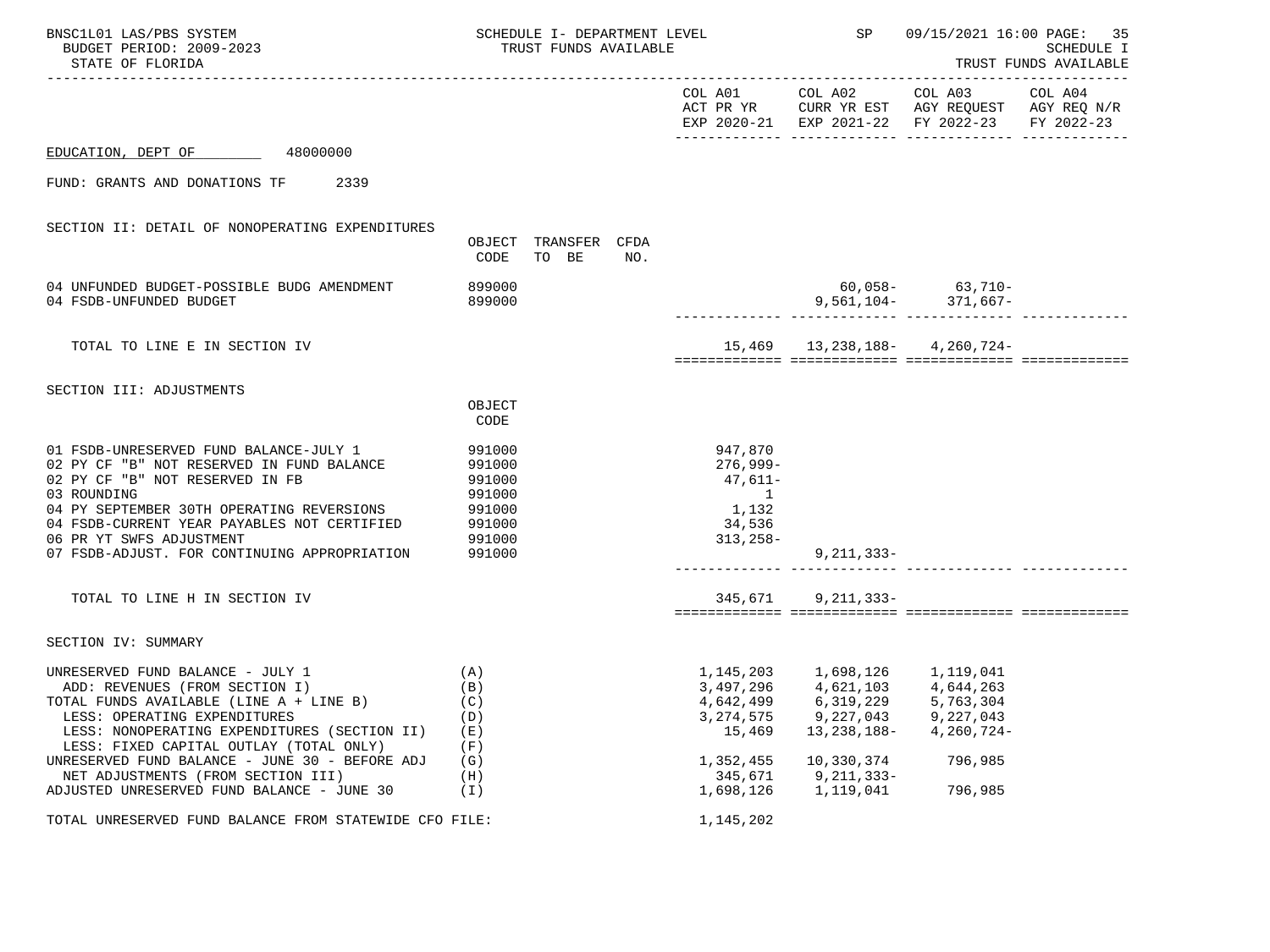BNSC1L01 LAS/PBS SYSTEM — SCHEDULE I- DEPARTMENT LEVEL — TRUST FUNDS AVAILABLE — SP 09/15/2021 16:00

BUDGET PERIOD: 2009-2023 — SCHEDULE I

STATE OF FLORIDA — TRUST FUNDS AVAILABLE

EDUCATION, DEPT OF 48000000

FUND: GRANTS AND DONATIONS TF 2339

## SECTION II: DETAIL OF NONOPERATING EXPENDITURES

| | OBJECT CODE | TRANSFER TO BE | CFDA NO. | COL A01 ACT PR YR EXP 2020-21 | COL A02 CURR YR EST EXP 2021-22 | COL A03 AGY REQUEST FY 2022-23 | COL A04 AGY REQ N/R FY 2022-23 |
|---|---|---|---|---|---|---|---|
| 04 UNFUNDED BUDGET-POSSIBLE BUDG AMENDMENT | 899000 | | | | 60,058- | 63,710- | |
| 04 FSDB-UNFUNDED BUDGET | 899000 | | | | 9,561,104- | 371,667- | |
| TOTAL TO LINE E IN SECTION IV | | | | 15,469 | 13,238,188- | 4,260,724- | |

## SECTION III: ADJUSTMENTS

| | OBJECT CODE | COL A01 | COL A02 | COL A03 | COL A04 |
|---|---|---|---|---|---|
| 01 FSDB-UNRESERVED FUND BALANCE-JULY 1 | 991000 | 947,870 | | | |
| 02 PY CF "B" NOT RESERVED IN FUND BALANCE | 991000 | 276,999- | | | |
| 02 PY CF "B" NOT RESERVED IN FB | 991000 | 47,611- | | | |
| 03 ROUNDING | 991000 | 1 | | | |
| 04 PY SEPTEMBER 30TH OPERATING REVERSIONS | 991000 | 1,132 | | | |
| 04 FSDB-CURRENT YEAR PAYABLES NOT CERTIFIED | 991000 | 34,536 | | | |
| 06 PR YT SWFS ADJUSTMENT | 991000 | 313,258- | | | |
| 07 FSDB-ADJUST. FOR CONTINUING APPROPRIATION | 991000 | | 9,211,333- | | |
| TOTAL TO LINE H IN SECTION IV | | 345,671 | 9,211,333- | | |

## SECTION IV: SUMMARY

| | | COL A01 | COL A02 | COL A03 | COL A04 |
|---|---|---|---|---|---|
| UNRESERVED FUND BALANCE - JULY 1 | (A) | 1,145,203 | 1,698,126 | 1,119,041 | |
| ADD: REVENUES (FROM SECTION I) | (B) | 3,497,296 | 4,621,103 | 4,644,263 | |
| TOTAL FUNDS AVAILABLE (LINE A + LINE B) | (C) | 4,642,499 | 6,319,229 | 5,763,304 | |
| LESS: OPERATING EXPENDITURES | (D) | 3,274,575 | 9,227,043 | 9,227,043 | |
| LESS: NONOPERATING EXPENDITURES (SECTION II) | (E) | 15,469 | 13,238,188- | 4,260,724- | |
| LESS: FIXED CAPITAL OUTLAY (TOTAL ONLY) | (F) | | | | |
| UNRESERVED FUND BALANCE - JUNE 30 - BEFORE ADJ | (G) | 1,352,455 | 10,330,374 | 796,985 | |
| NET ADJUSTMENTS (FROM SECTION III) | (H) | 345,671 | 9,211,333- | | |
| ADJUSTED UNRESERVED FUND BALANCE - JUNE 30 | (I) | 1,698,126 | 1,119,041 | 796,985 | |
| TOTAL UNRESERVED FUND BALANCE FROM STATEWIDE CFO FILE: | | 1,145,202 | | | |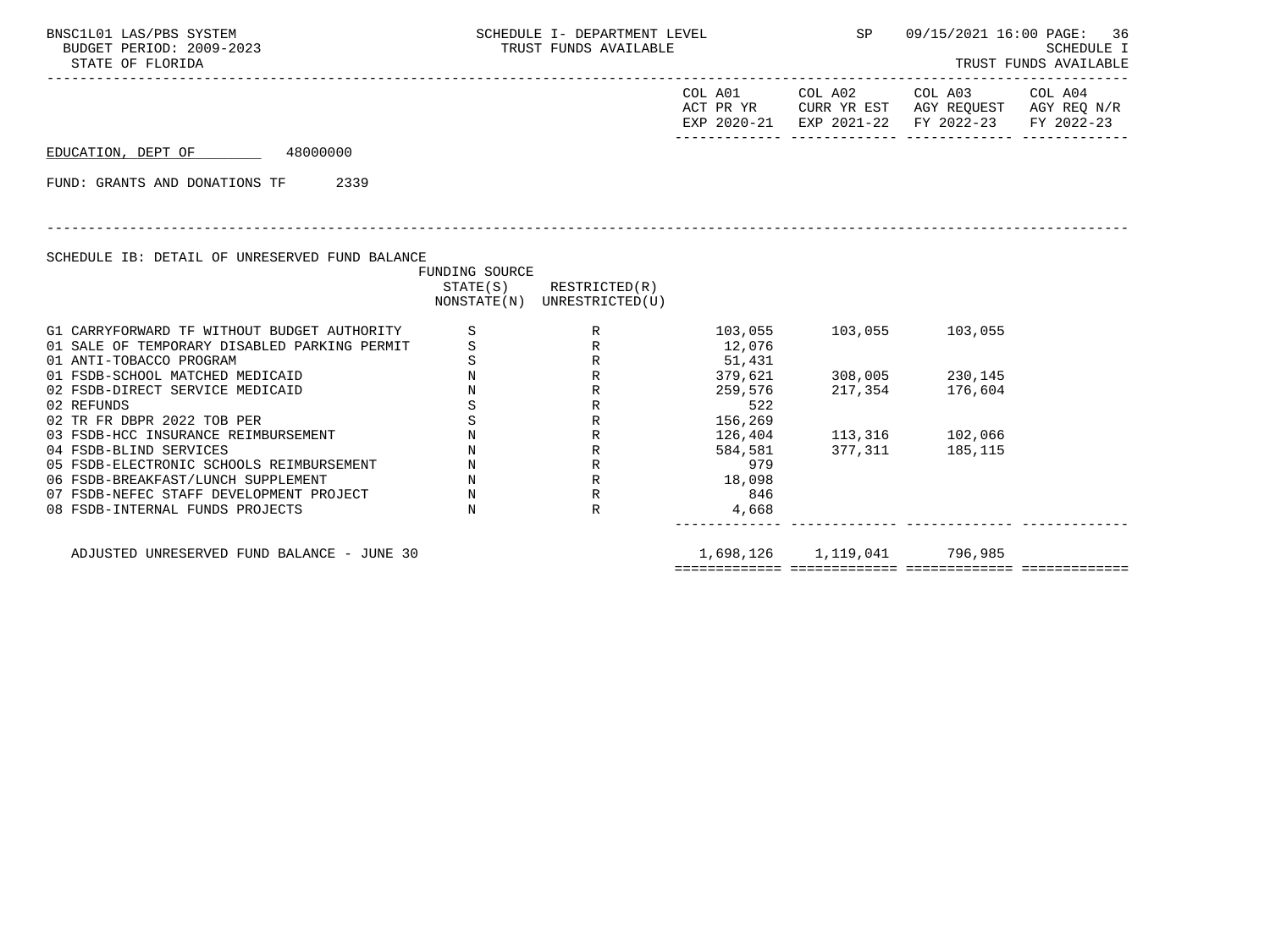SCHEDULE I- DEPARTMENT LEVEL
TRUST FUNDS AVAILABLE

BNSC1L01 LAS/PBS SYSTEM — SP — 09/15/2021 16:00
BUDGET PERIOD: 2009-2023
STATE OF FLORIDA

SCHEDULE I
TRUST FUNDS AVAILABLE

EDUCATION, DEPT OF 48000000

FUND: GRANTS AND DONATIONS TF 2339

SCHEDULE IB: DETAIL OF UNRESERVED FUND BALANCE

| | FUNDING SOURCE STATE(S) NONSTATE(N) | RESTRICTED(R) UNRESTRICTED(U) | COL A01 ACT PR YR EXP 2020-21 | COL A02 CURR YR EST EXP 2021-22 | COL A03 AGY REQUEST FY 2022-23 | COL A04 AGY REQ N/R FY 2022-23 |
|---|---|---|---|---|---|---|
| G1 CARRYFORWARD TF WITHOUT BUDGET AUTHORITY | S | R | 103,055 | 103,055 | 103,055 | |
| 01 SALE OF TEMPORARY DISABLED PARKING PERMIT | S | R | 12,076 | | | |
| 01 ANTI-TOBACCO PROGRAM | S | R | 51,431 | | | |
| 01 FSDB-SCHOOL MATCHED MEDICAID | N | R | 379,621 | 308,005 | 230,145 | |
| 02 FSDB-DIRECT SERVICE MEDICAID | N | R | 259,576 | 217,354 | 176,604 | |
| 02 REFUNDS | S | R | 522 | | | |
| 02 TR FR DBPR 2022 TOB PER | S | R | 156,269 | | | |
| 03 FSDB-HCC INSURANCE REIMBURSEMENT | N | R | 126,404 | 113,316 | 102,066 | |
| 04 FSDB-BLIND SERVICES | N | R | 584,581 | 377,311 | 185,115 | |
| 05 FSDB-ELECTRONIC SCHOOLS REIMBURSEMENT | N | R | 979 | | | |
| 06 FSDB-BREAKFAST/LUNCH SUPPLEMENT | N | R | 18,098 | | | |
| 07 FSDB-NEFEC STAFF DEVELOPMENT PROJECT | N | R | 846 | | | |
| 08 FSDB-INTERNAL FUNDS PROJECTS | N | R | 4,668 | | | |
| ADJUSTED UNRESERVED FUND BALANCE - JUNE 30 | | | 1,698,126 | 1,119,041 | 796,985 | |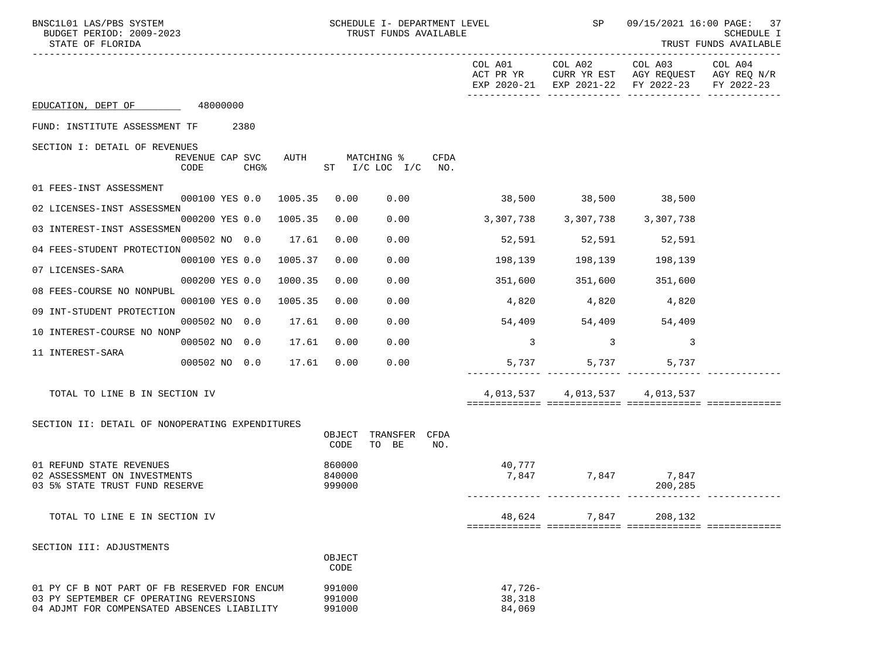BNSC1L01 LAS/PBS SYSTEM — SCHEDULE I- DEPARTMENT LEVEL — TRUST FUNDS AVAILABLE — SP 09/15/2021 16:00
BUDGET PERIOD: 2009-2023
STATE OF FLORIDA — SCHEDULE I TRUST FUNDS AVAILABLE

EDUCATION, DEPT OF 48000000

FUND: INSTITUTE ASSESSMENT TF 2380

## SECTION I: DETAIL OF REVENUES

| | REVENUE CODE | CAP | SVC CHG% | AUTH ST | MATCHING % I/C | LOC I/C | CFDA NO. | COL A01 ACT PR YR EXP 2020-21 | COL A02 CURR YR EST EXP 2021-22 | COL A03 AGY REQUEST FY 2022-23 | COL A04 AGY REQ N/R FY 2022-23 |
|---|---|---|---|---|---|---|---|---|---|---|---|
| 01 FEES-INST ASSESSMENT | 000100 | YES | 0.0 | 1005.35 | 0.00 | 0.00 | | 38,500 | 38,500 | 38,500 | |
| 02 LICENSES-INST ASSESSMEN | 000200 | YES | 0.0 | 1005.35 | 0.00 | 0.00 | | 3,307,738 | 3,307,738 | 3,307,738 | |
| 03 INTEREST-INST ASSESSMEN | 000502 | NO | 0.0 | 17.61 | 0.00 | 0.00 | | 52,591 | 52,591 | 52,591 | |
| 04 FEES-STUDENT PROTECTION | 000100 | YES | 0.0 | 1005.37 | 0.00 | 0.00 | | 198,139 | 198,139 | 198,139 | |
| 07 LICENSES-SARA | 000200 | YES | 0.0 | 1000.35 | 0.00 | 0.00 | | 351,600 | 351,600 | 351,600 | |
| 08 FEES-COURSE NO NONPUBL | 000100 | YES | 0.0 | 1005.35 | 0.00 | 0.00 | | 4,820 | 4,820 | 4,820 | |
| 09 INT-STUDENT PROTECTION | 000502 | NO | 0.0 | 17.61 | 0.00 | 0.00 | | 54,409 | 54,409 | 54,409 | |
| 10 INTEREST-COURSE NO NONP | 000502 | NO | 0.0 | 17.61 | 0.00 | 0.00 | | 3 | 3 | 3 | |
| 11 INTEREST-SARA | 000502 | NO | 0.0 | 17.61 | 0.00 | 0.00 | | 5,737 | 5,737 | 5,737 | |
| TOTAL TO LINE B IN SECTION IV | | | | | | | | 4,013,537 | 4,013,537 | 4,013,537 | |

## SECTION II: DETAIL OF NONOPERATING EXPENDITURES

| | OBJECT CODE | TRANSFER TO BE | CFDA NO. | COL A01 | COL A02 | COL A03 | COL A04 |
|---|---|---|---|---|---|---|---|
| 01 REFUND STATE REVENUES | 860000 | | | 40,777 | | | |
| 02 ASSESSMENT ON INVESTMENTS | 840000 | | | 7,847 | 7,847 | 7,847 | |
| 03 5% STATE TRUST FUND RESERVE | 999000 | | | | | 200,285 | |
| TOTAL TO LINE E IN SECTION IV | | | | 48,624 | 7,847 | 208,132 | |

## SECTION III: ADJUSTMENTS

| | OBJECT CODE | COL A01 | COL A02 | COL A03 | COL A04 |
|---|---|---|---|---|---|
| 01 PY CF B NOT PART OF FB RESERVED FOR ENCUM | 991000 | 47,726- | | | |
| 03 PY SEPTEMBER CF OPERATING REVERSIONS | 991000 | 38,318 | | | |
| 04 ADJMT FOR COMPENSATED ABSENCES LIABILITY | 991000 | 84,069 | | | |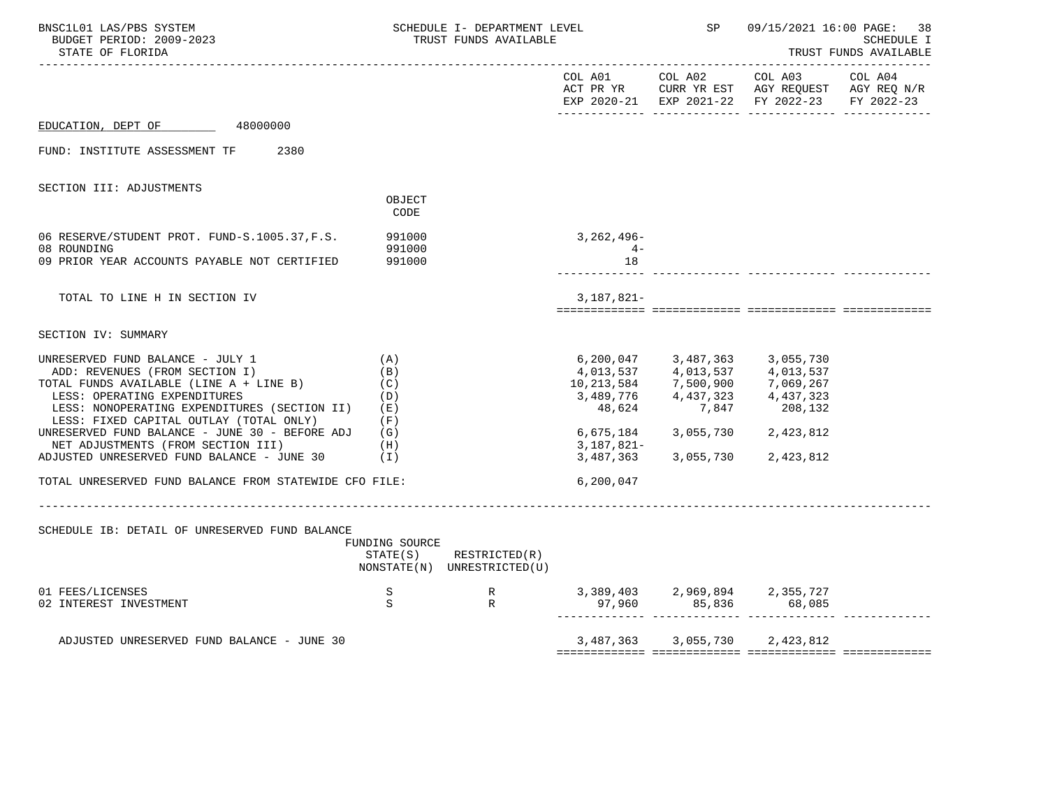BNSC1L01 LAS/PBS SYSTEM — SCHEDULE I- DEPARTMENT LEVEL — TRUST FUNDS AVAILABLE — SP 09/15/2021 16:00 — SCHEDULE I TRUST FUNDS AVAILABLE
BUDGET PERIOD: 2009-2023
STATE OF FLORIDA

EDUCATION, DEPT OF 48000000

FUND: INSTITUTE ASSESSMENT TF 2380

## SECTION III: ADJUSTMENTS

| | OBJECT CODE | COL A01 ACT PR YR EXP 2020-21 | COL A02 CURR YR EST EXP 2021-22 | COL A03 AGY REQUEST FY 2022-23 | COL A04 AGY REQ N/R FY 2022-23 |
|---|---|---|---|---|---|
| 06 RESERVE/STUDENT PROT. FUND-S.1005.37,F.S. | 991000 | 3,262,496- | | | |
| 08 ROUNDING | 991000 | 4- | | | |
| 09 PRIOR YEAR ACCOUNTS PAYABLE NOT CERTIFIED | 991000 | 18 | | | |
| TOTAL TO LINE H IN SECTION IV | | 3,187,821- | | | |

## SECTION IV: SUMMARY

| | | COL A01 ACT PR YR EXP 2020-21 | COL A02 CURR YR EST EXP 2021-22 | COL A03 AGY REQUEST FY 2022-23 | COL A04 AGY REQ N/R FY 2022-23 |
|---|---|---|---|---|---|
| UNRESERVED FUND BALANCE - JULY 1 | (A) | 6,200,047 | 3,487,363 | 3,055,730 | |
| ADD: REVENUES (FROM SECTION I) | (B) | 4,013,537 | 4,013,537 | 4,013,537 | |
| TOTAL FUNDS AVAILABLE (LINE A + LINE B) | (C) | 10,213,584 | 7,500,900 | 7,069,267 | |
| LESS: OPERATING EXPENDITURES | (D) | 3,489,776 | 4,437,323 | 4,437,323 | |
| LESS: NONOPERATING EXPENDITURES (SECTION II) | (E) | 48,624 | 7,847 | 208,132 | |
| LESS: FIXED CAPITAL OUTLAY (TOTAL ONLY) | (F) | | | | |
| UNRESERVED FUND BALANCE - JUNE 30 - BEFORE ADJ | (G) | 6,675,184 | 3,055,730 | 2,423,812 | |
| NET ADJUSTMENTS (FROM SECTION III) | (H) | 3,187,821- | | | |
| ADJUSTED UNRESERVED FUND BALANCE - JUNE 30 | (I) | 3,487,363 | 3,055,730 | 2,423,812 | |
| TOTAL UNRESERVED FUND BALANCE FROM STATEWIDE CFO FILE: | | 6,200,047 | | | |

## SCHEDULE IB: DETAIL OF UNRESERVED FUND BALANCE

| | FUNDING SOURCE STATE(S) NONSTATE(N) | RESTRICTED(R) UNRESTRICTED(U) | COL A01 | COL A02 | COL A03 | COL A04 |
|---|---|---|---|---|---|---|
| 01 FEES/LICENSES | S | R | 3,389,403 | 2,969,894 | 2,355,727 | |
| 02 INTEREST INVESTMENT | S | R | 97,960 | 85,836 | 68,085 | |
| ADJUSTED UNRESERVED FUND BALANCE - JUNE 30 | | | 3,487,363 | 3,055,730 | 2,423,812 | |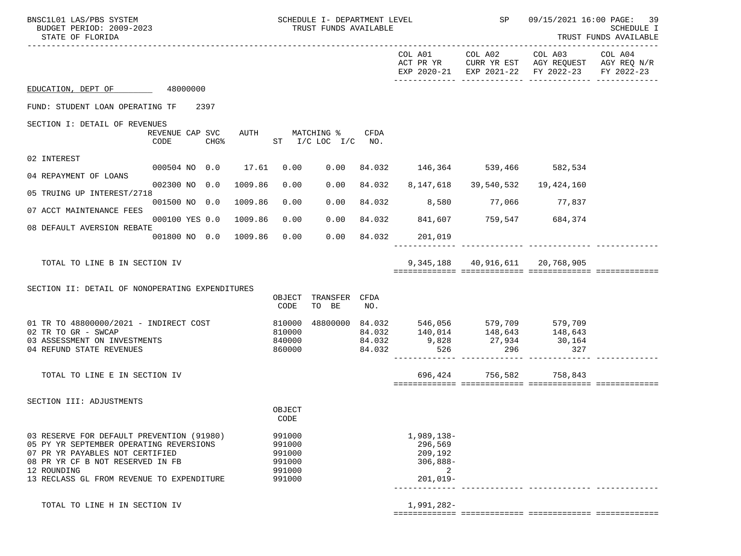BNSC1L01 LAS/PBS SYSTEM — SCHEDULE I- DEPARTMENT LEVEL — TRUST FUNDS AVAILABLE — SP 09/15/2021 16:00

BUDGET PERIOD: 2009-2023

STATE OF FLORIDA

SCHEDULE I — TRUST FUNDS AVAILABLE

EDUCATION, DEPT OF 48000000

FUND: STUDENT LOAN OPERATING TF 2397

## SECTION I: DETAIL OF REVENUES

| | REVENUE CODE | CAP | SVC CHG% | AUTH ST | MATCHING % I/C LOC | I/C | CFDA NO. | COL A01 ACT PR YR EXP 2020-21 | COL A02 CURR YR EST EXP 2021-22 | COL A03 AGY REQUEST FY 2022-23 | COL A04 AGY REQ N/R FY 2022-23 |
|---|---|---|---|---|---|---|---|---|---|---|---|
| 02 INTEREST | 000504 | NO | 0.0 | 17.61 | 0.00 | 0.00 | 84.032 | 146,364 | 539,466 | 582,534 | |
| 04 REPAYMENT OF LOANS | 002300 | NO | 0.0 | 1009.86 | 0.00 | 0.00 | 84.032 | 8,147,618 | 39,540,532 | 19,424,160 | |
| 05 TRUING UP INTEREST/2718 | 001500 | NO | 0.0 | 1009.86 | 0.00 | 0.00 | 84.032 | 8,580 | 77,066 | 77,837 | |
| 07 ACCT MAINTENANCE FEES | 000100 | YES | 0.0 | 1009.86 | 0.00 | 0.00 | 84.032 | 841,607 | 759,547 | 684,374 | |
| 08 DEFAULT AVERSION REBATE | 001800 | NO | 0.0 | 1009.86 | 0.00 | 0.00 | 84.032 | 201,019 | | | |
| TOTAL TO LINE B IN SECTION IV | | | | | | | | 9,345,188 | 40,916,611 | 20,768,905 | |

## SECTION II: DETAIL OF NONOPERATING EXPENDITURES

| | OBJECT CODE | TRANSFER TO BE | CFDA NO. | COL A01 ACT PR YR EXP 2020-21 | COL A02 CURR YR EST EXP 2021-22 | COL A03 AGY REQUEST FY 2022-23 | COL A04 AGY REQ N/R FY 2022-23 |
|---|---|---|---|---|---|---|---|
| 01 TR TO 48800000/2021 - INDIRECT COST | 810000 | 48800000 | 84.032 | 546,056 | 579,709 | 579,709 | |
| 02 TR TO GR - SWCAP | 810000 | | 84.032 | 140,014 | 148,643 | 148,643 | |
| 03 ASSESSMENT ON INVESTMENTS | 840000 | | 84.032 | 9,828 | 27,934 | 30,164 | |
| 04 REFUND STATE REVENUES | 860000 | | 84.032 | 526 | 296 | 327 | |
| TOTAL TO LINE E IN SECTION IV | | | | 696,424 | 756,582 | 758,843 | |

## SECTION III: ADJUSTMENTS

| | OBJECT CODE | COL A01 ACT PR YR EXP 2020-21 | COL A02 CURR YR EST EXP 2021-22 | COL A03 AGY REQUEST FY 2022-23 | COL A04 AGY REQ N/R FY 2022-23 |
|---|---|---|---|---|---|
| 03 RESERVE FOR DEFAULT PREVENTION (91980) | 991000 | 1,989,138- | | | |
| 05 PY YR SEPTEMBER OPERATING REVERSIONS | 991000 | 296,569 | | | |
| 07 PR YR PAYABLES NOT CERTIFIED | 991000 | 209,192 | | | |
| 08 PR YR CF B NOT RESERVED IN FB | 991000 | 306,888- | | | |
| 12 ROUNDING | 991000 | 2 | | | |
| 13 RECLASS GL FROM REVENUE TO EXPENDITURE | 991000 | 201,019- | | | |
| TOTAL TO LINE H IN SECTION IV | | 1,991,282- | | | |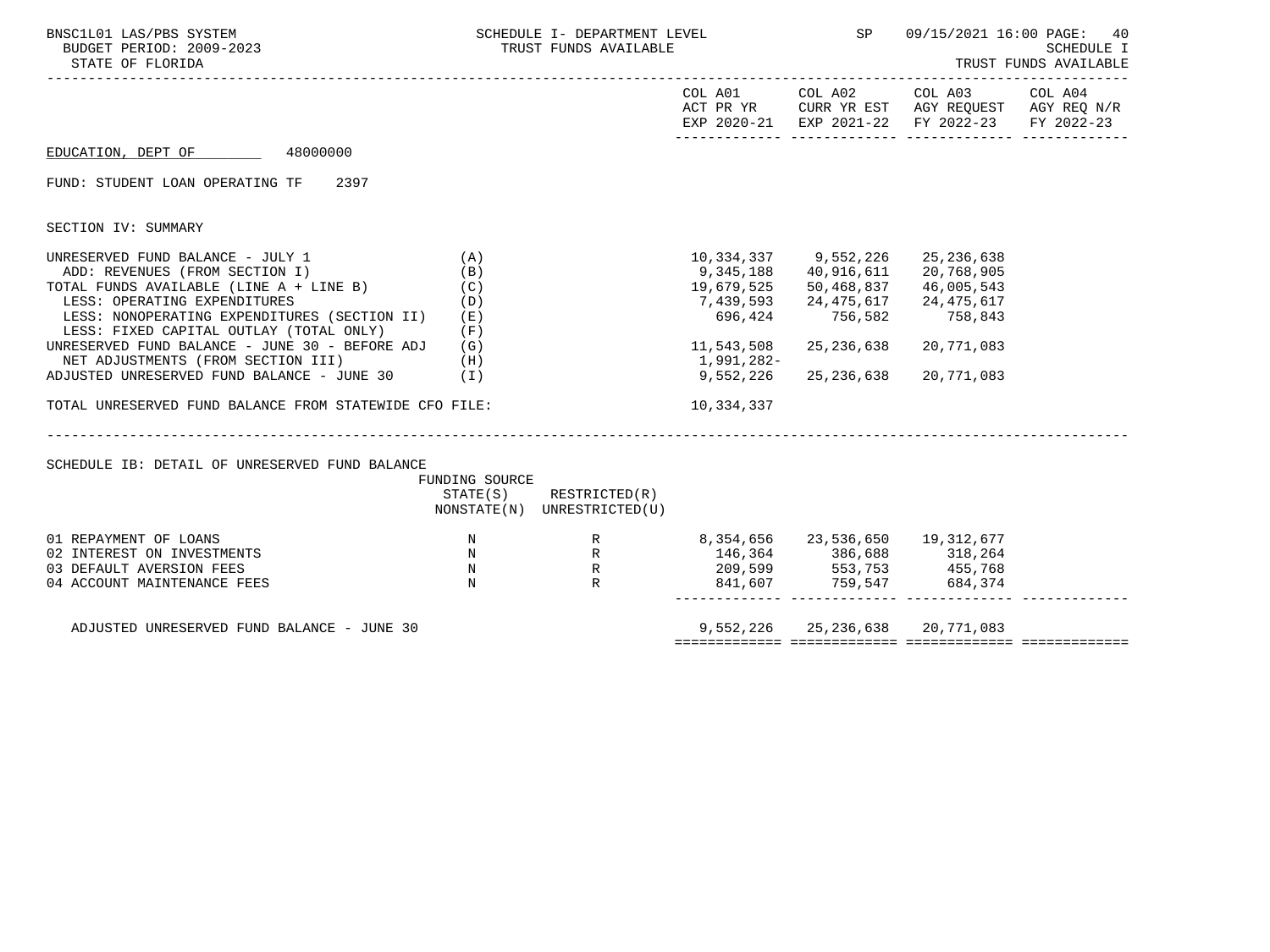BNSC1L01 LAS/PBS SYSTEM — SCHEDULE I- DEPARTMENT LEVEL — TRUST FUNDS AVAILABLE — SP 09/15/2021 16:00

BUDGET PERIOD: 2009-2023

STATE OF FLORIDA

SCHEDULE I — TRUST FUNDS AVAILABLE

EDUCATION, DEPT OF 48000000

FUND: STUDENT LOAN OPERATING TF 2397

## SECTION IV: SUMMARY

| | | COL A01 ACT PR YR EXP 2020-21 | COL A02 CURR YR EST EXP 2021-22 | COL A03 AGY REQUEST FY 2022-23 | COL A04 AGY REQ N/R FY 2022-23 |
|---|---|---|---|---|---|
| UNRESERVED FUND BALANCE - JULY 1 | (A) | 10,334,337 | 9,552,226 | 25,236,638 | |
| ADD: REVENUES (FROM SECTION I) | (B) | 9,345,188 | 40,916,611 | 20,768,905 | |
| TOTAL FUNDS AVAILABLE (LINE A + LINE B) | (C) | 19,679,525 | 50,468,837 | 46,005,543 | |
| LESS: OPERATING EXPENDITURES | (D) | 7,439,593 | 24,475,617 | 24,475,617 | |
| LESS: NONOPERATING EXPENDITURES (SECTION II) | (E) | 696,424 | 756,582 | 758,843 | |
| LESS: FIXED CAPITAL OUTLAY (TOTAL ONLY) | (F) | | | | |
| UNRESERVED FUND BALANCE - JUNE 30 - BEFORE ADJ | (G) | 11,543,508 | 25,236,638 | 20,771,083 | |
| NET ADJUSTMENTS (FROM SECTION III) | (H) | 1,991,282- | | | |
| ADJUSTED UNRESERVED FUND BALANCE - JUNE 30 | (I) | 9,552,226 | 25,236,638 | 20,771,083 | |
| TOTAL UNRESERVED FUND BALANCE FROM STATEWIDE CFO FILE: | | 10,334,337 | | | |

## SCHEDULE IB: DETAIL OF UNRESERVED FUND BALANCE

| | FUNDING SOURCE STATE(S) NONSTATE(N) | RESTRICTED(R) UNRESTRICTED(U) | COL A01 | COL A02 | COL A03 | COL A04 |
|---|---|---|---|---|---|---|
| 01 REPAYMENT OF LOANS | N | R | 8,354,656 | 23,536,650 | 19,312,677 | |
| 02 INTEREST ON INVESTMENTS | N | R | 146,364 | 386,688 | 318,264 | |
| 03 DEFAULT AVERSION FEES | N | R | 209,599 | 553,753 | 455,768 | |
| 04 ACCOUNT MAINTENANCE FEES | N | R | 841,607 | 759,547 | 684,374 | |
| ADJUSTED UNRESERVED FUND BALANCE - JUNE 30 | | | 9,552,226 | 25,236,638 | 20,771,083 | |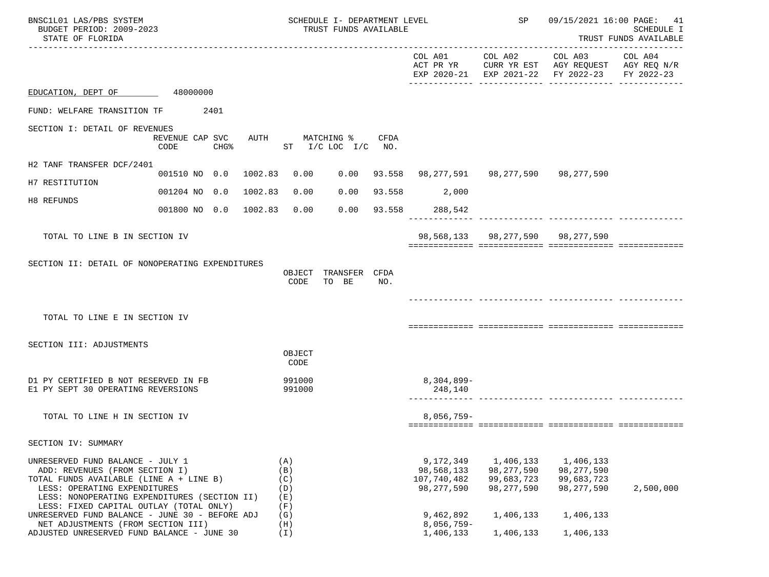BNSC1L01 LAS/PBS SYSTEM — SCHEDULE I- DEPARTMENT LEVEL — TRUST FUNDS AVAILABLE — SP 09/15/2021 16:00

BUDGET PERIOD: 2009-2023 — SCHEDULE I

STATE OF FLORIDA — TRUST FUNDS AVAILABLE

| | COL A01 ACT PR YR EXP 2020-21 | COL A02 CURR YR EST EXP 2021-22 | COL A03 AGY REQUEST FY 2022-23 | COL A04 AGY REQ N/R FY 2022-23 |
|---|---|---|---|---|

EDUCATION, DEPT OF 48000000

FUND: WELFARE TRANSITION TF 2401

## SECTION I: DETAIL OF REVENUES

| | REVENUE CODE | CAP SVC CHG% | AUTH | MATCHING % ST | I/C LOC I/C | CFDA NO. | COL A01 | COL A02 | COL A03 | COL A04 |
|---|---|---|---|---|---|---|---|---|---|---|
| H2 TANF TRANSFER DCF/2401 | 001510 | NO 0.0 | 1002.83 | 0.00 | 0.00 | 93.558 | 98,277,591 | 98,277,590 | 98,277,590 | |
| H7 RESTITUTION | 001204 | NO 0.0 | 1002.83 | 0.00 | 0.00 | 93.558 | 2,000 | | | |
| H8 REFUNDS | 001800 | NO 0.0 | 1002.83 | 0.00 | 0.00 | 93.558 | 288,542 | | | |
| TOTAL TO LINE B IN SECTION IV | | | | | | | 98,568,133 | 98,277,590 | 98,277,590 | |

## SECTION II: DETAIL OF NONOPERATING EXPENDITURES

| | OBJECT CODE | TRANSFER TO BE | CFDA NO. | COL A01 | COL A02 | COL A03 | COL A04 |
|---|---|---|---|---|---|---|---|
| TOTAL TO LINE E IN SECTION IV | | | | | | | |

## SECTION III: ADJUSTMENTS

| | OBJECT CODE | COL A01 | COL A02 | COL A03 | COL A04 |
|---|---|---|---|---|---|
| D1 PY CERTIFIED B NOT RESERVED IN FB | 991000 | 8,304,899- | | | |
| E1 PY SEPT 30 OPERATING REVERSIONS | 991000 | 248,140 | | | |
| TOTAL TO LINE H IN SECTION IV | | 8,056,759- | | | |

## SECTION IV: SUMMARY

| | | COL A01 | COL A02 | COL A03 | COL A04 |
|---|---|---|---|---|---|
| UNRESERVED FUND BALANCE - JULY 1 | (A) | 9,172,349 | 1,406,133 | 1,406,133 | |
| ADD: REVENUES (FROM SECTION I) | (B) | 98,568,133 | 98,277,590 | 98,277,590 | |
| TOTAL FUNDS AVAILABLE (LINE A + LINE B) | (C) | 107,740,482 | 99,683,723 | 99,683,723 | |
| LESS: OPERATING EXPENDITURES | (D) | 98,277,590 | 98,277,590 | 98,277,590 | 2,500,000 |
| LESS: NONOPERATING EXPENDITURES (SECTION II) | (E) | | | | |
| LESS: FIXED CAPITAL OUTLAY (TOTAL ONLY) | (F) | | | | |
| UNRESERVED FUND BALANCE - JUNE 30 - BEFORE ADJ | (G) | 9,462,892 | 1,406,133 | 1,406,133 | |
| NET ADJUSTMENTS (FROM SECTION III) | (H) | 8,056,759- | | | |
| ADJUSTED UNRESERVED FUND BALANCE - JUNE 30 | (I) | 1,406,133 | 1,406,133 | 1,406,133 | |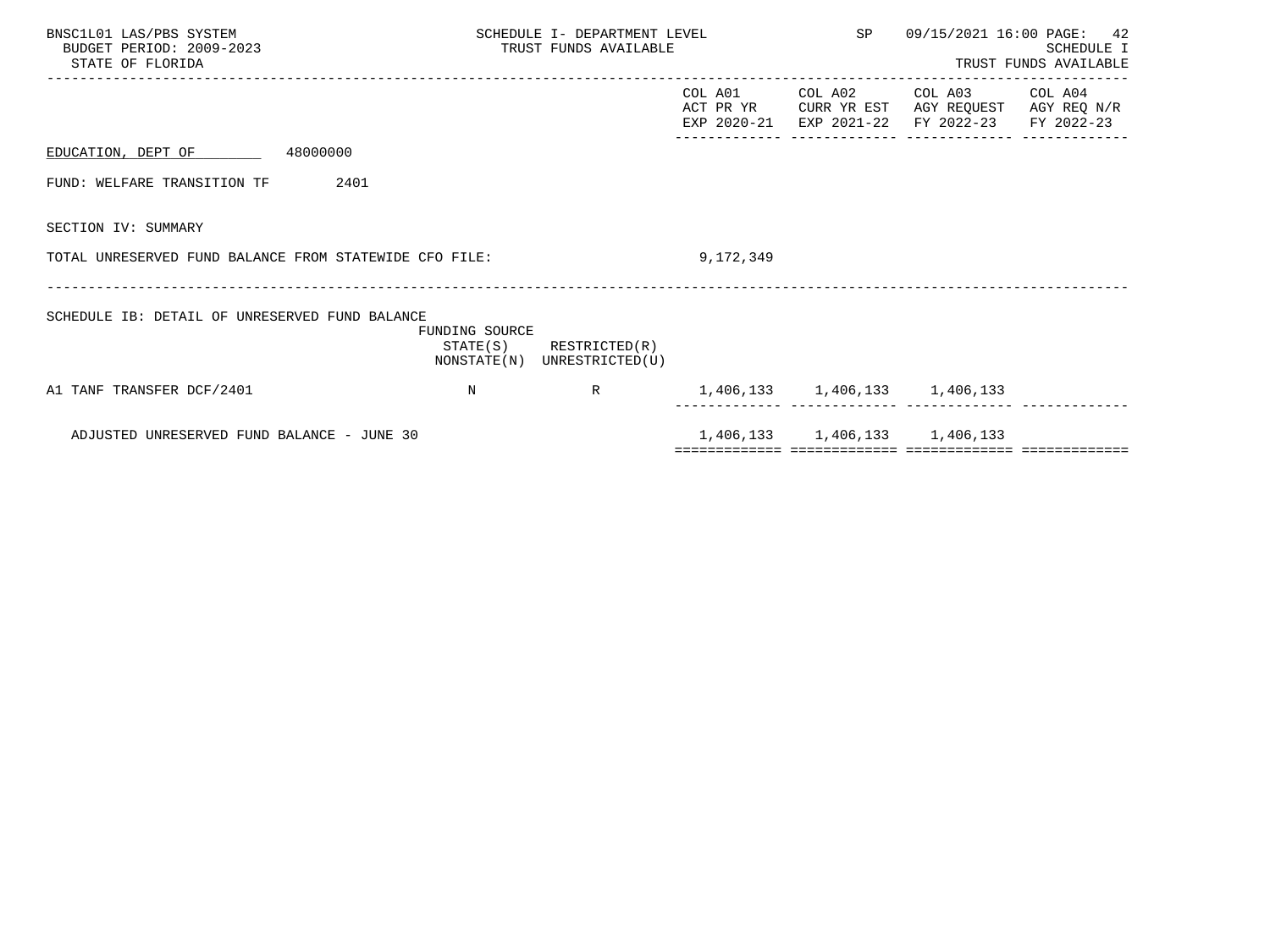BNSC1L01 LAS/PBS SYSTEM — SCHEDULE I- DEPARTMENT LEVEL — SP 09/15/2021 16:00

BUDGET PERIOD: 2009-2023 — TRUST FUNDS AVAILABLE — SCHEDULE I

STATE OF FLORIDA — TRUST FUNDS AVAILABLE

EDUCATION, DEPT OF 48000000

FUND: WELFARE TRANSITION TF 2401

SECTION IV: SUMMARY

| | | | COL A01 ACT PR YR EXP 2020-21 | COL A02 CURR YR EST EXP 2021-22 | COL A03 AGY REQUEST FY 2022-23 | COL A04 AGY REQ N/R FY 2022-23 |
|---|---|---|---|---|---|---|
| TOTAL UNRESERVED FUND BALANCE FROM STATEWIDE CFO FILE: | | | 9,172,349 | | | |

SCHEDULE IB: DETAIL OF UNRESERVED FUND BALANCE

| | FUNDING SOURCE STATE(S) NONSTATE(N) | RESTRICTED(R) UNRESTRICTED(U) | COL A01 ACT PR YR EXP 2020-21 | COL A02 CURR YR EST EXP 2021-22 | COL A03 AGY REQUEST FY 2022-23 | COL A04 AGY REQ N/R FY 2022-23 |
|---|---|---|---|---|---|---|
| A1 TANF TRANSFER DCF/2401 | N | R | 1,406,133 | 1,406,133 | 1,406,133 | |
| ADJUSTED UNRESERVED FUND BALANCE - JUNE 30 | | | 1,406,133 | 1,406,133 | 1,406,133 | |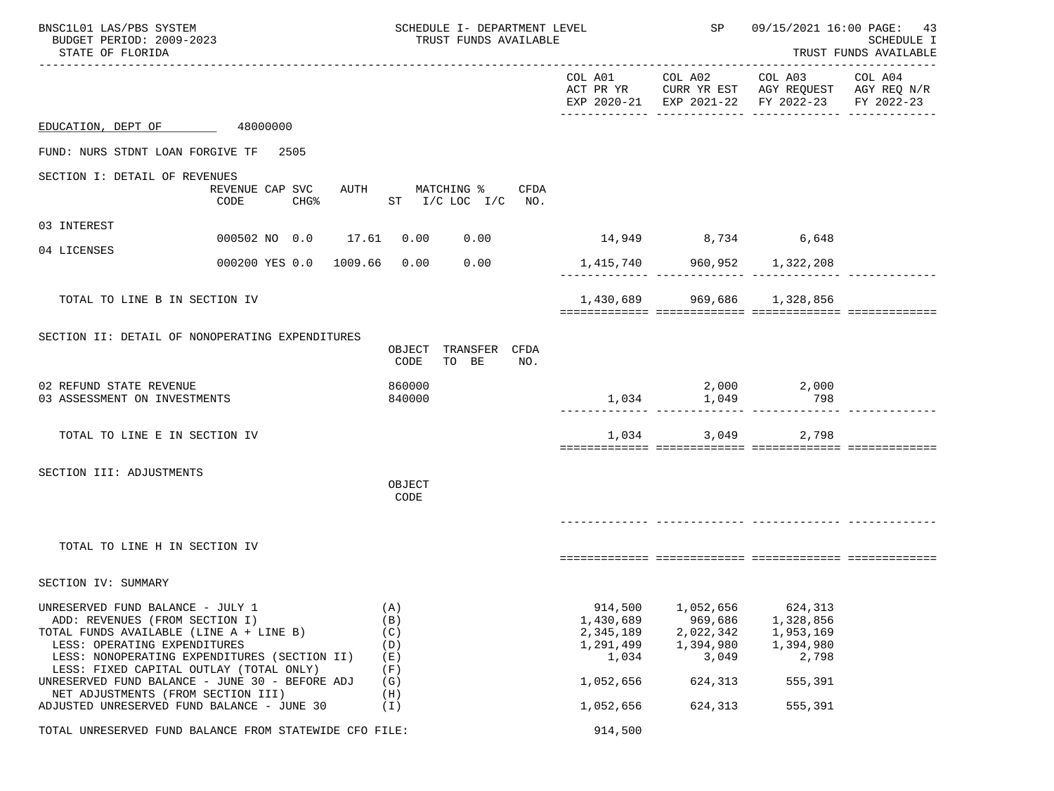SCHEDULE I- DEPARTMENT LEVEL
TRUST FUNDS AVAILABLE

BNSC1L01 LAS/PBS SYSTEM — BUDGET PERIOD: 2009-2023 — STATE OF FLORIDA — SP 09/15/2021 16:00 — SCHEDULE I — TRUST FUNDS AVAILABLE

## EDUCATION, DEPT OF 48000000

FUND: NURS STDNT LOAN FORGIVE TF 2505

### SECTION I: DETAIL OF REVENUES

| | REVENUE CODE | CAP SVC CHG% | AUTH | MATCHING % ST | I/C LOC | I/C | CFDA NO. | COL A01 ACT PR YR EXP 2020-21 | COL A02 CURR YR EST EXP 2021-22 | COL A03 AGY REQUEST FY 2022-23 | COL A04 AGY REQ N/R FY 2022-23 |
|---|---|---|---|---|---|---|---|---|---|---|---|
| 03 INTEREST | 000502 | NO 0.0 | 17.61 | 0.00 | 0.00 | | | 14,949 | 8,734 | 6,648 | |
| 04 LICENSES | 000200 | YES 0.0 | 1009.66 | 0.00 | 0.00 | | | 1,415,740 | 960,952 | 1,322,208 | |
| TOTAL TO LINE B IN SECTION IV | | | | | | | | 1,430,689 | 969,686 | 1,328,856 | |

### SECTION II: DETAIL OF NONOPERATING EXPENDITURES

| | OBJECT CODE | TRANSFER TO BE | CFDA NO. | COL A01 ACT PR YR EXP 2020-21 | COL A02 CURR YR EST EXP 2021-22 | COL A03 AGY REQUEST FY 2022-23 | COL A04 AGY REQ N/R FY 2022-23 |
|---|---|---|---|---|---|---|---|
| 02 REFUND STATE REVENUE | 860000 | | | | 2,000 | 2,000 | |
| 03 ASSESSMENT ON INVESTMENTS | 840000 | | | 1,034 | 1,049 | 798 | |
| TOTAL TO LINE E IN SECTION IV | | | | 1,034 | 3,049 | 2,798 | |

### SECTION III: ADJUSTMENTS

| | OBJECT CODE | COL A01 | COL A02 | COL A03 | COL A04 |
|---|---|---|---|---|---|
| TOTAL TO LINE H IN SECTION IV | | | | | |

### SECTION IV: SUMMARY

| | | COL A01 ACT PR YR EXP 2020-21 | COL A02 CURR YR EST EXP 2021-22 | COL A03 AGY REQUEST FY 2022-23 | COL A04 AGY REQ N/R FY 2022-23 |
|---|---|---|---|---|---|
| UNRESERVED FUND BALANCE - JULY 1 | (A) | 914,500 | 1,052,656 | 624,313 | |
| ADD: REVENUES (FROM SECTION I) | (B) | 1,430,689 | 969,686 | 1,328,856 | |
| TOTAL FUNDS AVAILABLE (LINE A + LINE B) | (C) | 2,345,189 | 2,022,342 | 1,953,169 | |
| LESS: OPERATING EXPENDITURES | (D) | 1,291,499 | 1,394,980 | 1,394,980 | |
| LESS: NONOPERATING EXPENDITURES (SECTION II) | (E) | 1,034 | 3,049 | 2,798 | |
| LESS: FIXED CAPITAL OUTLAY (TOTAL ONLY) | (F) | | | | |
| UNRESERVED FUND BALANCE - JUNE 30 - BEFORE ADJ | (G) | 1,052,656 | 624,313 | 555,391 | |
| NET ADJUSTMENTS (FROM SECTION III) | (H) | | | | |
| ADJUSTED UNRESERVED FUND BALANCE - JUNE 30 | (I) | 1,052,656 | 624,313 | 555,391 | |

TOTAL UNRESERVED FUND BALANCE FROM STATEWIDE CFO FILE: 914,500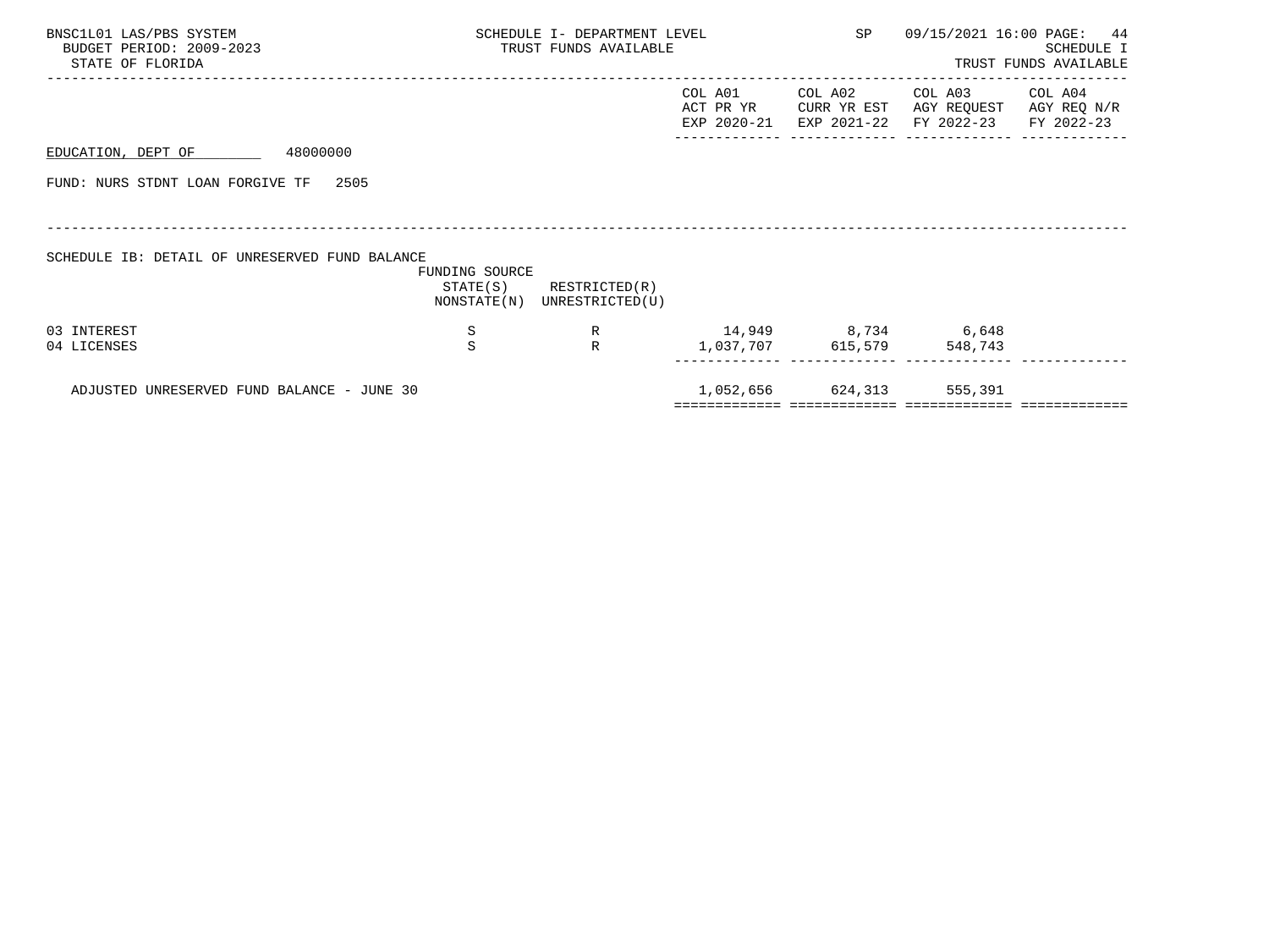BNSC1L01 LAS/PBS SYSTEM — SCHEDULE I- DEPARTMENT LEVEL — SP — 09/15/2021 16:00

BUDGET PERIOD: 2009-2023 — TRUST FUNDS AVAILABLE — SCHEDULE I

STATE OF FLORIDA — TRUST FUNDS AVAILABLE

EDUCATION, DEPT OF 48000000

FUND: NURS STDNT LOAN FORGIVE TF 2505

SCHEDULE IB: DETAIL OF UNRESERVED FUND BALANCE

| | FUNDING SOURCE STATE(S) NONSTATE(N) | RESTRICTED(R) UNRESTRICTED(U) | COL A01 ACT PR YR EXP 2020-21 | COL A02 CURR YR EST EXP 2021-22 | COL A03 AGY REQUEST FY 2022-23 | COL A04 AGY REQ N/R FY 2022-23 |
|---|---|---|---|---|---|---|
| 03 INTEREST | S | R | 14,949 | 8,734 | 6,648 | |
| 04 LICENSES | S | R | 1,037,707 | 615,579 | 548,743 | |
| ADJUSTED UNRESERVED FUND BALANCE - JUNE 30 | | | 1,052,656 | 624,313 | 555,391 | |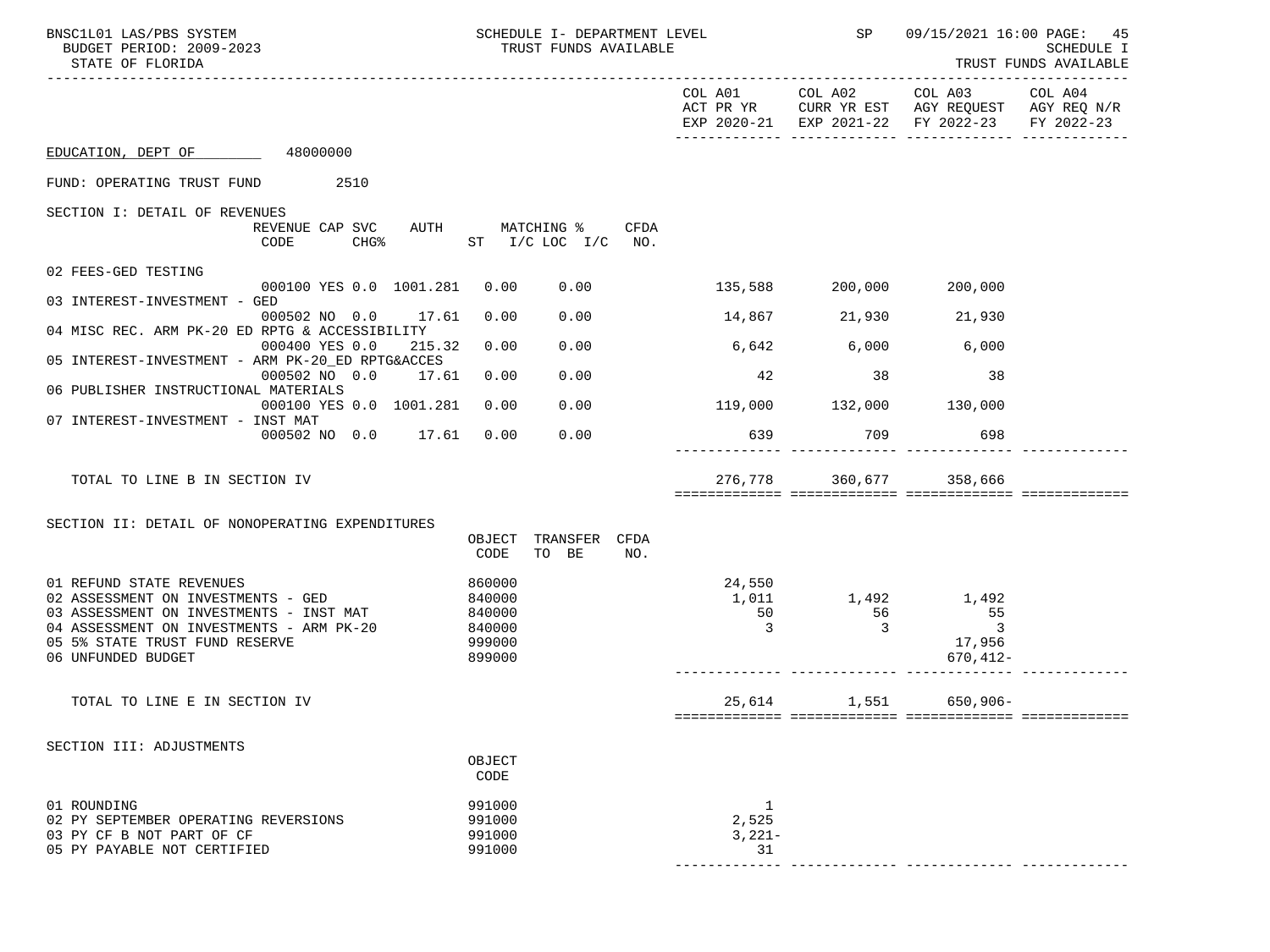BNSC1L01 LAS/PBS SYSTEM — SCHEDULE I- DEPARTMENT LEVEL — TRUST FUNDS AVAILABLE — SP 09/15/2021 16:00 — SCHEDULE I — TRUST FUNDS AVAILABLE

BUDGET PERIOD: 2009-2023

STATE OF FLORIDA

| | COL A01 ACT PR YR EXP 2020-21 | COL A02 CURR YR EST EXP 2021-22 | COL A03 AGY REQUEST FY 2022-23 | COL A04 AGY REQ N/R FY 2022-23 |
|---|---|---|---|---|

EDUCATION, DEPT OF 48000000

FUND: OPERATING TRUST FUND 2510

SECTION I: DETAIL OF REVENUES

| | REVENUE CODE | CAP SVC CHG% | AUTH | MATCHING % ST | I/C LOC I/C | CFDA NO. | COL A01 | COL A02 | COL A03 | COL A04 |
|---|---|---|---|---|---|---|---|---|---|---|
| 02 FEES-GED TESTING | 000100 | YES 0.0 | 1001.281 | 0.00 | 0.00 | | 135,588 | 200,000 | 200,000 | |
| 03 INTEREST-INVESTMENT - GED | 000502 | NO 0.0 | 17.61 | 0.00 | 0.00 | | 14,867 | 21,930 | 21,930 | |
| 04 MISC REC. ARM PK-20 ED RPTG & ACCESSIBILITY | 000400 | YES 0.0 | 215.32 | 0.00 | 0.00 | | 6,642 | 6,000 | 6,000 | |
| 05 INTEREST-INVESTMENT - ARM PK-20_ED RPTG&ACCES | 000502 | NO 0.0 | 17.61 | 0.00 | 0.00 | | 42 | 38 | 38 | |
| 06 PUBLISHER INSTRUCTIONAL MATERIALS | 000100 | YES 0.0 | 1001.281 | 0.00 | 0.00 | | 119,000 | 132,000 | 130,000 | |
| 07 INTEREST-INVESTMENT - INST MAT | 000502 | NO 0.0 | 17.61 | 0.00 | 0.00 | | 639 | 709 | 698 | |
| TOTAL TO LINE B IN SECTION IV | | | | | | | 276,778 | 360,677 | 358,666 | |

SECTION II: DETAIL OF NONOPERATING EXPENDITURES

| | OBJECT CODE | TRANSFER TO BE | CFDA NO. | COL A01 | COL A02 | COL A03 | COL A04 |
|---|---|---|---|---|---|---|---|
| 01 REFUND STATE REVENUES | 860000 | | | 24,550 | | | |
| 02 ASSESSMENT ON INVESTMENTS - GED | 840000 | | | 1,011 | 1,492 | 1,492 | |
| 03 ASSESSMENT ON INVESTMENTS - INST MAT | 840000 | | | 50 | 56 | 55 | |
| 04 ASSESSMENT ON INVESTMENTS - ARM PK-20 | 840000 | | | 3 | 3 | 3 | |
| 05 5% STATE TRUST FUND RESERVE | 999000 | | | | | 17,956 | |
| 06 UNFUNDED BUDGET | 899000 | | | | | 670,412- | |
| TOTAL TO LINE E IN SECTION IV | | | | 25,614 | 1,551 | 650,906- | |

SECTION III: ADJUSTMENTS

| | OBJECT CODE | COL A01 | COL A02 | COL A03 | COL A04 |
|---|---|---|---|---|---|
| 01 ROUNDING | 991000 | 1 | | | |
| 02 PY SEPTEMBER OPERATING REVERSIONS | 991000 | 2,525 | | | |
| 03 PY CF B NOT PART OF CF | 991000 | 3,221- | | | |
| 05 PY PAYABLE NOT CERTIFIED | 991000 | 31 | | | |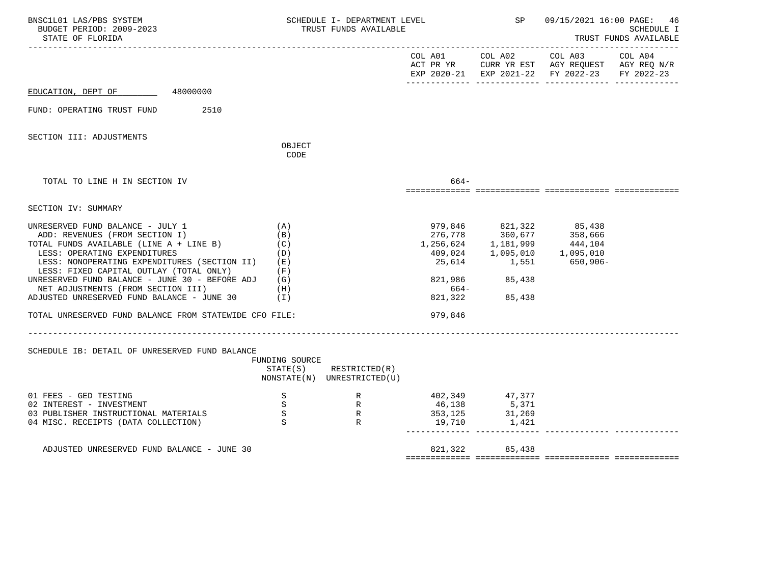SCHEDULE I- DEPARTMENT LEVEL
TRUST FUNDS AVAILABLE

SCHEDULE I
TRUST FUNDS AVAILABLE

| | | COL A01 ACT PR YR EXP 2020-21 | COL A02 CURR YR EST EXP 2021-22 | COL A03 AGY REQUEST FY 2022-23 | COL A04 AGY REQ N/R FY 2022-23 |
|---|---|---|---|---|---|

EDUCATION, DEPT OF 48000000

FUND: OPERATING TRUST FUND 2510

SECTION III: ADJUSTMENTS

| | OBJECT CODE | COL A01 | COL A02 | COL A03 | COL A04 |
|---|---|---|---|---|---|
| TOTAL TO LINE H IN SECTION IV | | 664- | | | |

SECTION IV: SUMMARY

| | | COL A01 | COL A02 | COL A03 | COL A04 |
|---|---|---|---|---|---|
| UNRESERVED FUND BALANCE - JULY 1 | (A) | 979,846 | 821,322 | 85,438 | |
| ADD: REVENUES (FROM SECTION I) | (B) | 276,778 | 360,677 | 358,666 | |
| TOTAL FUNDS AVAILABLE (LINE A + LINE B) | (C) | 1,256,624 | 1,181,999 | 444,104 | |
| LESS: OPERATING EXPENDITURES | (D) | 409,024 | 1,095,010 | 1,095,010 | |
| LESS: NONOPERATING EXPENDITURES (SECTION II) | (E) | 25,614 | 1,551 | 650,906- | |
| LESS: FIXED CAPITAL OUTLAY (TOTAL ONLY) | (F) | | | | |
| UNRESERVED FUND BALANCE - JUNE 30 - BEFORE ADJ | (G) | 821,986 | 85,438 | | |
| NET ADJUSTMENTS (FROM SECTION III) | (H) | 664- | | | |
| ADJUSTED UNRESERVED FUND BALANCE - JUNE 30 | (I) | 821,322 | 85,438 | | |
| TOTAL UNRESERVED FUND BALANCE FROM STATEWIDE CFO FILE: | | 979,846 | | | |

SCHEDULE IB: DETAIL OF UNRESERVED FUND BALANCE

| | FUNDING SOURCE STATE(S) NONSTATE(N) | RESTRICTED(R) UNRESTRICTED(U) | COL A01 | COL A02 | COL A03 | COL A04 |
|---|---|---|---|---|---|---|
| 01 FEES - GED TESTING | S | R | 402,349 | 47,377 | | |
| 02 INTEREST - INVESTMENT | S | R | 46,138 | 5,371 | | |
| 03 PUBLISHER INSTRUCTIONAL MATERIALS | S | R | 353,125 | 31,269 | | |
| 04 MISC. RECEIPTS (DATA COLLECTION) | S | R | 19,710 | 1,421 | | |
| ADJUSTED UNRESERVED FUND BALANCE - JUNE 30 | | | 821,322 | 85,438 | | |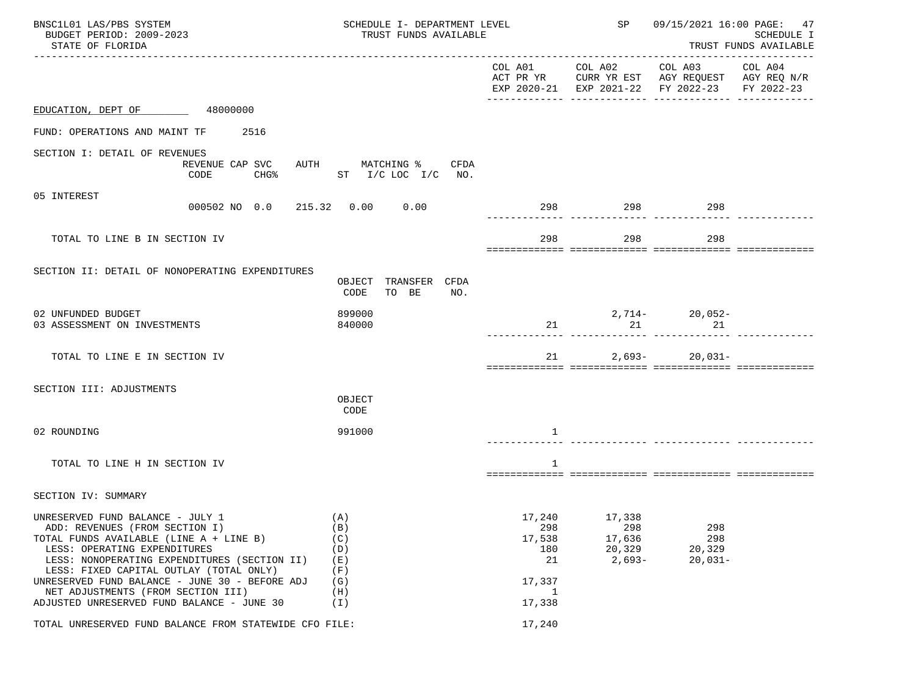SCHEDULE I- DEPARTMENT LEVEL
TRUST FUNDS AVAILABLE

BUDGET PERIOD: 2009-2023
STATE OF FLORIDA

EDUCATION, DEPT OF 48000000

FUND: OPERATIONS AND MAINT TF 2516

## SECTION I: DETAIL OF REVENUES

| | REVENUE CODE | CAP SVC CHG% | AUTH ST | MATCHING % I/C LOC | I/C | CFDA NO. | COL A01 ACT PR YR EXP 2020-21 | COL A02 CURR YR EST EXP 2021-22 | COL A03 AGY REQUEST FY 2022-23 | COL A04 AGY REQ N/R FY 2022-23 |
|---|---|---|---|---|---|---|---|---|---|---|
| 05 INTEREST | 000502 | NO 0.0 | 215.32 | 0.00 | 0.00 | | 298 | 298 | 298 | |
| TOTAL TO LINE B IN SECTION IV | | | | | | | 298 | 298 | 298 | |

## SECTION II: DETAIL OF NONOPERATING EXPENDITURES

| | OBJECT CODE | TRANSFER TO BE | CFDA NO. | COL A01 | COL A02 | COL A03 | COL A04 |
|---|---|---|---|---|---|---|---|
| 02 UNFUNDED BUDGET | 899000 | | | | 2,714- | 20,052- | |
| 03 ASSESSMENT ON INVESTMENTS | 840000 | | | 21 | 21 | 21 | |
| TOTAL TO LINE E IN SECTION IV | | | | 21 | 2,693- | 20,031- | |

## SECTION III: ADJUSTMENTS

| | OBJECT CODE | COL A01 | COL A02 | COL A03 | COL A04 |
|---|---|---|---|---|---|
| 02 ROUNDING | 991000 | 1 | | | |
| TOTAL TO LINE H IN SECTION IV | | 1 | | | |

## SECTION IV: SUMMARY

| | | COL A01 | COL A02 | COL A03 | COL A04 |
|---|---|---|---|---|---|
| UNRESERVED FUND BALANCE - JULY 1 | (A) | 17,240 | 17,338 | | |
| ADD: REVENUES (FROM SECTION I) | (B) | 298 | 298 | 298 | |
| TOTAL FUNDS AVAILABLE (LINE A + LINE B) | (C) | 17,538 | 17,636 | 298 | |
| LESS: OPERATING EXPENDITURES | (D) | 180 | 20,329 | 20,329 | |
| LESS: NONOPERATING EXPENDITURES (SECTION II) | (E) | 21 | 2,693- | 20,031- | |
| LESS: FIXED CAPITAL OUTLAY (TOTAL ONLY) | (F) | | | | |
| UNRESERVED FUND BALANCE - JUNE 30 - BEFORE ADJ | (G) | 17,337 | | | |
| NET ADJUSTMENTS (FROM SECTION III) | (H) | 1 | | | |
| ADJUSTED UNRESERVED FUND BALANCE - JUNE 30 | (I) | 17,338 | | | |
| TOTAL UNRESERVED FUND BALANCE FROM STATEWIDE CFO FILE: | | 17,240 | | | |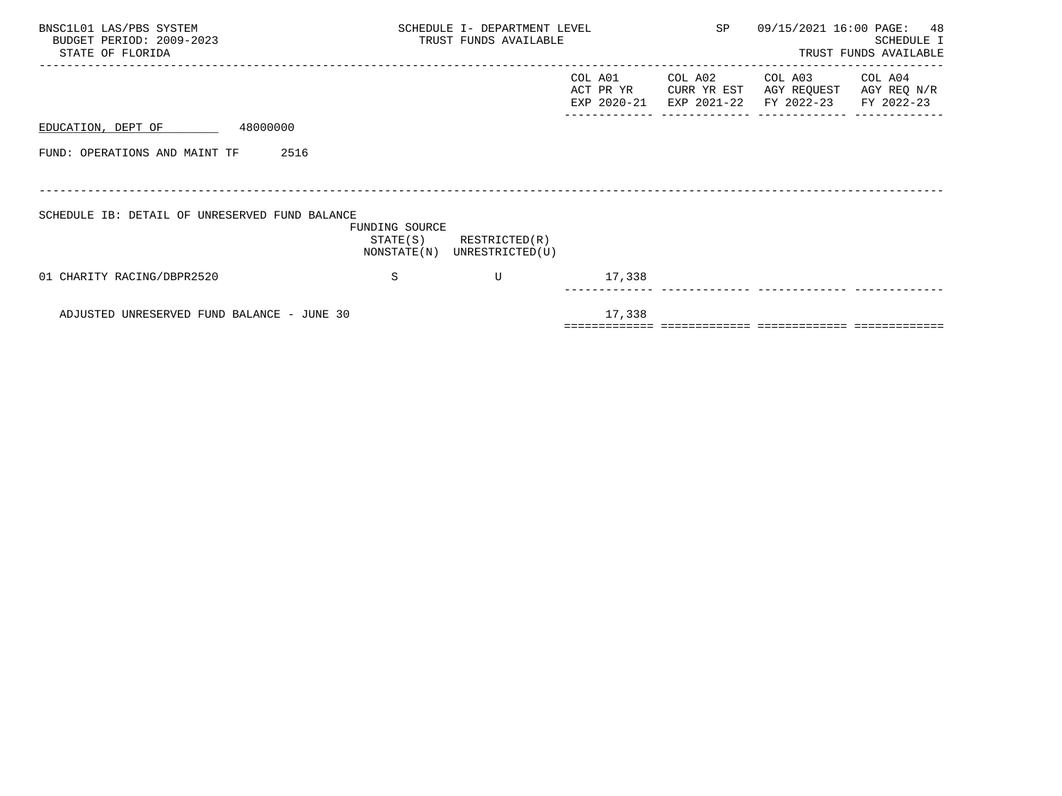BNSC1L01 LAS/PBS SYSTEM
BUDGET PERIOD: 2009-2023
STATE OF FLORIDA

SCHEDULE I- DEPARTMENT LEVEL
TRUST FUNDS AVAILABLE

SP 09/15/2021 16:00

SCHEDULE I
TRUST FUNDS AVAILABLE

EDUCATION, DEPT OF 48000000

FUND: OPERATIONS AND MAINT TF 2516

SCHEDULE IB: DETAIL OF UNRESERVED FUND BALANCE

| | FUNDING SOURCE STATE(S) NONSTATE(N) | RESTRICTED(R) UNRESTRICTED(U) | COL A01 ACT PR YR EXP 2020-21 | COL A02 CURR YR EST EXP 2021-22 | COL A03 AGY REQUEST FY 2022-23 | COL A04 AGY REQ N/R FY 2022-23 |
|---|---|---|---|---|---|---|
| 01 CHARITY RACING/DBPR2520 | S | U | 17,338 | | | |
| ADJUSTED UNRESERVED FUND BALANCE - JUNE 30 | | | 17,338 | | | |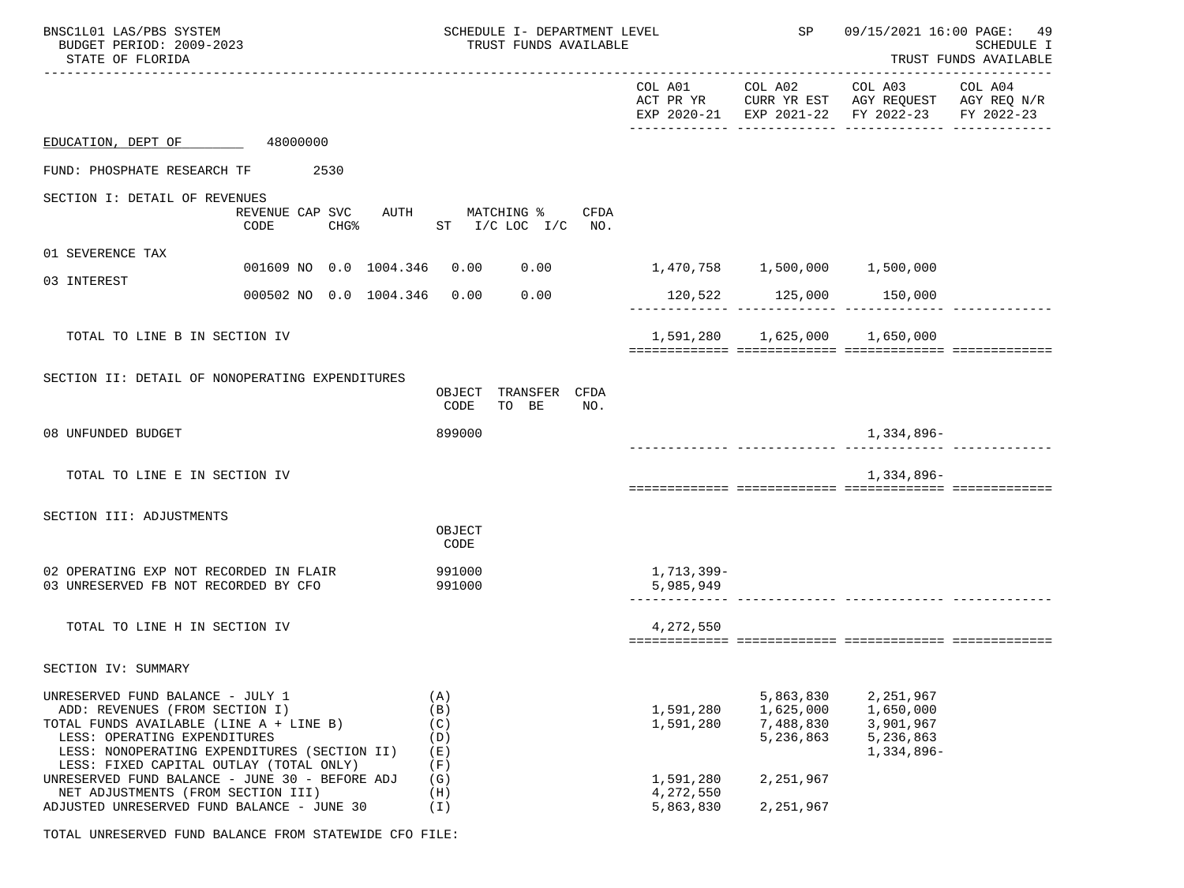EDUCATION, DEPT OF 48000000

FUND: PHOSPHATE RESEARCH TF 2530

| | COL A01 ACT PR YR EXP 2020-21 | COL A02 CURR YR EST EXP 2021-22 | COL A03 AGY REQUEST FY 2022-23 | COL A04 AGY REQ N/R FY 2022-23 |
|---|---|---|---|---|
| **SECTION I: DETAIL OF REVENUES** (REVENUE CODE / CAP CHG% / SVC / AUTH / MATCHING % ST / I/C LOC I/C / CFDA NO.) | | | | |
| 01 SEVERENCE TAX — 001609 NO 0.0 1004.346 0.00 0.00 | 1,470,758 | 1,500,000 | 1,500,000 | |
| 03 INTEREST — 000502 NO 0.0 1004.346 0.00 0.00 | 120,522 | 125,000 | 150,000 | |
| TOTAL TO LINE B IN SECTION IV | 1,591,280 | 1,625,000 | 1,650,000 | |
| **SECTION II: DETAIL OF NONOPERATING EXPENDITURES** (OBJECT CODE / TRANSFER TO BE / CFDA NO.) | | | | |
| 08 UNFUNDED BUDGET — 899000 | | | 1,334,896- | |
| TOTAL TO LINE E IN SECTION IV | | | 1,334,896- | |
| **SECTION III: ADJUSTMENTS** (OBJECT CODE) | | | | |
| 02 OPERATING EXP NOT RECORDED IN FLAIR — 991000 | 1,713,399- | | | |
| 03 UNRESERVED FB NOT RECORDED BY CFO — 991000 | 5,985,949 | | | |
| TOTAL TO LINE H IN SECTION IV | 4,272,550 | | | |
| **SECTION IV: SUMMARY** | | | | |
| UNRESERVED FUND BALANCE - JULY 1 (A) | | 5,863,830 | 2,251,967 | |
| ADD: REVENUES (FROM SECTION I) (B) | 1,591,280 | 1,625,000 | 1,650,000 | |
| TOTAL FUNDS AVAILABLE (LINE A + LINE B) (C) | 1,591,280 | 7,488,830 | 3,901,967 | |
| LESS: OPERATING EXPENDITURES (D) | | 5,236,863 | 5,236,863 | |
| LESS: NONOPERATING EXPENDITURES (SECTION II) (E) | | | 1,334,896- | |
| LESS: FIXED CAPITAL OUTLAY (TOTAL ONLY) (F) | | | | |
| UNRESERVED FUND BALANCE - JUNE 30 - BEFORE ADJ (G) | 1,591,280 | 2,251,967 | | |
| NET ADJUSTMENTS (FROM SECTION III) (H) | 4,272,550 | | | |
| ADJUSTED UNRESERVED FUND BALANCE - JUNE 30 (I) | 5,863,830 | 2,251,967 | | |

TOTAL UNRESERVED FUND BALANCE FROM STATEWIDE CFO FILE: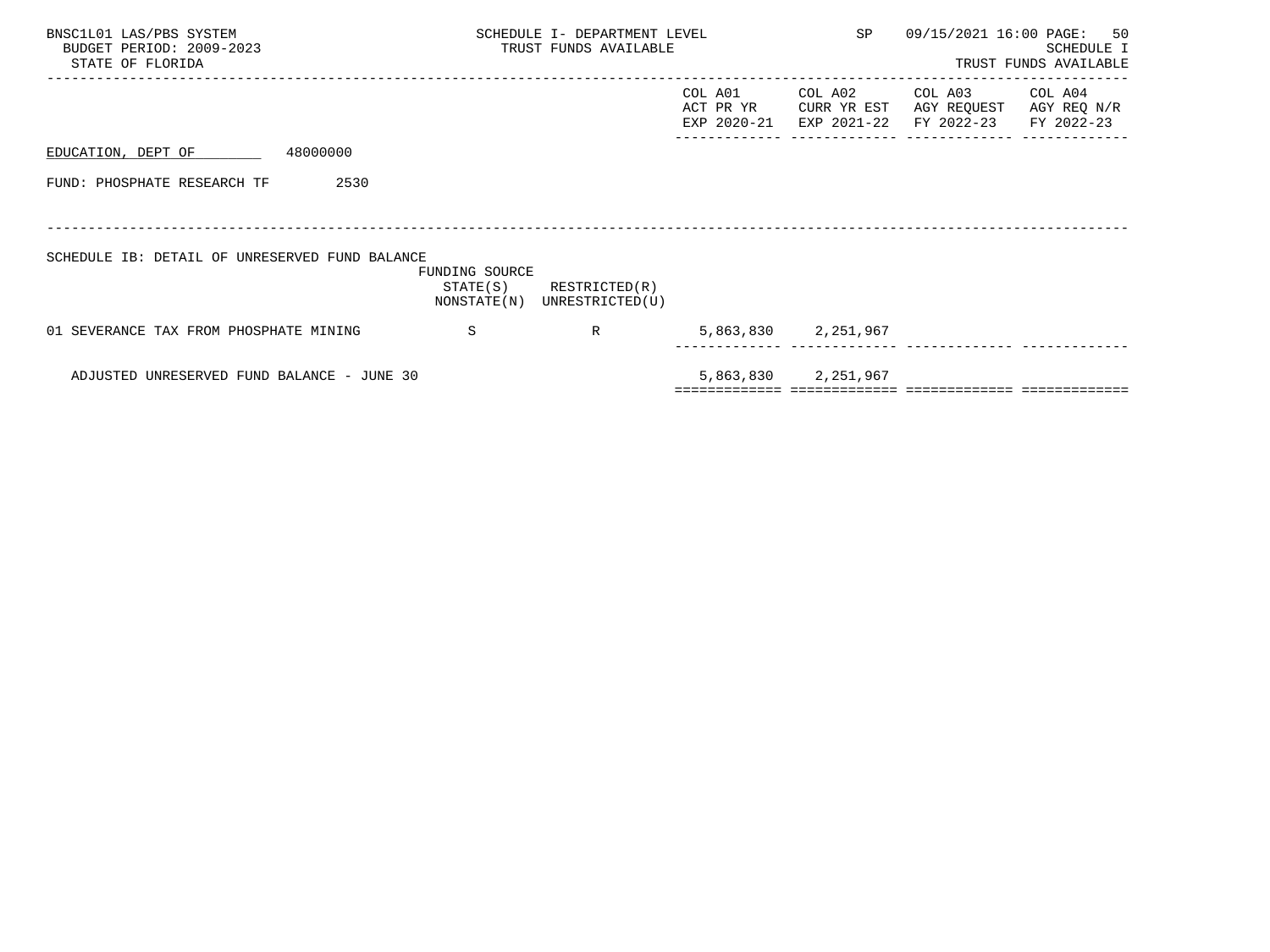BNSC1L01 LAS/PBS SYSTEM | SCHEDULE I- DEPARTMENT LEVEL | SP | 09/15/2021 16:00

BUDGET PERIOD: 2009-2023 | TRUST FUNDS AVAILABLE | SCHEDULE I

STATE OF FLORIDA | TRUST FUNDS AVAILABLE

EDUCATION, DEPT OF 48000000

FUND: PHOSPHATE RESEARCH TF 2530

SCHEDULE IB: DETAIL OF UNRESERVED FUND BALANCE

| | FUNDING SOURCE STATE(S) NONSTATE(N) | RESTRICTED(R) UNRESTRICTED(U) | COL A01 ACT PR YR EXP 2020-21 | COL A02 CURR YR EST EXP 2021-22 | COL A03 AGY REQUEST FY 2022-23 | COL A04 AGY REQ N/R FY 2022-23 |
|---|---|---|---|---|---|---|
| 01 SEVERANCE TAX FROM PHOSPHATE MINING | S | R | 5,863,830 | 2,251,967 | | |
| ADJUSTED UNRESERVED FUND BALANCE - JUNE 30 | | | 5,863,830 | 2,251,967 | | |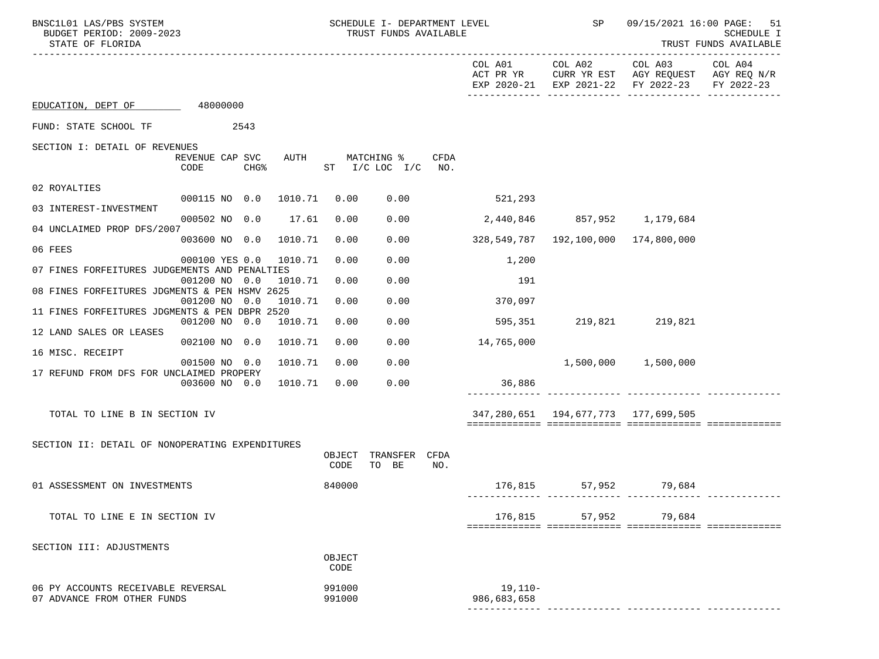BNSC1L01 LAS/PBS SYSTEM — SCHEDULE I- DEPARTMENT LEVEL — TRUST FUNDS AVAILABLE — SP 09/15/2021 16:00

BUDGET PERIOD: 2009-2023 — SCHEDULE I

STATE OF FLORIDA — TRUST FUNDS AVAILABLE

EDUCATION, DEPT OF 48000000

FUND: STATE SCHOOL TF 2543

## SECTION I: DETAIL OF REVENUES

| Description | REVENUE CODE | CAP SVC CHG% | | AUTH | MATCHING % ST | I/C LOC I/C | CFDA NO. | COL A01 ACT PR YR EXP 2020-21 | COL A02 CURR YR EST EXP 2021-22 | COL A03 AGY REQUEST FY 2022-23 | COL A04 AGY REQ N/R FY 2022-23 |
|---|---|---|---|---|---|---|---|---|---|---|---|
| 02 ROYALTIES | 000115 | NO | 0.0 | 1010.71 | 0.00 | 0.00 | | 521,293 | | | |
| 03 INTEREST-INVESTMENT | 000502 | NO | 0.0 | 17.61 | 0.00 | 0.00 | | 2,440,846 | 857,952 | 1,179,684 | |
| 04 UNCLAIMED PROP DFS/2007 | 003600 | NO | 0.0 | 1010.71 | 0.00 | 0.00 | | 328,549,787 | 192,100,000 | 174,800,000 | |
| 06 FEES | 000100 | YES | 0.0 | 1010.71 | 0.00 | 0.00 | | 1,200 | | | |
| 07 FINES FORFEITURES JUDGEMENTS AND PENALTIES | 001200 | NO | 0.0 | 1010.71 | 0.00 | 0.00 | | 191 | | | |
| 08 FINES FORFEITURES JDGMENTS & PEN HSMV 2625 | 001200 | NO | 0.0 | 1010.71 | 0.00 | 0.00 | | 370,097 | | | |
| 11 FINES FORFEITURES JDGMENTS & PEN DBPR 2520 | 001200 | NO | 0.0 | 1010.71 | 0.00 | 0.00 | | 595,351 | 219,821 | 219,821 | |
| 12 LAND SALES OR LEASES | 002100 | NO | 0.0 | 1010.71 | 0.00 | 0.00 | | 14,765,000 | | | |
| 16 MISC. RECEIPT | 001500 | NO | 0.0 | 1010.71 | 0.00 | 0.00 | | | 1,500,000 | 1,500,000 | |
| 17 REFUND FROM DFS FOR UNCLAIMED PROPERY | 003600 | NO | 0.0 | 1010.71 | 0.00 | 0.00 | | 36,886 | | | |
| TOTAL TO LINE B IN SECTION IV | | | | | | | | 347,280,651 | 194,677,773 | 177,699,505 | |

## SECTION II: DETAIL OF NONOPERATING EXPENDITURES

| Description | OBJECT CODE | TRANSFER TO BE | CFDA NO. | COL A01 | COL A02 | COL A03 | COL A04 |
|---|---|---|---|---|---|---|---|
| 01 ASSESSMENT ON INVESTMENTS | 840000 | | | 176,815 | 57,952 | 79,684 | |
| TOTAL TO LINE E IN SECTION IV | | | | 176,815 | 57,952 | 79,684 | |

## SECTION III: ADJUSTMENTS

| Description | OBJECT CODE | COL A01 | COL A02 | COL A03 | COL A04 |
|---|---|---|---|---|---|
| 06 PY ACCOUNTS RECEIVABLE REVERSAL | 991000 | 19,110- | | | |
| 07 ADVANCE FROM OTHER FUNDS | 991000 | 986,683,658 | | | |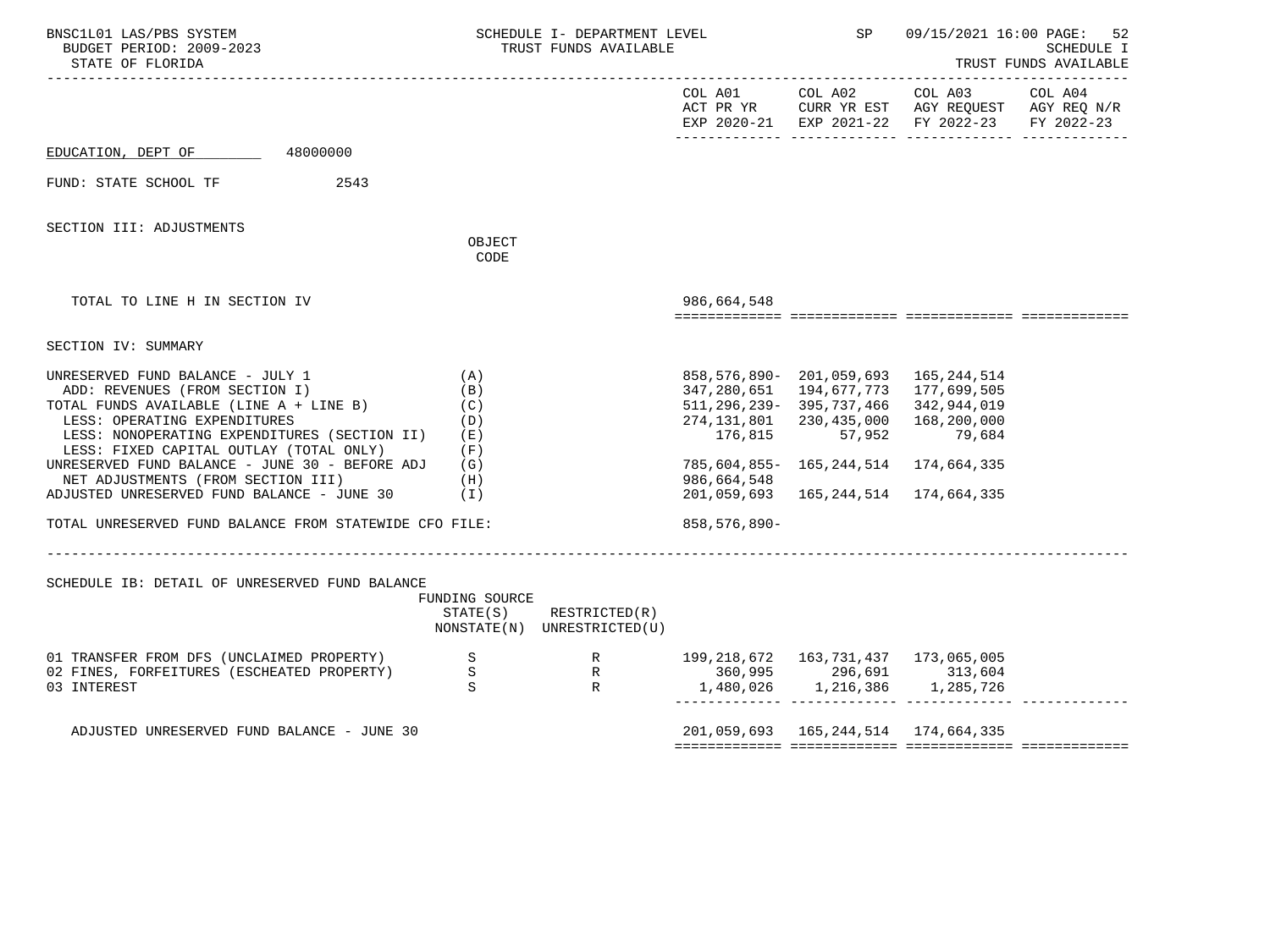BNSC1L01 LAS/PBS SYSTEM | SCHEDULE I- DEPARTMENT LEVEL | SP 09/15/2021 16:00 PAGE: 52
BUDGET PERIOD: 2009-2023 | TRUST FUNDS AVAILABLE | SCHEDULE I
STATE OF FLORIDA | | TRUST FUNDS AVAILABLE

EDUCATION, DEPT OF 48000000

FUND: STATE SCHOOL TF 2543

## SECTION III: ADJUSTMENTS

| | OBJECT CODE | COL A01 ACT PR YR EXP 2020-21 | COL A02 CURR YR EST EXP 2021-22 | COL A03 AGY REQUEST FY 2022-23 | COL A04 AGY REQ N/R FY 2022-23 |
|---|---|---|---|---|---|
| TOTAL TO LINE H IN SECTION IV | | 986,664,548 | | | |

## SECTION IV: SUMMARY

| | | COL A01 | COL A02 | COL A03 | COL A04 |
|---|---|---|---|---|---|
| UNRESERVED FUND BALANCE - JULY 1 | (A) | 858,576,890- | 201,059,693 | 165,244,514 | |
| ADD: REVENUES (FROM SECTION I) | (B) | 347,280,651 | 194,677,773 | 177,699,505 | |
| TOTAL FUNDS AVAILABLE (LINE A + LINE B) | (C) | 511,296,239- | 395,737,466 | 342,944,019 | |
| LESS: OPERATING EXPENDITURES | (D) | 274,131,801 | 230,435,000 | 168,200,000 | |
| LESS: NONOPERATING EXPENDITURES (SECTION II) | (E) | 176,815 | 57,952 | 79,684 | |
| LESS: FIXED CAPITAL OUTLAY (TOTAL ONLY) | (F) | | | | |
| UNRESERVED FUND BALANCE - JUNE 30 - BEFORE ADJ | (G) | 785,604,855- | 165,244,514 | 174,664,335 | |
| NET ADJUSTMENTS (FROM SECTION III) | (H) | 986,664,548 | | | |
| ADJUSTED UNRESERVED FUND BALANCE - JUNE 30 | (I) | 201,059,693 | 165,244,514 | 174,664,335 | |
| TOTAL UNRESERVED FUND BALANCE FROM STATEWIDE CFO FILE: | | 858,576,890- | | | |

## SCHEDULE IB: DETAIL OF UNRESERVED FUND BALANCE

| | FUNDING SOURCE STATE(S) NONSTATE(N) | RESTRICTED(R) UNRESTRICTED(U) | COL A01 | COL A02 | COL A03 | COL A04 |
|---|---|---|---|---|---|---|
| 01 TRANSFER FROM DFS (UNCLAIMED PROPERTY) | S | R | 199,218,672 | 163,731,437 | 173,065,005 | |
| 02 FINES, FORFEITURES (ESCHEATED PROPERTY) | S | R | 360,995 | 296,691 | 313,604 | |
| 03 INTEREST | S | R | 1,480,026 | 1,216,386 | 1,285,726 | |
| ADJUSTED UNRESERVED FUND BALANCE - JUNE 30 | | | 201,059,693 | 165,244,514 | 174,664,335 | |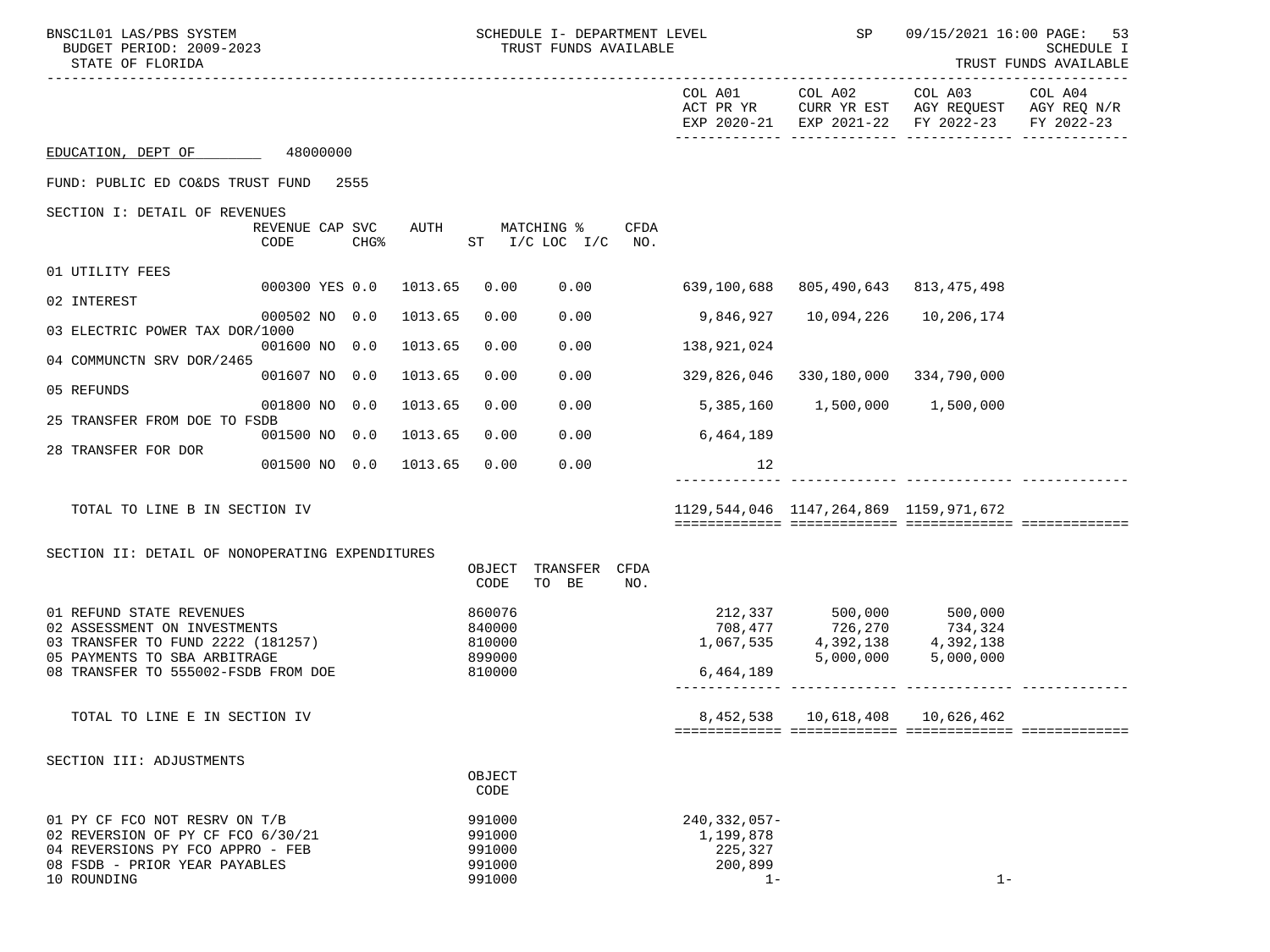SCHEDULE I- DEPARTMENT LEVEL
TRUST FUNDS AVAILABLE

BNSC1L01 LAS/PBS SYSTEM — SP 09/15/2021 16:00 PAGE: 53
BUDGET PERIOD: 2009-2023 — SCHEDULE I
STATE OF FLORIDA — TRUST FUNDS AVAILABLE

EDUCATION, DEPT OF 48000000

FUND: PUBLIC ED CO&DS TRUST FUND 2555

## SECTION I: DETAIL OF REVENUES

| | REVENUE CODE | CAP SVC CHG% | AUTH | MATCHING % ST | I/C LOC I/C | CFDA NO. | COL A01 ACT PR YR EXP 2020-21 | COL A02 CURR YR EST EXP 2021-22 | COL A03 AGY REQUEST FY 2022-23 | COL A04 AGY REQ N/R FY 2022-23 |
|---|---|---|---|---|---|---|---|---|---|---|
| 01 UTILITY FEES | 000300 | YES 0.0 | 1013.65 | 0.00 | 0.00 | | 639,100,688 | 805,490,643 | 813,475,498 | |
| 02 INTEREST | 000502 | NO 0.0 | 1013.65 | 0.00 | 0.00 | | 9,846,927 | 10,094,226 | 10,206,174 | |
| 03 ELECTRIC POWER TAX DOR/1000 | 001600 | NO 0.0 | 1013.65 | 0.00 | 0.00 | | 138,921,024 | | | |
| 04 COMMUNCTN SRV DOR/2465 | 001607 | NO 0.0 | 1013.65 | 0.00 | 0.00 | | 329,826,046 | 330,180,000 | 334,790,000 | |
| 05 REFUNDS | 001800 | NO 0.0 | 1013.65 | 0.00 | 0.00 | | 5,385,160 | 1,500,000 | 1,500,000 | |
| 25 TRANSFER FROM DOE TO FSDB | 001500 | NO 0.0 | 1013.65 | 0.00 | 0.00 | | 6,464,189 | | | |
| 28 TRANSFER FOR DOR | 001500 | NO 0.0 | 1013.65 | 0.00 | 0.00 | | 12 | | | |
| TOTAL TO LINE B IN SECTION IV | | | | | | | 1129,544,046 | 1147,264,869 | 1159,971,672 | |

## SECTION II: DETAIL OF NONOPERATING EXPENDITURES

| | OBJECT CODE | TRANSFER TO BE | CFDA NO. | COL A01 | COL A02 | COL A03 | COL A04 |
|---|---|---|---|---|---|---|---|
| 01 REFUND STATE REVENUES | 860076 | | | 212,337 | 500,000 | 500,000 | |
| 02 ASSESSMENT ON INVESTMENTS | 840000 | | | 708,477 | 726,270 | 734,324 | |
| 03 TRANSFER TO FUND 2222 (181257) | 810000 | | | 1,067,535 | 4,392,138 | 4,392,138 | |
| 05 PAYMENTS TO SBA ARBITRAGE | 899000 | | | | 5,000,000 | 5,000,000 | |
| 08 TRANSFER TO 555002-FSDB FROM DOE | 810000 | | | 6,464,189 | | | |
| TOTAL TO LINE E IN SECTION IV | | | | 8,452,538 | 10,618,408 | 10,626,462 | |

## SECTION III: ADJUSTMENTS

| | OBJECT CODE | COL A01 | COL A02 | COL A03 | COL A04 |
|---|---|---|---|---|---|
| 01 PY CF FCO NOT RESRV ON T/B | 991000 | 240,332,057- | | | |
| 02 REVERSION OF PY CF FCO 6/30/21 | 991000 | 1,199,878 | | | |
| 04 REVERSIONS PY FCO APPRO - FEB | 991000 | 225,327 | | | |
| 08 FSDB - PRIOR YEAR PAYABLES | 991000 | 200,899 | | | |
| 10 ROUNDING | 991000 | 1- | | 1- | |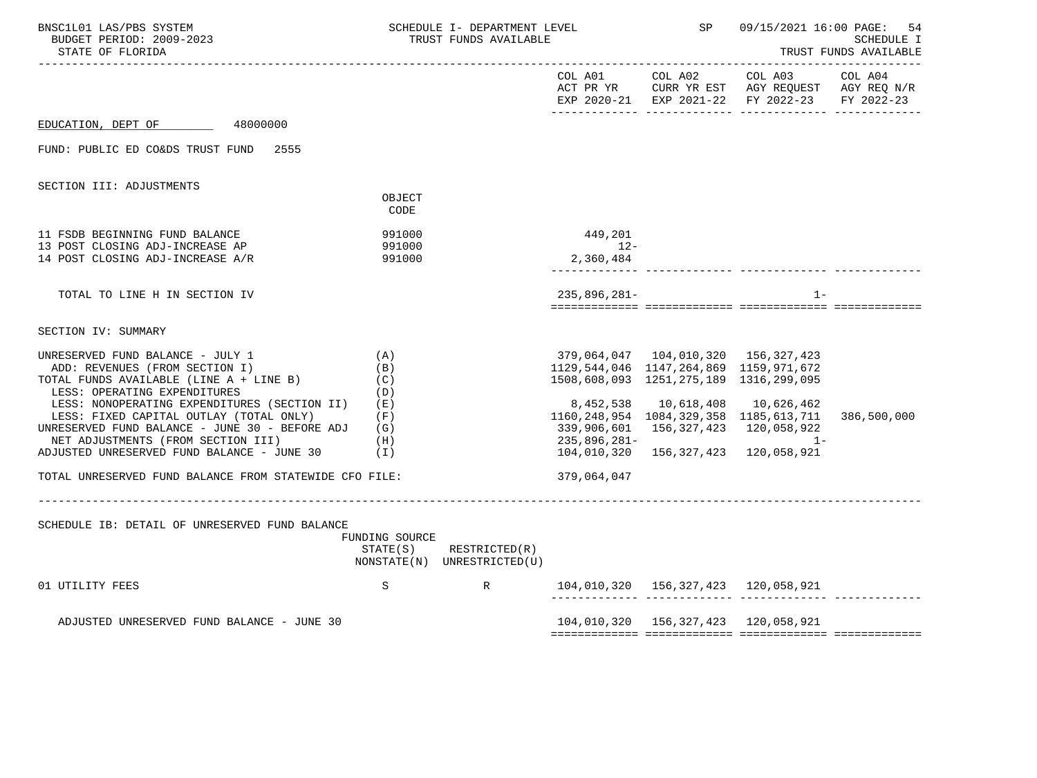BNSC1L01 LAS/PBS SYSTEM — SCHEDULE I- DEPARTMENT LEVEL — TRUST FUNDS AVAILABLE — SP 09/15/2021 16:00

BUDGET PERIOD: 2009-2023 — SCHEDULE I

STATE OF FLORIDA — TRUST FUNDS AVAILABLE

EDUCATION, DEPT OF 48000000

FUND: PUBLIC ED CO&DS TRUST FUND 2555

## SECTION III: ADJUSTMENTS

| | OBJECT CODE | COL A01 ACT PR YR EXP 2020-21 | COL A02 CURR YR EST EXP 2021-22 | COL A03 AGY REQUEST FY 2022-23 | COL A04 AGY REQ N/R FY 2022-23 |
|---|---|---|---|---|---|
| 11 FSDB BEGINNING FUND BALANCE | 991000 | 449,201 | | | |
| 13 POST CLOSING ADJ-INCREASE AP | 991000 | 12- | | | |
| 14 POST CLOSING ADJ-INCREASE A/R | 991000 | 2,360,484 | | | |
| TOTAL TO LINE H IN SECTION IV | | 235,896,281- | | 1- | |

## SECTION IV: SUMMARY

| | | COL A01 | COL A02 | COL A03 | COL A04 |
|---|---|---|---|---|---|
| UNRESERVED FUND BALANCE - JULY 1 | (A) | 379,064,047 | 104,010,320 | 156,327,423 | |
| ADD: REVENUES (FROM SECTION I) | (B) | 1129,544,046 | 1147,264,869 | 1159,971,672 | |
| TOTAL FUNDS AVAILABLE (LINE A + LINE B) | (C) | 1508,608,093 | 1251,275,189 | 1316,299,095 | |
| LESS: OPERATING EXPENDITURES | (D) | | | | |
| LESS: NONOPERATING EXPENDITURES (SECTION II) | (E) | 8,452,538 | 10,618,408 | 10,626,462 | |
| LESS: FIXED CAPITAL OUTLAY (TOTAL ONLY) | (F) | 1160,248,954 | 1084,329,358 | 1185,613,711 | 386,500,000 |
| UNRESERVED FUND BALANCE - JUNE 30 - BEFORE ADJ | (G) | 339,906,601 | 156,327,423 | 120,058,922 | |
| NET ADJUSTMENTS (FROM SECTION III) | (H) | 235,896,281- | | 1- | |
| ADJUSTED UNRESERVED FUND BALANCE - JUNE 30 | (I) | 104,010,320 | 156,327,423 | 120,058,921 | |
| TOTAL UNRESERVED FUND BALANCE FROM STATEWIDE CFO FILE: | | 379,064,047 | | | |

## SCHEDULE IB: DETAIL OF UNRESERVED FUND BALANCE

| | FUNDING SOURCE STATE(S) NONSTATE(N) | RESTRICTED(R) UNRESTRICTED(U) | COL A01 | COL A02 | COL A03 | COL A04 |
|---|---|---|---|---|---|---|
| 01 UTILITY FEES | S | R | 104,010,320 | 156,327,423 | 120,058,921 | |
| ADJUSTED UNRESERVED FUND BALANCE - JUNE 30 | | | 104,010,320 | 156,327,423 | 120,058,921 | |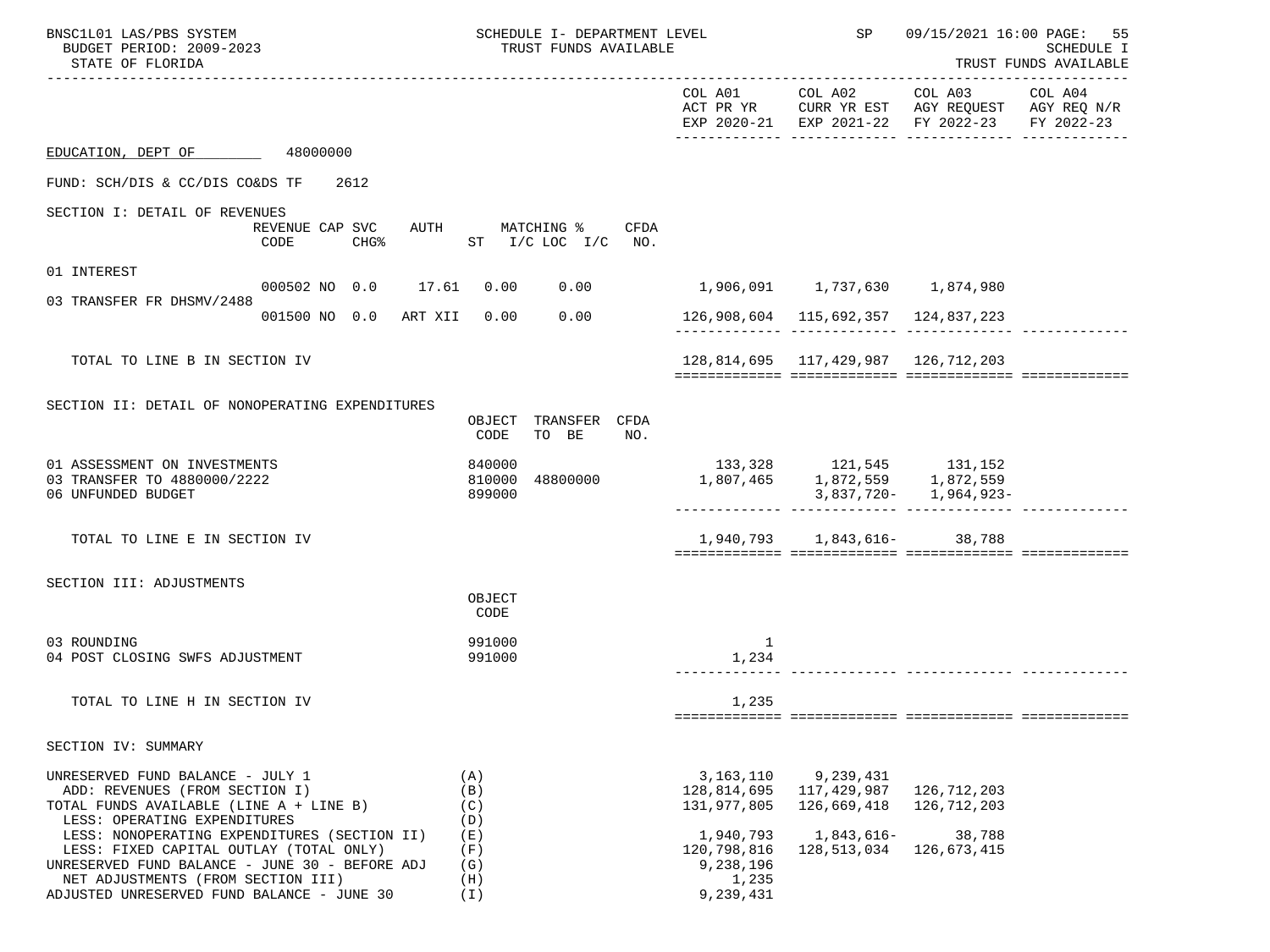EDUCATION, DEPT OF 48000000

FUND: SCH/DIS & CC/DIS CO&DS TF 2612

## SECTION I: DETAIL OF REVENUES

| | REVENUE CODE | CAP SVC CHG% | AUTH | MATCHING % ST | I/C LOC | I/C | CFDA NO. | COL A01 ACT PR YR EXP 2020-21 | COL A02 CURR YR EST EXP 2021-22 | COL A03 AGY REQUEST FY 2022-23 | COL A04 AGY REQ N/R FY 2022-23 |
|---|---|---|---|---|---|---|---|---|---|---|---|
| 01 INTEREST | 000502 | NO 0.0 | 17.61 | 0.00 | 0.00 | | | 1,906,091 | 1,737,630 | 1,874,980 | |
| 03 TRANSFER FR DHSMV/2488 | 001500 | NO 0.0 | ART XII | 0.00 | 0.00 | | | 126,908,604 | 115,692,357 | 124,837,223 | |
| TOTAL TO LINE B IN SECTION IV | | | | | | | | 128,814,695 | 117,429,987 | 126,712,203 | |

## SECTION II: DETAIL OF NONOPERATING EXPENDITURES

| | OBJECT CODE | TRANSFER TO BE | CFDA NO. | COL A01 | COL A02 | COL A03 | COL A04 |
|---|---|---|---|---|---|---|---|
| 01 ASSESSMENT ON INVESTMENTS | 840000 | | | 133,328 | 121,545 | 131,152 | |
| 03 TRANSFER TO 4880000/2222 | 810000 | 48800000 | | 1,807,465 | 1,872,559 | 1,872,559 | |
| 06 UNFUNDED BUDGET | 899000 | | | | 3,837,720- | 1,964,923- | |
| TOTAL TO LINE E IN SECTION IV | | | | 1,940,793 | 1,843,616- | 38,788 | |

## SECTION III: ADJUSTMENTS

| | OBJECT CODE | COL A01 | COL A02 | COL A03 | COL A04 |
|---|---|---|---|---|---|
| 03 ROUNDING | 991000 | 1 | | | |
| 04 POST CLOSING SWFS ADJUSTMENT | 991000 | 1,234 | | | |
| TOTAL TO LINE H IN SECTION IV | | 1,235 | | | |

## SECTION IV: SUMMARY

| | | COL A01 | COL A02 | COL A03 | COL A04 |
|---|---|---|---|---|---|
| UNRESERVED FUND BALANCE - JULY 1 | (A) | 3,163,110 | 9,239,431 | | |
| ADD: REVENUES (FROM SECTION I) | (B) | 128,814,695 | 117,429,987 | 126,712,203 | |
| TOTAL FUNDS AVAILABLE (LINE A + LINE B) | (C) | 131,977,805 | 126,669,418 | 126,712,203 | |
| LESS: OPERATING EXPENDITURES | (D) | | | | |
| LESS: NONOPERATING EXPENDITURES (SECTION II) | (E) | 1,940,793 | 1,843,616- | 38,788 | |
| LESS: FIXED CAPITAL OUTLAY (TOTAL ONLY) | (F) | 120,798,816 | 128,513,034 | 126,673,415 | |
| UNRESERVED FUND BALANCE - JUNE 30 - BEFORE ADJ | (G) | 9,238,196 | | | |
| NET ADJUSTMENTS (FROM SECTION III) | (H) | 1,235 | | | |
| ADJUSTED UNRESERVED FUND BALANCE - JUNE 30 | (I) | 9,239,431 | | | |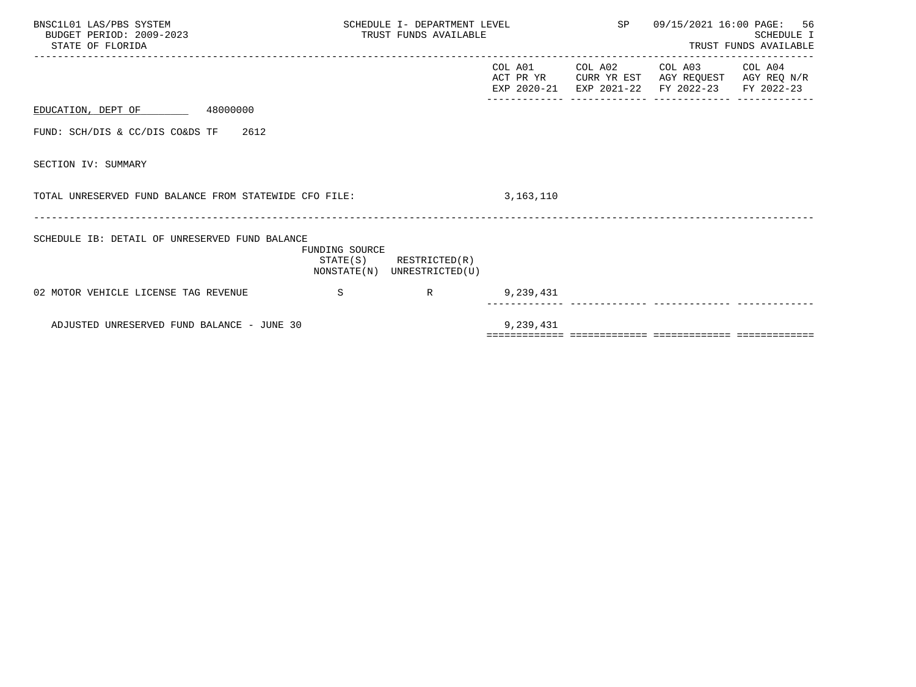BNSC1L01 LAS/PBS SYSTEM
BUDGET PERIOD: 2009-2023
STATE OF FLORIDA

SCHEDULE I- DEPARTMENT LEVEL
TRUST FUNDS AVAILABLE

SP 09/15/2021 16:00

SCHEDULE I
TRUST FUNDS AVAILABLE

| | COL A01 ACT PR YR EXP 2020-21 | COL A02 CURR YR EST EXP 2021-22 | COL A03 AGY REQUEST FY 2022-23 | COL A04 AGY REQ N/R FY 2022-23 |
|---|---|---|---|---|

EDUCATION, DEPT OF 48000000

FUND: SCH/DIS & CC/DIS CO&DS TF 2612

SECTION IV: SUMMARY

| | COL A01 | COL A02 | COL A03 | COL A04 |
|---|---|---|---|---|
| TOTAL UNRESERVED FUND BALANCE FROM STATEWIDE CFO FILE: | 3,163,110 | | | |

SCHEDULE IB: DETAIL OF UNRESERVED FUND BALANCE

| | FUNDING SOURCE STATE(S) NONSTATE(N) | RESTRICTED(R) UNRESTRICTED(U) | COL A01 | COL A02 | COL A03 | COL A04 |
|---|---|---|---|---|---|---|
| 02 MOTOR VEHICLE LICENSE TAG REVENUE | S | R | 9,239,431 | | | |
| ADJUSTED UNRESERVED FUND BALANCE - JUNE 30 | | | 9,239,431 | | | |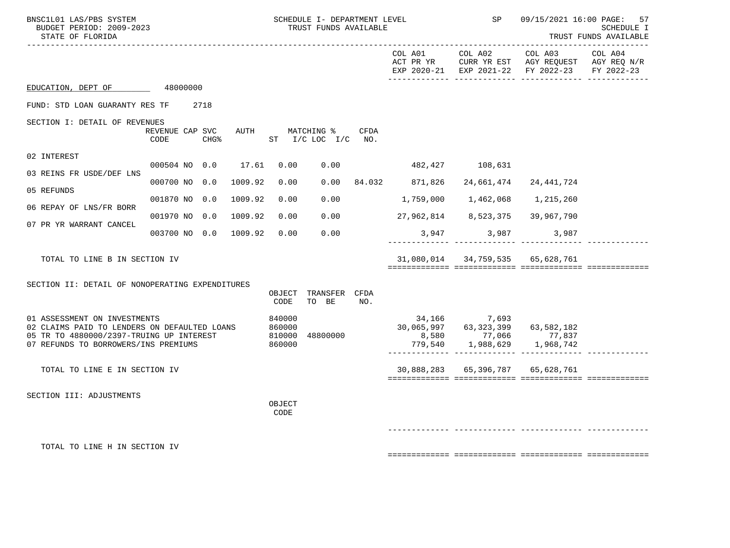BNSC1L01 LAS/PBS SYSTEM — SCHEDULE I- DEPARTMENT LEVEL — SP — 09/15/2021 16:00

BUDGET PERIOD: 2009-2023 — TRUST FUNDS AVAILABLE — SCHEDULE I

STATE OF FLORIDA — TRUST FUNDS AVAILABLE

EDUCATION, DEPT OF 48000000

FUND: STD LOAN GUARANTY RES TF 2718

## SECTION I: DETAIL OF REVENUES

| | REVENUE CODE | CAP | SVC CHG% | AUTH | MATCHING % ST | I/C LOC I/C | CFDA NO. | COL A01 ACT PR YR EXP 2020-21 | COL A02 CURR YR EST EXP 2021-22 | COL A03 AGY REQUEST FY 2022-23 | COL A04 AGY REQ N/R FY 2022-23 |
|---|---|---|---|---|---|---|---|---|---|---|---|
| 02 INTEREST | 000504 | NO | 0.0 | 17.61 | 0.00 | 0.00 | | 482,427 | 108,631 | | |
| 03 REINS FR USDE/DEF LNS | 000700 | NO | 0.0 | 1009.92 | 0.00 | 0.00 | 84.032 | 871,826 | 24,661,474 | 24,441,724 | |
| 05 REFUNDS | 001870 | NO | 0.0 | 1009.92 | 0.00 | 0.00 | | 1,759,000 | 1,462,068 | 1,215,260 | |
| 06 REPAY OF LNS/FR BORR | 001970 | NO | 0.0 | 1009.92 | 0.00 | 0.00 | | 27,962,814 | 8,523,375 | 39,967,790 | |
| 07 PR YR WARRANT CANCEL | 003700 | NO | 0.0 | 1009.92 | 0.00 | 0.00 | | 3,947 | 3,987 | 3,987 | |
| TOTAL TO LINE B IN SECTION IV | | | | | | | | 31,080,014 | 34,759,535 | 65,628,761 | |

## SECTION II: DETAIL OF NONOPERATING EXPENDITURES

| | OBJECT CODE | TRANSFER TO BE | CFDA NO. | COL A01 | COL A02 | COL A03 | COL A04 |
|---|---|---|---|---|---|---|---|
| 01 ASSESSMENT ON INVESTMENTS | 840000 | | | 34,166 | 7,693 | | |
| 02 CLAIMS PAID TO LENDERS ON DEFAULTED LOANS | 860000 | | | 30,065,997 | 63,323,399 | 63,582,182 | |
| 05 TR TO 4880000/2397-TRUING UP INTEREST | 810000 | 48800000 | | 8,580 | 77,066 | 77,837 | |
| 07 REFUNDS TO BORROWERS/INS PREMIUMS | 860000 | | | 779,540 | 1,988,629 | 1,968,742 | |
| TOTAL TO LINE E IN SECTION IV | | | | 30,888,283 | 65,396,787 | 65,628,761 | |

## SECTION III: ADJUSTMENTS

| | OBJECT CODE | COL A01 | COL A02 | COL A03 | COL A04 |
|---|---|---|---|---|---|
| TOTAL TO LINE H IN SECTION IV | | | | | |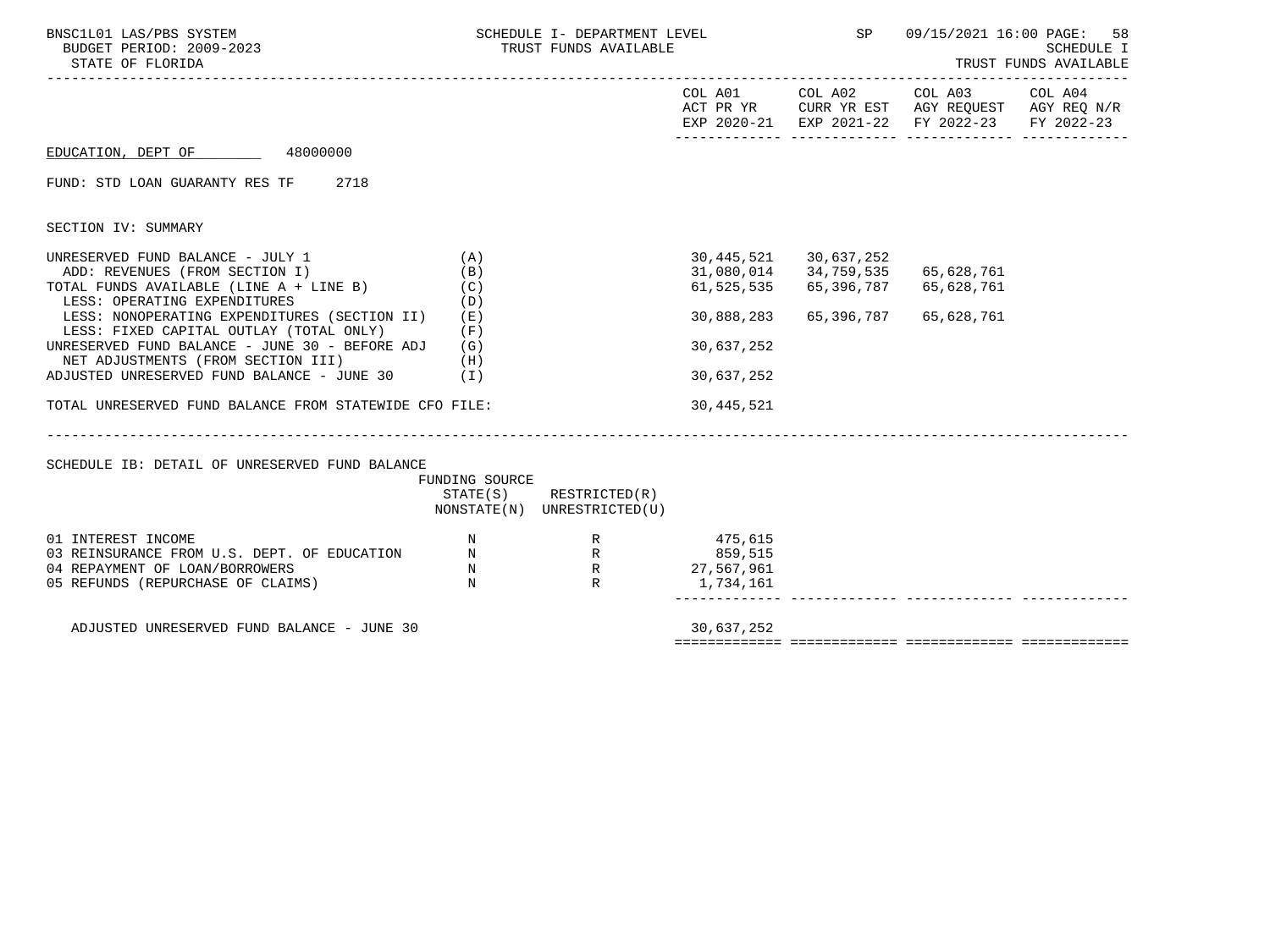EDUCATION, DEPT OF 48000000

FUND: STD LOAN GUARANTY RES TF 2718

SECTION IV: SUMMARY

| | | COL A01 ACT PR YR EXP 2020-21 | COL A02 CURR YR EST EXP 2021-22 | COL A03 AGY REQUEST FY 2022-23 | COL A04 AGY REQ N/R FY 2022-23 |
|---|---|---|---|---|---|
| UNRESERVED FUND BALANCE - JULY 1 | (A) | 30,445,521 | 30,637,252 | | |
| ADD: REVENUES (FROM SECTION I) | (B) | 31,080,014 | 34,759,535 | 65,628,761 | |
| TOTAL FUNDS AVAILABLE (LINE A + LINE B) | (C) | 61,525,535 | 65,396,787 | 65,628,761 | |
| LESS: OPERATING EXPENDITURES | (D) | | | | |
| LESS: NONOPERATING EXPENDITURES (SECTION II) | (E) | 30,888,283 | 65,396,787 | 65,628,761 | |
| LESS: FIXED CAPITAL OUTLAY (TOTAL ONLY) | (F) | | | | |
| UNRESERVED FUND BALANCE - JUNE 30 - BEFORE ADJ | (G) | 30,637,252 | | | |
| NET ADJUSTMENTS (FROM SECTION III) | (H) | | | | |
| ADJUSTED UNRESERVED FUND BALANCE - JUNE 30 | (I) | 30,637,252 | | | |
| TOTAL UNRESERVED FUND BALANCE FROM STATEWIDE CFO FILE: | | 30,445,521 | | | |

SCHEDULE IB: DETAIL OF UNRESERVED FUND BALANCE

| | FUNDING SOURCE STATE(S) NONSTATE(N) | RESTRICTED(R) UNRESTRICTED(U) | COL A01 | COL A02 | COL A03 | COL A04 |
|---|---|---|---|---|---|---|
| 01 INTEREST INCOME | N | R | 475,615 | | | |
| 03 REINSURANCE FROM U.S. DEPT. OF EDUCATION | N | R | 859,515 | | | |
| 04 REPAYMENT OF LOAN/BORROWERS | N | R | 27,567,961 | | | |
| 05 REFUNDS (REPURCHASE OF CLAIMS) | N | R | 1,734,161 | | | |
| ADJUSTED UNRESERVED FUND BALANCE - JUNE 30 | | | 30,637,252 | | | |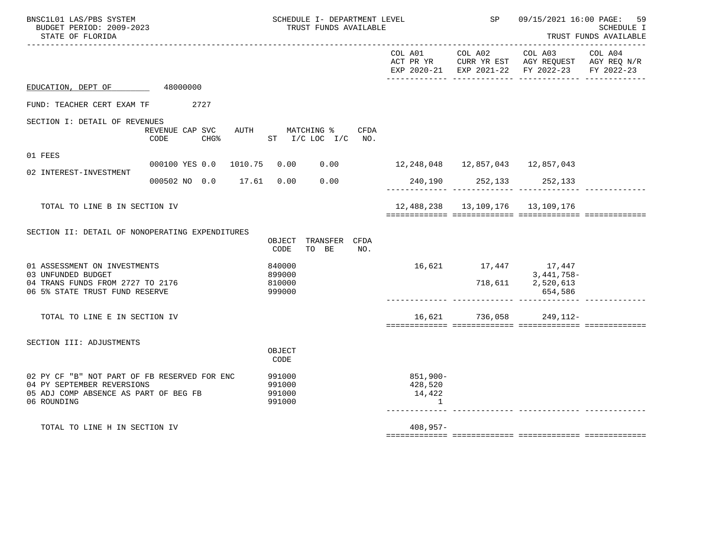BNSC1L01 LAS/PBS SYSTEM — SCHEDULE I- DEPARTMENT LEVEL — SP 09/15/2021 16:00 PAGE: 59
BUDGET PERIOD: 2009-2023 — TRUST FUNDS AVAILABLE — SCHEDULE I
STATE OF FLORIDA — TRUST FUNDS AVAILABLE

EDUCATION, DEPT OF 48000000

FUND: TEACHER CERT EXAM TF 2727

## SECTION I: DETAIL OF REVENUES

| | REVENUE CODE | CAP SVC CHG% | AUTH | MATCHING % ST I/C | LOC I/C | CFDA NO. | COL A01 ACT PR YR EXP 2020-21 | COL A02 CURR YR EST EXP 2021-22 | COL A03 AGY REQUEST FY 2022-23 | COL A04 AGY REQ N/R FY 2022-23 |
|---|---|---|---|---|---|---|---|---|---|---|
| 01 FEES | 000100 | YES 0.0 | 1010.75 | 0.00 | 0.00 | | 12,248,048 | 12,857,043 | 12,857,043 | |
| 02 INTEREST-INVESTMENT | 000502 | NO 0.0 | 17.61 | 0.00 | 0.00 | | 240,190 | 252,133 | 252,133 | |
| TOTAL TO LINE B IN SECTION IV | | | | | | | 12,488,238 | 13,109,176 | 13,109,176 | |

## SECTION II: DETAIL OF NONOPERATING EXPENDITURES

| | OBJECT CODE | TRANSFER TO BE | CFDA NO. | COL A01 ACT PR YR EXP 2020-21 | COL A02 CURR YR EST EXP 2021-22 | COL A03 AGY REQUEST FY 2022-23 | COL A04 AGY REQ N/R FY 2022-23 |
|---|---|---|---|---|---|---|---|
| 01 ASSESSMENT ON INVESTMENTS | 840000 | | | 16,621 | 17,447 | 17,447 | |
| 03 UNFUNDED BUDGET | 899000 | | | | | 3,441,758- | |
| 04 TRANS FUNDS FROM 2727 TO 2176 | 810000 | | | | 718,611 | 2,520,613 | |
| 06 5% STATE TRUST FUND RESERVE | 999000 | | | | | 654,586 | |
| TOTAL TO LINE E IN SECTION IV | | | | 16,621 | 736,058 | 249,112- | |

## SECTION III: ADJUSTMENTS

| | OBJECT CODE | COL A01 ACT PR YR EXP 2020-21 | COL A02 CURR YR EST EXP 2021-22 | COL A03 AGY REQUEST FY 2022-23 | COL A04 AGY REQ N/R FY 2022-23 |
|---|---|---|---|---|---|
| 02 PY CF "B" NOT PART OF FB RESERVED FOR ENC | 991000 | 851,900- | | | |
| 04 PY SEPTEMBER REVERSIONS | 991000 | 428,520 | | | |
| 05 ADJ COMP ABSENCE AS PART OF BEG FB | 991000 | 14,422 | | | |
| 06 ROUNDING | 991000 | 1 | | | |
| TOTAL TO LINE H IN SECTION IV | | 408,957- | | | |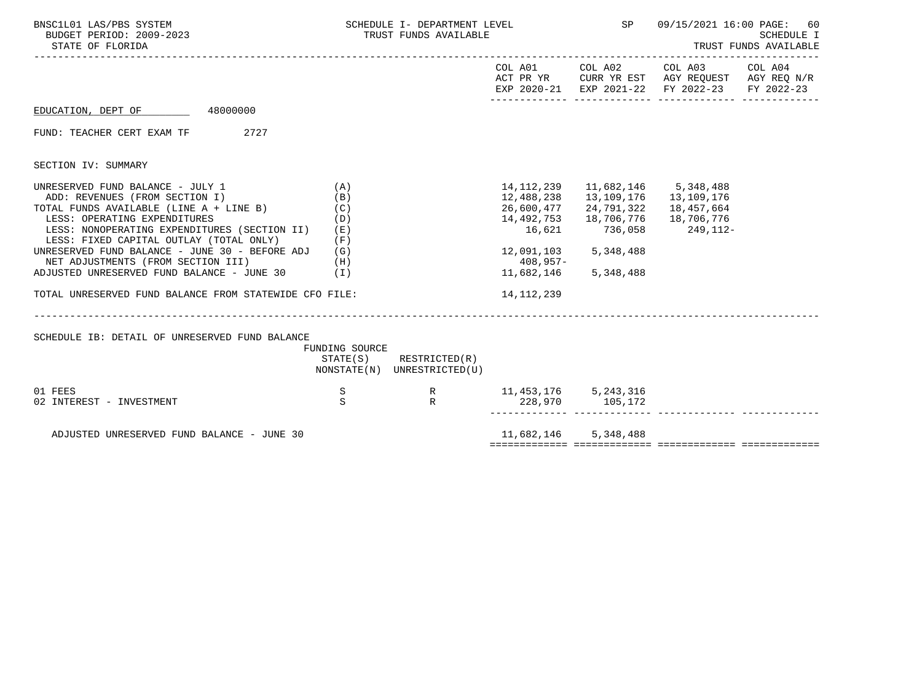BNSC1L01 LAS/PBS SYSTEM
BUDGET PERIOD: 2009-2023
STATE OF FLORIDA

SCHEDULE I- DEPARTMENT LEVEL
TRUST FUNDS AVAILABLE

SP 09/15/2021 16:00

SCHEDULE I
TRUST FUNDS AVAILABLE

EDUCATION, DEPT OF 48000000

FUND: TEACHER CERT EXAM TF 2727

## SECTION IV: SUMMARY

| | | COL A01 ACT PR YR EXP 2020-21 | COL A02 CURR YR EST EXP 2021-22 | COL A03 AGY REQUEST FY 2022-23 | COL A04 AGY REQ N/R FY 2022-23 |
|---|---|---|---|---|---|
| UNRESERVED FUND BALANCE - JULY 1 | (A) | 14,112,239 | 11,682,146 | 5,348,488 | |
| ADD: REVENUES (FROM SECTION I) | (B) | 12,488,238 | 13,109,176 | 13,109,176 | |
| TOTAL FUNDS AVAILABLE (LINE A + LINE B) | (C) | 26,600,477 | 24,791,322 | 18,457,664 | |
| LESS: OPERATING EXPENDITURES | (D) | 14,492,753 | 18,706,776 | 18,706,776 | |
| LESS: NONOPERATING EXPENDITURES (SECTION II) | (E) | 16,621 | 736,058 | 249,112- | |
| LESS: FIXED CAPITAL OUTLAY (TOTAL ONLY) | (F) | | | | |
| UNRESERVED FUND BALANCE - JUNE 30 - BEFORE ADJ | (G) | 12,091,103 | 5,348,488 | | |
| NET ADJUSTMENTS (FROM SECTION III) | (H) | 408,957- | | | |
| ADJUSTED UNRESERVED FUND BALANCE - JUNE 30 | (I) | 11,682,146 | 5,348,488 | | |
| TOTAL UNRESERVED FUND BALANCE FROM STATEWIDE CFO FILE: | | 14,112,239 | | | |

## SCHEDULE IB: DETAIL OF UNRESERVED FUND BALANCE

| | FUNDING SOURCE STATE(S) NONSTATE(N) | RESTRICTED(R) UNRESTRICTED(U) | COL A01 | COL A02 | COL A03 | COL A04 |
|---|---|---|---|---|---|---|
| 01 FEES | S | R | 11,453,176 | 5,243,316 | | |
| 02 INTEREST - INVESTMENT | S | R | 228,970 | 105,172 | | |
| ADJUSTED UNRESERVED FUND BALANCE - JUNE 30 | | | 11,682,146 | 5,348,488 | | |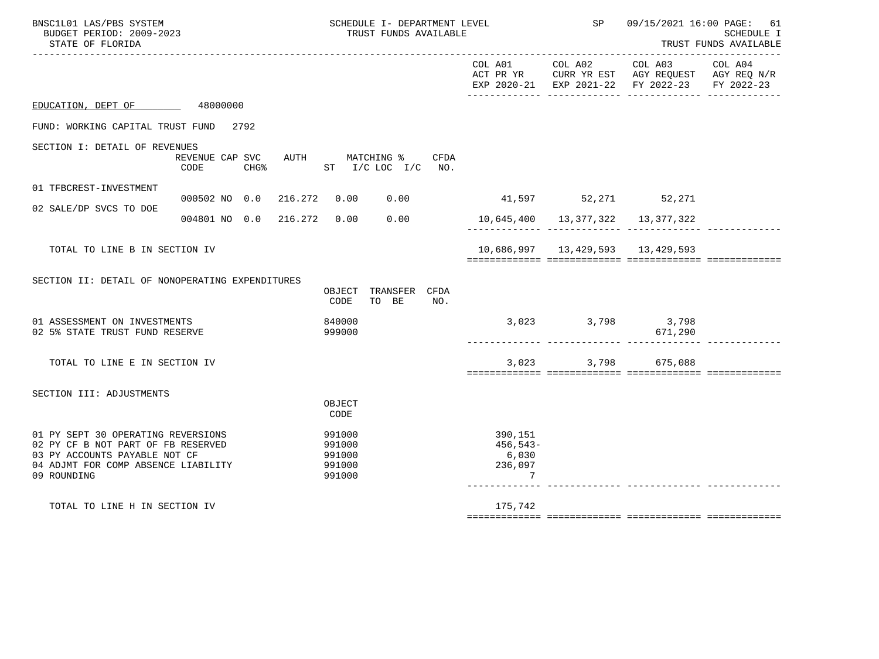BNSC1L01 LAS/PBS SYSTEM — SCHEDULE I- DEPARTMENT LEVEL — TRUST FUNDS AVAILABLE — SP 09/15/2021 16:00

BUDGET PERIOD: 2009-2023 — SCHEDULE I

STATE OF FLORIDA — TRUST FUNDS AVAILABLE

EDUCATION, DEPT OF 48000000

FUND: WORKING CAPITAL TRUST FUND 2792

## SECTION I: DETAIL OF REVENUES

| | REVENUE CODE | CAP | SVC CHG% | AUTH ST | MATCHING % I/C | LOC I/C | CFDA NO. | COL A01 ACT PR YR EXP 2020-21 | COL A02 CURR YR EST EXP 2021-22 | COL A03 AGY REQUEST FY 2022-23 | COL A04 AGY REQ N/R FY 2022-23 |
|---|---|---|---|---|---|---|---|---|---|---|---|
| 01 TFBCREST-INVESTMENT | 000502 | NO | 0.0 | 216.272 | 0.00 | 0.00 | | 41,597 | 52,271 | 52,271 | |
| 02 SALE/DP SVCS TO DOE | 004801 | NO | 0.0 | 216.272 | 0.00 | 0.00 | | 10,645,400 | 13,377,322 | 13,377,322 | |
| TOTAL TO LINE B IN SECTION IV | | | | | | | | 10,686,997 | 13,429,593 | 13,429,593 | |

## SECTION II: DETAIL OF NONOPERATING EXPENDITURES

| | OBJECT CODE | TRANSFER TO BE | CFDA NO. | COL A01 ACT PR YR EXP 2020-21 | COL A02 CURR YR EST EXP 2021-22 | COL A03 AGY REQUEST FY 2022-23 | COL A04 AGY REQ N/R FY 2022-23 |
|---|---|---|---|---|---|---|---|
| 01 ASSESSMENT ON INVESTMENTS | 840000 | | | 3,023 | 3,798 | 3,798 | |
| 02 5% STATE TRUST FUND RESERVE | 999000 | | | | | 671,290 | |
| TOTAL TO LINE E IN SECTION IV | | | | 3,023 | 3,798 | 675,088 | |

## SECTION III: ADJUSTMENTS

| | OBJECT CODE | COL A01 ACT PR YR EXP 2020-21 | COL A02 CURR YR EST EXP 2021-22 | COL A03 AGY REQUEST FY 2022-23 | COL A04 AGY REQ N/R FY 2022-23 |
|---|---|---|---|---|---|
| 01 PY SEPT 30 OPERATING REVERSIONS | 991000 | 390,151 | | | |
| 02 PY CF B NOT PART OF FB RESERVED | 991000 | 456,543- | | | |
| 03 PY ACCOUNTS PAYABLE NOT CF | 991000 | 6,030 | | | |
| 04 ADJMT FOR COMP ABSENCE LIABILITY | 991000 | 236,097 | | | |
| 09 ROUNDING | 991000 | 7 | | | |
| TOTAL TO LINE H IN SECTION IV | | 175,742 | | | |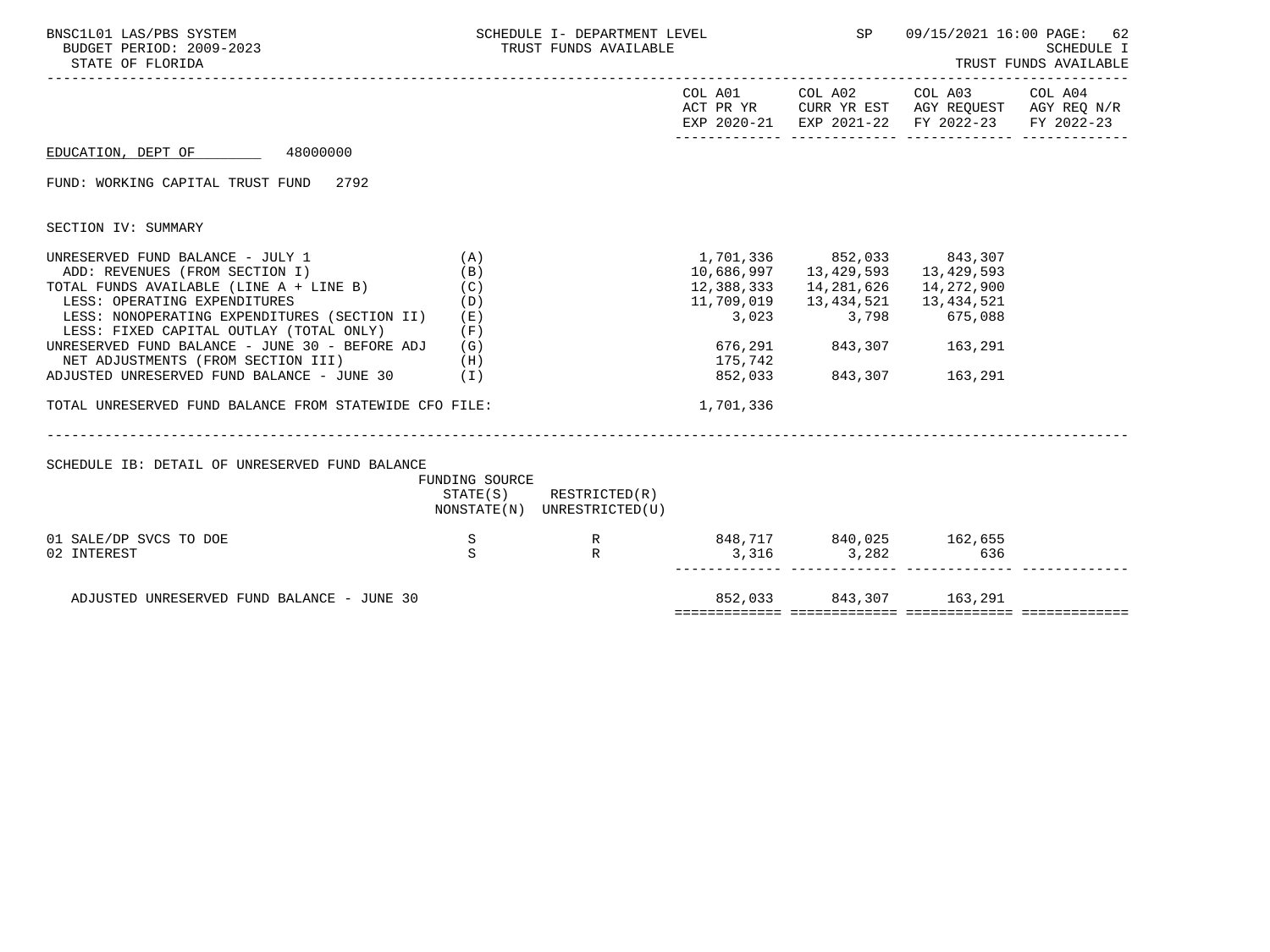BNSC1L01 LAS/PBS SYSTEM — BUDGET PERIOD: 2009-2023 — STATE OF FLORIDA

SCHEDULE I- DEPARTMENT LEVEL — TRUST FUNDS AVAILABLE — SP 09/15/2021 16:00 — SCHEDULE I TRUST FUNDS AVAILABLE

EDUCATION, DEPT OF 48000000

FUND: WORKING CAPITAL TRUST FUND 2792

SECTION IV: SUMMARY

| | | COL A01 ACT PR YR EXP 2020-21 | COL A02 CURR YR EST EXP 2021-22 | COL A03 AGY REQUEST FY 2022-23 | COL A04 AGY REQ N/R FY 2022-23 |
|---|---|---|---|---|---|
| UNRESERVED FUND BALANCE - JULY 1 | (A) | 1,701,336 | 852,033 | 843,307 | |
| ADD: REVENUES (FROM SECTION I) | (B) | 10,686,997 | 13,429,593 | 13,429,593 | |
| TOTAL FUNDS AVAILABLE (LINE A + LINE B) | (C) | 12,388,333 | 14,281,626 | 14,272,900 | |
| LESS: OPERATING EXPENDITURES | (D) | 11,709,019 | 13,434,521 | 13,434,521 | |
| LESS: NONOPERATING EXPENDITURES (SECTION II) | (E) | 3,023 | 3,798 | 675,088 | |
| LESS: FIXED CAPITAL OUTLAY (TOTAL ONLY) | (F) | | | | |
| UNRESERVED FUND BALANCE - JUNE 30 - BEFORE ADJ | (G) | 676,291 | 843,307 | 163,291 | |
| NET ADJUSTMENTS (FROM SECTION III) | (H) | 175,742 | | | |
| ADJUSTED UNRESERVED FUND BALANCE - JUNE 30 | (I) | 852,033 | 843,307 | 163,291 | |
| TOTAL UNRESERVED FUND BALANCE FROM STATEWIDE CFO FILE: | | 1,701,336 | | | |

SCHEDULE IB: DETAIL OF UNRESERVED FUND BALANCE

| | FUNDING SOURCE STATE(S) NONSTATE(N) | RESTRICTED(R) UNRESTRICTED(U) | COL A01 | COL A02 | COL A03 | COL A04 |
|---|---|---|---|---|---|---|
| 01 SALE/DP SVCS TO DOE | S | R | 848,717 | 840,025 | 162,655 | |
| 02 INTEREST | S | R | 3,316 | 3,282 | 636 | |
| ADJUSTED UNRESERVED FUND BALANCE - JUNE 30 | | | 852,033 | 843,307 | 163,291 | |